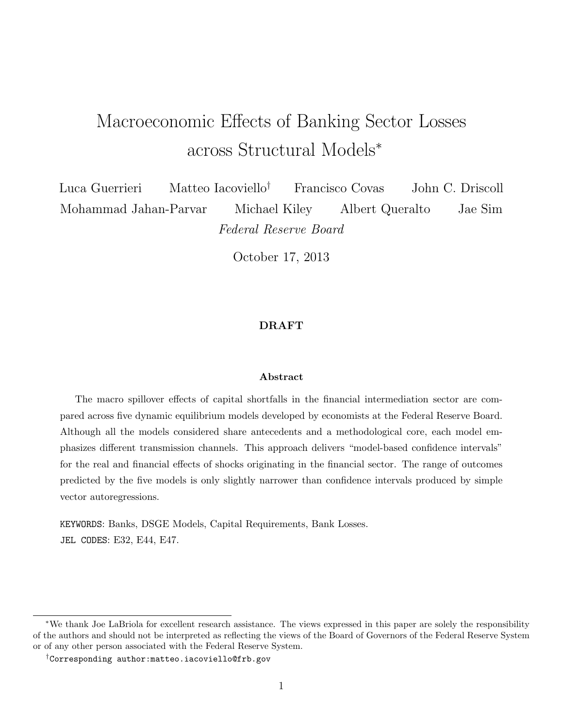# Macroeconomic Effects of Banking Sector Losses across Structural Models[*]

Luca Guerrieri  Matteo Iacoviello[†]  Francisco Covas  John C. Driscoll

Mohammad Jahan-Parvar  Michael Kiley  Albert Queralto  Jae Sim

*Federal Reserve Board*

October 17, 2013

**DRAFT**

### Abstract

The macro spillover effects of capital shortfalls in the financial intermediation sector are compared across five dynamic equilibrium models developed by economists at the Federal Reserve Board. Although all the models considered share antecedents and a methodological core, each model emphasizes different transmission channels. This approach delivers "model-based confidence intervals" for the real and financial effects of shocks originating in the financial sector. The range of outcomes predicted by the five models is only slightly narrower than confidence intervals produced by simple vector autoregressions.

`KEYWORDS`: Banks, DSGE Models, Capital Requirements, Bank Losses.

`JEL CODES`: E32, E44, E47.

---

[*]We thank Joe LaBriola for excellent research assistance. The views expressed in this paper are solely the responsibility of the authors and should not be interpreted as reflecting the views of the Board of Governors of the Federal Reserve System or of any other person associated with the Federal Reserve System.

[†]`Corresponding author:matteo.iacoviello@frb.gov`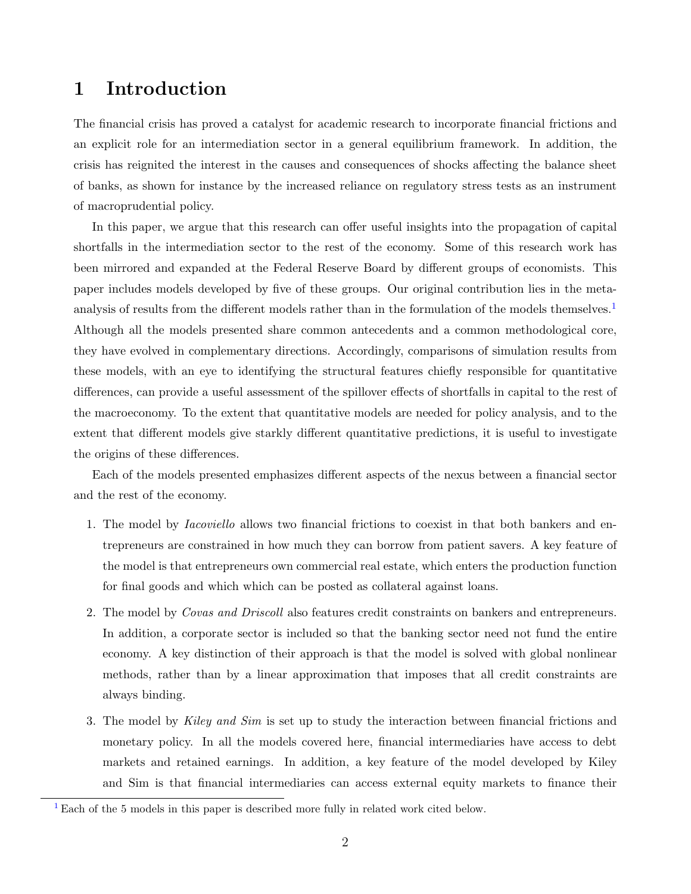# 1 Introduction

The financial crisis has proved a catalyst for academic research to incorporate financial frictions and an explicit role for an intermediation sector in a general equilibrium framework. In addition, the crisis has reignited the interest in the causes and consequences of shocks affecting the balance sheet of banks, as shown for instance by the increased reliance on regulatory stress tests as an instrument of macroprudential policy.

In this paper, we argue that this research can offer useful insights into the propagation of capital shortfalls in the intermediation sector to the rest of the economy. Some of this research work has been mirrored and expanded at the Federal Reserve Board by different groups of economists. This paper includes models developed by five of these groups. Our original contribution lies in the meta-analysis of results from the different models rather than in the formulation of the models themselves.[1] Although all the models presented share common antecedents and a common methodological core, they have evolved in complementary directions. Accordingly, comparisons of simulation results from these models, with an eye to identifying the structural features chiefly responsible for quantitative differences, can provide a useful assessment of the spillover effects of shortfalls in capital to the rest of the macroeconomy. To the extent that quantitative models are needed for policy analysis, and to the extent that different models give starkly different quantitative predictions, it is useful to investigate the origins of these differences.

Each of the models presented emphasizes different aspects of the nexus between a financial sector and the rest of the economy.

1. The model by *Iacoviello* allows two financial frictions to coexist in that both bankers and entrepreneurs are constrained in how much they can borrow from patient savers. A key feature of the model is that entrepreneurs own commercial real estate, which enters the production function for final goods and which which can be posted as collateral against loans.

2. The model by *Covas and Driscoll* also features credit constraints on bankers and entrepreneurs. In addition, a corporate sector is included so that the banking sector need not fund the entire economy. A key distinction of their approach is that the model is solved with global nonlinear methods, rather than by a linear approximation that imposes that all credit constraints are always binding.

3. The model by *Kiley and Sim* is set up to study the interaction between financial frictions and monetary policy. In all the models covered here, financial intermediaries have access to debt markets and retained earnings. In addition, a key feature of the model developed by Kiley and Sim is that financial intermediaries can access external equity markets to finance their

[1] Each of the 5 models in this paper is described more fully in related work cited below.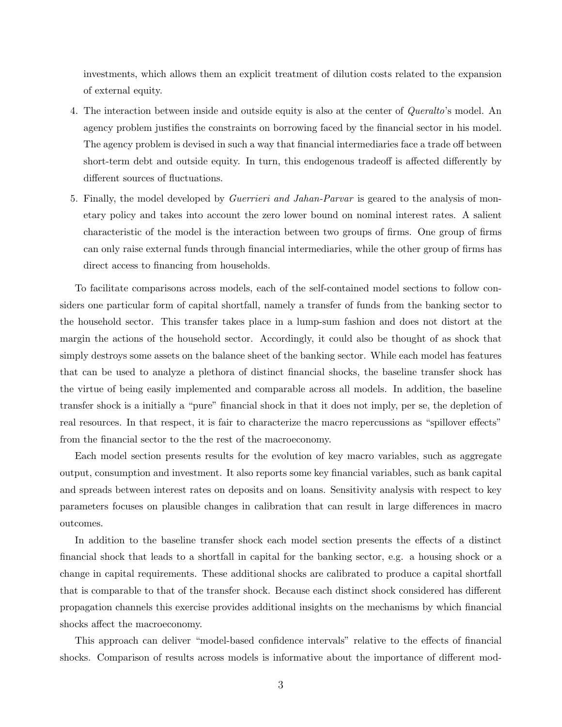investments, which allows them an explicit treatment of dilution costs related to the expansion of external equity.

4. The interaction between inside and outside equity is also at the center of *Queralto*'s model. An agency problem justifies the constraints on borrowing faced by the financial sector in his model. The agency problem is devised in such a way that financial intermediaries face a trade off between short-term debt and outside equity. In turn, this endogenous tradeoff is affected differently by different sources of fluctuations.

5. Finally, the model developed by *Guerrieri and Jahan-Parvar* is geared to the analysis of monetary policy and takes into account the zero lower bound on nominal interest rates. A salient characteristic of the model is the interaction between two groups of firms. One group of firms can only raise external funds through financial intermediaries, while the other group of firms has direct access to financing from households.

To facilitate comparisons across models, each of the self-contained model sections to follow considers one particular form of capital shortfall, namely a transfer of funds from the banking sector to the household sector. This transfer takes place in a lump-sum fashion and does not distort at the margin the actions of the household sector. Accordingly, it could also be thought of as shock that simply destroys some assets on the balance sheet of the banking sector. While each model has features that can be used to analyze a plethora of distinct financial shocks, the baseline transfer shock has the virtue of being easily implemented and comparable across all models. In addition, the baseline transfer shock is a initially a "pure" financial shock in that it does not imply, per se, the depletion of real resources. In that respect, it is fair to characterize the macro repercussions as "spillover effects" from the financial sector to the the rest of the macroeconomy.

Each model section presents results for the evolution of key macro variables, such as aggregate output, consumption and investment. It also reports some key financial variables, such as bank capital and spreads between interest rates on deposits and on loans. Sensitivity analysis with respect to key parameters focuses on plausible changes in calibration that can result in large differences in macro outcomes.

In addition to the baseline transfer shock each model section presents the effects of a distinct financial shock that leads to a shortfall in capital for the banking sector, e.g. a housing shock or a change in capital requirements. These additional shocks are calibrated to produce a capital shortfall that is comparable to that of the transfer shock. Because each distinct shock considered has different propagation channels this exercise provides additional insights on the mechanisms by which financial shocks affect the macroeconomy.

This approach can deliver "model-based confidence intervals" relative to the effects of financial shocks. Comparison of results across models is informative about the importance of different mod-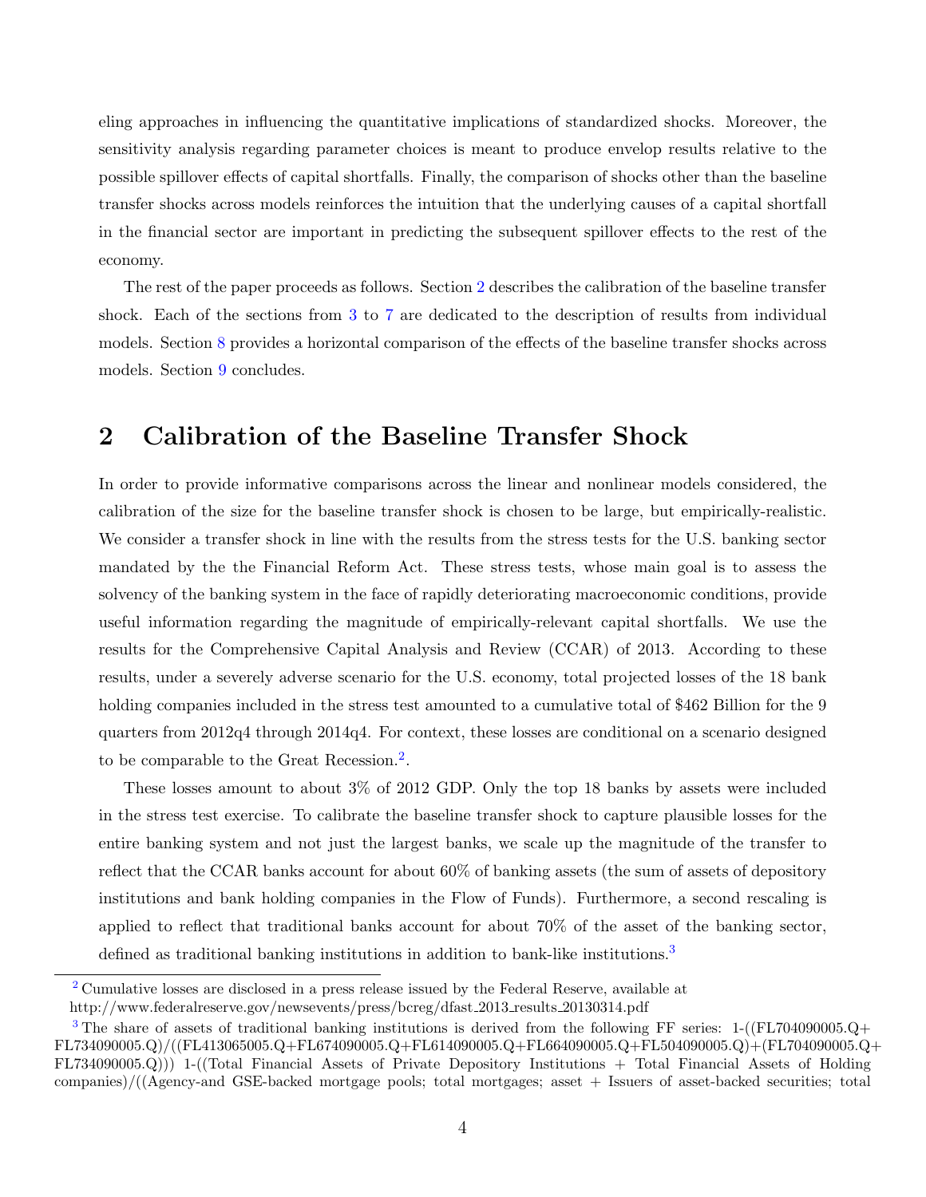eling approaches in influencing the quantitative implications of standardized shocks. Moreover, the sensitivity analysis regarding parameter choices is meant to produce envelop results relative to the possible spillover effects of capital shortfalls. Finally, the comparison of shocks other than the baseline transfer shocks across models reinforces the intuition that the underlying causes of a capital shortfall in the financial sector are important in predicting the subsequent spillover effects to the rest of the economy.

The rest of the paper proceeds as follows. Section 2 describes the calibration of the baseline transfer shock. Each of the sections from 3 to 7 are dedicated to the description of results from individual models. Section 8 provides a horizontal comparison of the effects of the baseline transfer shocks across models. Section 9 concludes.

## 2 Calibration of the Baseline Transfer Shock

In order to provide informative comparisons across the linear and nonlinear models considered, the calibration of the size for the baseline transfer shock is chosen to be large, but empirically-realistic. We consider a transfer shock in line with the results from the stress tests for the U.S. banking sector mandated by the the Financial Reform Act. These stress tests, whose main goal is to assess the solvency of the banking system in the face of rapidly deteriorating macroeconomic conditions, provide useful information regarding the magnitude of empirically-relevant capital shortfalls. We use the results for the Comprehensive Capital Analysis and Review (CCAR) of 2013. According to these results, under a severely adverse scenario for the U.S. economy, total projected losses of the 18 bank holding companies included in the stress test amounted to a cumulative total of $462 Billion for the 9 quarters from 2012q4 through 2014q4. For context, these losses are conditional on a scenario designed to be comparable to the Great Recession.[2].

These losses amount to about 3% of 2012 GDP. Only the top 18 banks by assets were included in the stress test exercise. To calibrate the baseline transfer shock to capture plausible losses for the entire banking system and not just the largest banks, we scale up the magnitude of the transfer to reflect that the CCAR banks account for about 60% of banking assets (the sum of assets of depository institutions and bank holding companies in the Flow of Funds). Furthermore, a second rescaling is applied to reflect that traditional banks account for about 70% of the asset of the banking sector, defined as traditional banking institutions in addition to bank-like institutions.[3]

---

[2] Cumulative losses are disclosed in a press release issued by the Federal Reserve, available at http://www.federalreserve.gov/newsevents/press/bcreg/dfast_2013_results_20130314.pdf

[3] The share of assets of traditional banking institutions is derived from the following FF series: 1-((FL704090005.Q+ FL734090005.Q)/((FL413065005.Q+FL674090005.Q+FL614090005.Q+FL664090005.Q+FL504090005.Q)+(FL704090005.Q+ FL734090005.Q))) 1-((Total Financial Assets of Private Depository Institutions + Total Financial Assets of Holding companies)/((Agency-and GSE-backed mortgage pools; total mortgages; asset + Issuers of asset-backed securities; total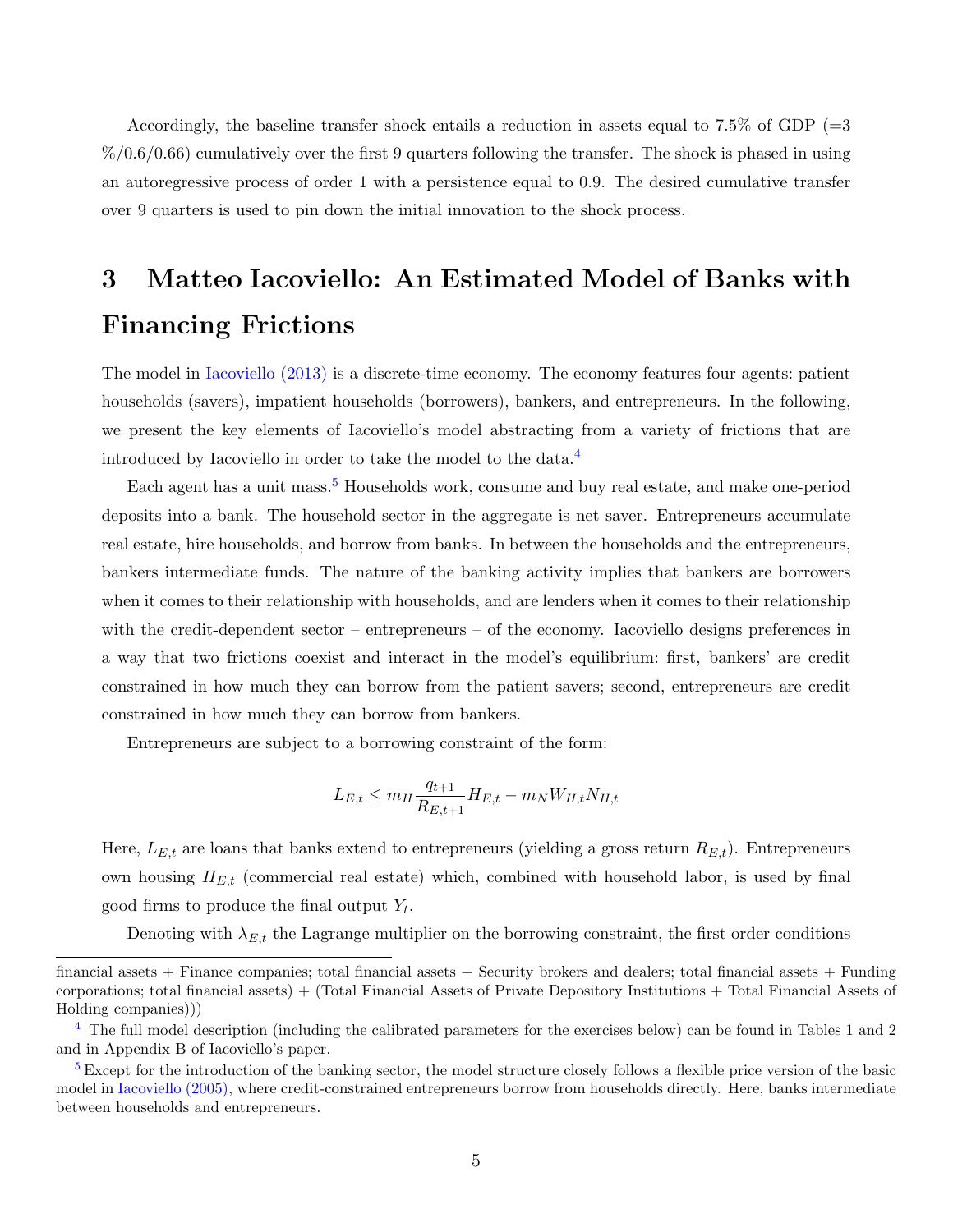Accordingly, the baseline transfer shock entails a reduction in assets equal to 7.5% of GDP (=3 %/0.6/0.66) cumulatively over the first 9 quarters following the transfer. The shock is phased in using an autoregressive process of order 1 with a persistence equal to 0.9. The desired cumulative transfer over 9 quarters is used to pin down the initial innovation to the shock process.

# 3 Matteo Iacoviello: An Estimated Model of Banks with Financing Frictions

The model in Iacoviello (2013) is a discrete-time economy. The economy features four agents: patient households (savers), impatient households (borrowers), bankers, and entrepreneurs. In the following, we present the key elements of Iacoviello's model abstracting from a variety of frictions that are introduced by Iacoviello in order to take the model to the data.[4]

Each agent has a unit mass.[5] Households work, consume and buy real estate, and make one-period deposits into a bank. The household sector in the aggregate is net saver. Entrepreneurs accumulate real estate, hire households, and borrow from banks. In between the households and the entrepreneurs, bankers intermediate funds. The nature of the banking activity implies that bankers are borrowers when it comes to their relationship with households, and are lenders when it comes to their relationship with the credit-dependent sector – entrepreneurs – of the economy. Iacoviello designs preferences in a way that two frictions coexist and interact in the model's equilibrium: first, bankers' are credit constrained in how much they can borrow from the patient savers; second, entrepreneurs are credit constrained in how much they can borrow from bankers.

Entrepreneurs are subject to a borrowing constraint of the form:

$$L_{E,t} \leq m_H \frac{q_{t+1}}{R_{E,t+1}} H_{E,t} - m_N W_{H,t} N_{H,t}$$

Here, $L_{E,t}$ are loans that banks extend to entrepreneurs (yielding a gross return $R_{E,t}$). Entrepreneurs own housing $H_{E,t}$ (commercial real estate) which, combined with household labor, is used by final good firms to produce the final output $Y_t$.

Denoting with $\lambda_{E,t}$ the Lagrange multiplier on the borrowing constraint, the first order conditions

financial assets + Finance companies; total financial assets + Security brokers and dealers; total financial assets + Funding corporations; total financial assets) + (Total Financial Assets of Private Depository Institutions + Total Financial Assets of Holding companies)))

[4] The full model description (including the calibrated parameters for the exercises below) can be found in Tables 1 and 2 and in Appendix B of Iacoviello's paper.

[5] Except for the introduction of the banking sector, the model structure closely follows a flexible price version of the basic model in Iacoviello (2005), where credit-constrained entrepreneurs borrow from households directly. Here, banks intermediate between households and entrepreneurs.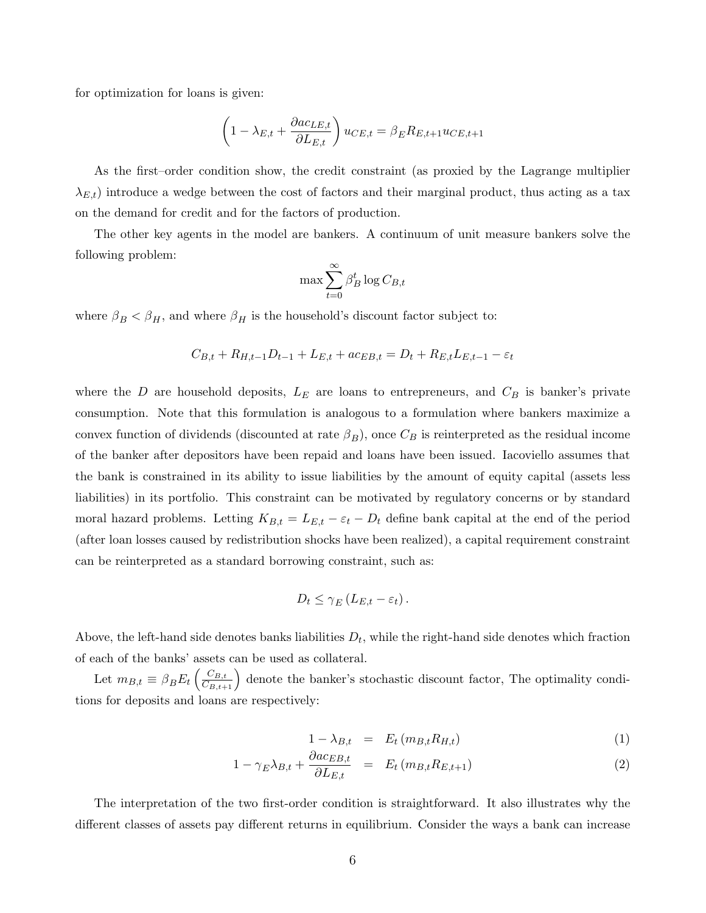for optimization for loans is given:

$$\left(1-\lambda_{E,t}+\frac{\partial ac_{LE,t}}{\partial L_{E,t}}\right)u_{CE,t}=\beta_E R_{E,t+1}u_{CE,t+1}$$

As the first–order condition show, the credit constraint (as proxied by the Lagrange multiplier $\lambda_{E,t}$) introduce a wedge between the cost of factors and their marginal product, thus acting as a tax on the demand for credit and for the factors of production.

The other key agents in the model are bankers. A continuum of unit measure bankers solve the following problem:

$$\max\sum_{t=0}^{\infty}\beta_B^t\log C_{B,t}$$

where $\beta_B<\beta_H$, and where $\beta_H$ is the household's discount factor subject to:

$$C_{B,t}+R_{H,t-1}D_{t-1}+L_{E,t}+ac_{EB,t}=D_t+R_{E,t}L_{E,t-1}-\varepsilon_t$$

where the $D$ are household deposits, $L_E$ are loans to entrepreneurs, and $C_B$ is banker's private consumption. Note that this formulation is analogous to a formulation where bankers maximize a convex function of dividends (discounted at rate $\beta_B$), once $C_B$ is reinterpreted as the residual income of the banker after depositors have been repaid and loans have been issued. Iacoviello assumes that the bank is constrained in its ability to issue liabilities by the amount of equity capital (assets less liabilities) in its portfolio. This constraint can be motivated by regulatory concerns or by standard moral hazard problems. Letting $K_{B,t}=L_{E,t}-\varepsilon_t-D_t$ define bank capital at the end of the period (after loan losses caused by redistribution shocks have been realized), a capital requirement constraint can be reinterpreted as a standard borrowing constraint, such as:

$$D_t\leq\gamma_E\left(L_{E,t}-\varepsilon_t\right).$$

Above, the left-hand side denotes banks liabilities $D_t$, while the right-hand side denotes which fraction of each of the banks' assets can be used as collateral.

Let $m_{B,t}\equiv\beta_B E_t\left(\frac{C_{B,t}}{C_{B,t+1}}\right)$ denote the banker's stochastic discount factor, The optimality conditions for deposits and loans are respectively:

$$1-\lambda_{B,t} = E_t\left(m_{B,t}R_{H,t}\right) \tag{1}$$

$$1-\gamma_E\lambda_{B,t}+\frac{\partial ac_{EB,t}}{\partial L_{E,t}} = E_t\left(m_{B,t}R_{E,t+1}\right) \tag{2}$$

The interpretation of the two first-order condition is straightforward. It also illustrates why the different classes of assets pay different returns in equilibrium. Consider the ways a bank can increase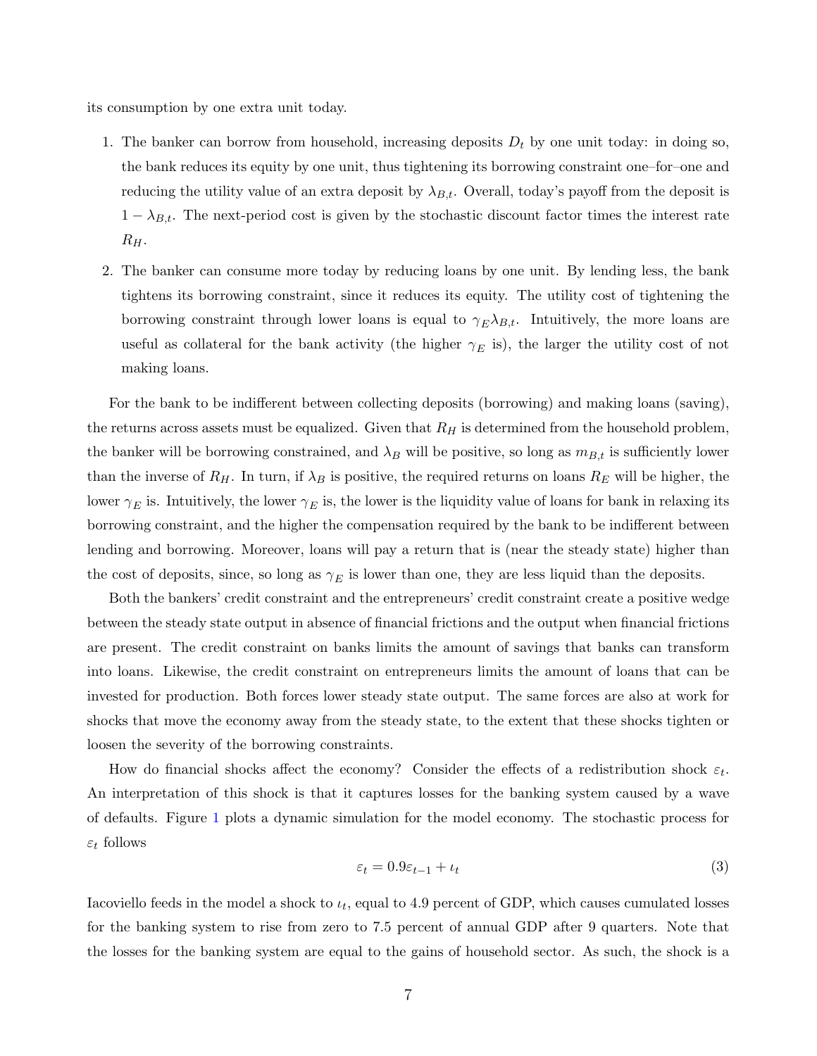its consumption by one extra unit today.

1. The banker can borrow from household, increasing deposits $D_t$ by one unit today: in doing so, the bank reduces its equity by one unit, thus tightening its borrowing constraint one–for–one and reducing the utility value of an extra deposit by $\lambda_{B,t}$. Overall, today's payoff from the deposit is $1 - \lambda_{B,t}$. The next-period cost is given by the stochastic discount factor times the interest rate $R_H$.

2. The banker can consume more today by reducing loans by one unit. By lending less, the bank tightens its borrowing constraint, since it reduces its equity. The utility cost of tightening the borrowing constraint through lower loans is equal to $\gamma_E \lambda_{B,t}$. Intuitively, the more loans are useful as collateral for the bank activity (the higher $\gamma_E$ is), the larger the utility cost of not making loans.

For the bank to be indifferent between collecting deposits (borrowing) and making loans (saving), the returns across assets must be equalized. Given that $R_H$ is determined from the household problem, the banker will be borrowing constrained, and $\lambda_B$ will be positive, so long as $m_{B,t}$ is sufficiently lower than the inverse of $R_H$. In turn, if $\lambda_B$ is positive, the required returns on loans $R_E$ will be higher, the lower $\gamma_E$ is. Intuitively, the lower $\gamma_E$ is, the lower is the liquidity value of loans for bank in relaxing its borrowing constraint, and the higher the compensation required by the bank to be indifferent between lending and borrowing. Moreover, loans will pay a return that is (near the steady state) higher than the cost of deposits, since, so long as $\gamma_E$ is lower than one, they are less liquid than the deposits.

Both the bankers' credit constraint and the entrepreneurs' credit constraint create a positive wedge between the steady state output in absence of financial frictions and the output when financial frictions are present. The credit constraint on banks limits the amount of savings that banks can transform into loans. Likewise, the credit constraint on entrepreneurs limits the amount of loans that can be invested for production. Both forces lower steady state output. The same forces are also at work for shocks that move the economy away from the steady state, to the extent that these shocks tighten or loosen the severity of the borrowing constraints.

How do financial shocks affect the economy? Consider the effects of a redistribution shock $\varepsilon_t$. An interpretation of this shock is that it captures losses for the banking system caused by a wave of defaults. Figure 1 plots a dynamic simulation for the model economy. The stochastic process for $\varepsilon_t$ follows

$$\varepsilon_t = 0.9\varepsilon_{t-1} + \iota_t \tag{3}$$

Iacoviello feeds in the model a shock to $\iota_t$, equal to 4.9 percent of GDP, which causes cumulated losses for the banking system to rise from zero to 7.5 percent of annual GDP after 9 quarters. Note that the losses for the banking system are equal to the gains of household sector. As such, the shock is a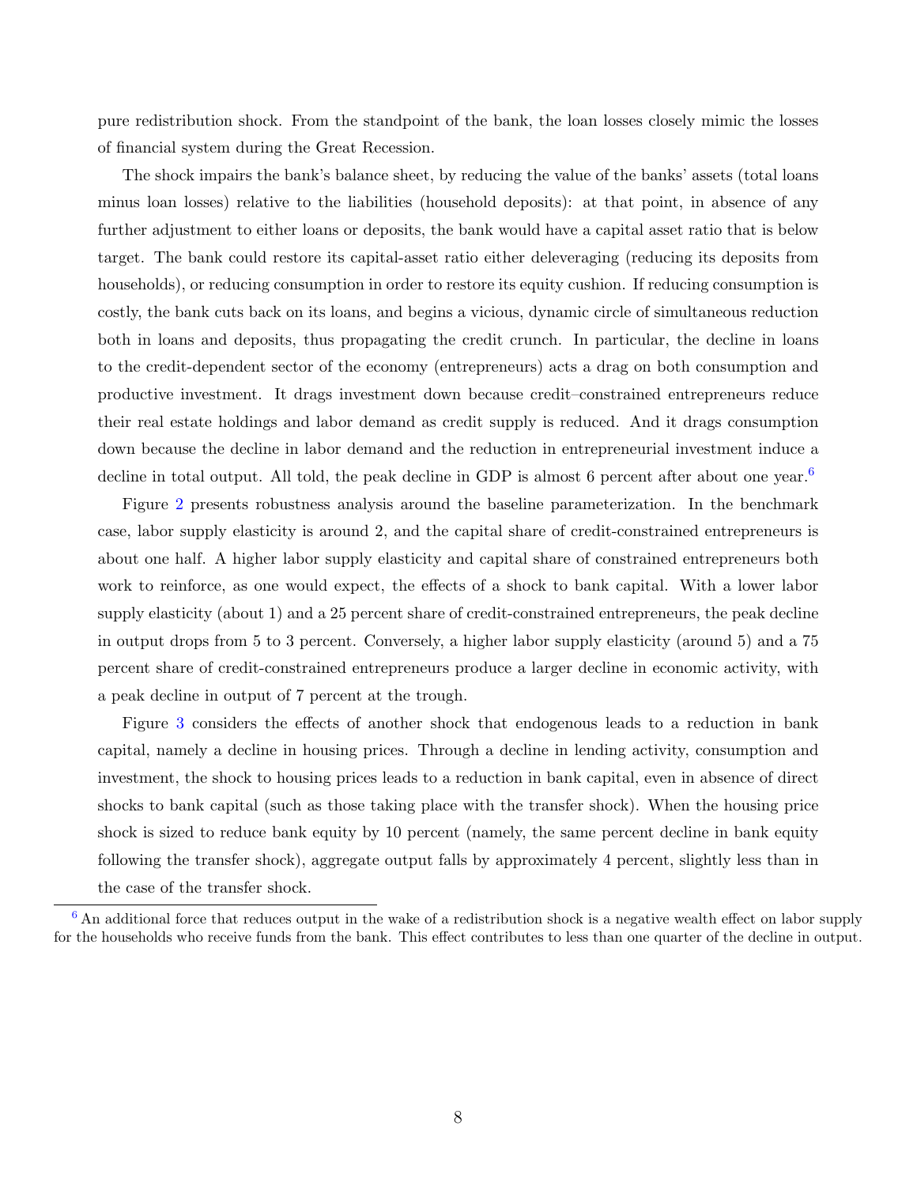pure redistribution shock. From the standpoint of the bank, the loan losses closely mimic the losses of financial system during the Great Recession.

The shock impairs the bank's balance sheet, by reducing the value of the banks' assets (total loans minus loan losses) relative to the liabilities (household deposits): at that point, in absence of any further adjustment to either loans or deposits, the bank would have a capital asset ratio that is below target. The bank could restore its capital-asset ratio either deleveraging (reducing its deposits from households), or reducing consumption in order to restore its equity cushion. If reducing consumption is costly, the bank cuts back on its loans, and begins a vicious, dynamic circle of simultaneous reduction both in loans and deposits, thus propagating the credit crunch. In particular, the decline in loans to the credit-dependent sector of the economy (entrepreneurs) acts a drag on both consumption and productive investment. It drags investment down because credit–constrained entrepreneurs reduce their real estate holdings and labor demand as credit supply is reduced. And it drags consumption down because the decline in labor demand and the reduction in entrepreneurial investment induce a decline in total output. All told, the peak decline in GDP is almost 6 percent after about one year.[6]

Figure 2 presents robustness analysis around the baseline parameterization. In the benchmark case, labor supply elasticity is around 2, and the capital share of credit-constrained entrepreneurs is about one half. A higher labor supply elasticity and capital share of constrained entrepreneurs both work to reinforce, as one would expect, the effects of a shock to bank capital. With a lower labor supply elasticity (about 1) and a 25 percent share of credit-constrained entrepreneurs, the peak decline in output drops from 5 to 3 percent. Conversely, a higher labor supply elasticity (around 5) and a 75 percent share of credit-constrained entrepreneurs produce a larger decline in economic activity, with a peak decline in output of 7 percent at the trough.

Figure 3 considers the effects of another shock that endogenous leads to a reduction in bank capital, namely a decline in housing prices. Through a decline in lending activity, consumption and investment, the shock to housing prices leads to a reduction in bank capital, even in absence of direct shocks to bank capital (such as those taking place with the transfer shock). When the housing price shock is sized to reduce bank equity by 10 percent (namely, the same percent decline in bank equity following the transfer shock), aggregate output falls by approximately 4 percent, slightly less than in the case of the transfer shock.

---

[6] An additional force that reduces output in the wake of a redistribution shock is a negative wealth effect on labor supply for the households who receive funds from the bank. This effect contributes to less than one quarter of the decline in output.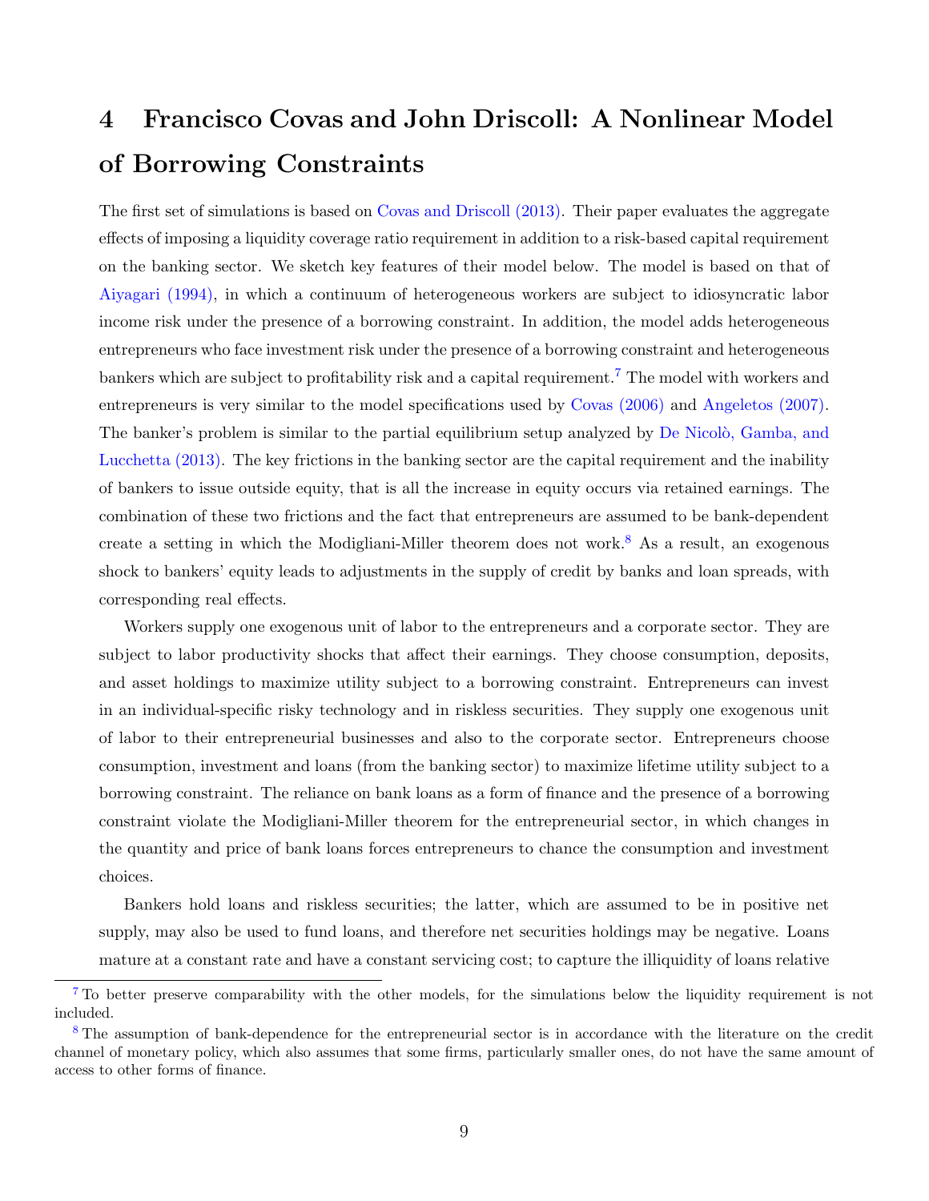# 4 Francisco Covas and John Driscoll: A Nonlinear Model of Borrowing Constraints

The first set of simulations is based on Covas and Driscoll (2013). Their paper evaluates the aggregate effects of imposing a liquidity coverage ratio requirement in addition to a risk-based capital requirement on the banking sector. We sketch key features of their model below. The model is based on that of Aiyagari (1994), in which a continuum of heterogeneous workers are subject to idiosyncratic labor income risk under the presence of a borrowing constraint. In addition, the model adds heterogeneous entrepreneurs who face investment risk under the presence of a borrowing constraint and heterogeneous bankers which are subject to profitability risk and a capital requirement.[7] The model with workers and entrepreneurs is very similar to the model specifications used by Covas (2006) and Angeletos (2007). The banker's problem is similar to the partial equilibrium setup analyzed by De Nicolò, Gamba, and Lucchetta (2013). The key frictions in the banking sector are the capital requirement and the inability of bankers to issue outside equity, that is all the increase in equity occurs via retained earnings. The combination of these two frictions and the fact that entrepreneurs are assumed to be bank-dependent create a setting in which the Modigliani-Miller theorem does not work.[8] As a result, an exogenous shock to bankers' equity leads to adjustments in the supply of credit by banks and loan spreads, with corresponding real effects.

Workers supply one exogenous unit of labor to the entrepreneurs and a corporate sector. They are subject to labor productivity shocks that affect their earnings. They choose consumption, deposits, and asset holdings to maximize utility subject to a borrowing constraint. Entrepreneurs can invest in an individual-specific risky technology and in riskless securities. They supply one exogenous unit of labor to their entrepreneurial businesses and also to the corporate sector. Entrepreneurs choose consumption, investment and loans (from the banking sector) to maximize lifetime utility subject to a borrowing constraint. The reliance on bank loans as a form of finance and the presence of a borrowing constraint violate the Modigliani-Miller theorem for the entrepreneurial sector, in which changes in the quantity and price of bank loans forces entrepreneurs to chance the consumption and investment choices.

Bankers hold loans and riskless securities; the latter, which are assumed to be in positive net supply, may also be used to fund loans, and therefore net securities holdings may be negative. Loans mature at a constant rate and have a constant servicing cost; to capture the illiquidity of loans relative

[7] To better preserve comparability with the other models, for the simulations below the liquidity requirement is not included.

[8] The assumption of bank-dependence for the entrepreneurial sector is in accordance with the literature on the credit channel of monetary policy, which also assumes that some firms, particularly smaller ones, do not have the same amount of access to other forms of finance.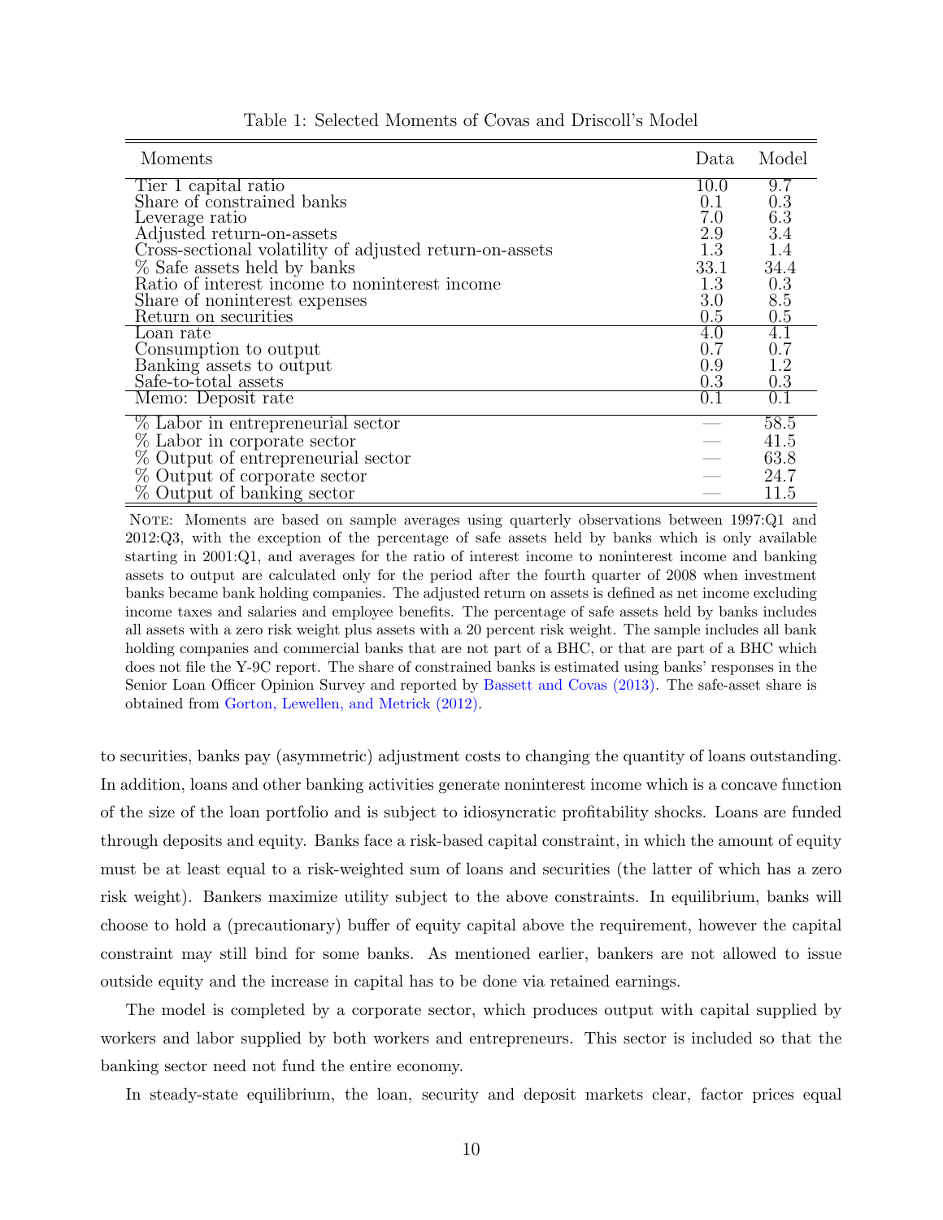Table 1: Selected Moments of Covas and Driscoll's Model

| Moments | Data | Model |
|---|---|---|
| Tier 1 capital ratio | 10.0 | 9.7 |
| Share of constrained banks | 0.1 | 0.3 |
| Leverage ratio | 7.0 | 6.3 |
| Adjusted return-on-assets | 2.9 | 3.4 |
| Cross-sectional volatility of adjusted return-on-assets | 1.3 | 1.4 |
| % Safe assets held by banks | 33.1 | 34.4 |
| Ratio of interest income to noninterest income | 1.3 | 0.3 |
| Share of noninterest expenses | 3.0 | 8.5 |
| Return on securities | 0.5 | 0.5 |
| Loan rate | 4.0 | 4.1 |
| Consumption to output | 0.7 | 0.7 |
| Banking assets to output | 0.9 | 1.2 |
| Safe-to-total assets | 0.3 | 0.3 |
| Memo: Deposit rate | 0.1 | 0.1 |
| % Labor in entrepreneurial sector | — | 58.5 |
| % Labor in corporate sector | — | 41.5 |
| % Output of entrepreneurial sector | — | 63.8 |
| % Output of corporate sector | — | 24.7 |
| % Output of banking sector | — | 11.5 |

NOTE: Moments are based on sample averages using quarterly observations between 1997:Q1 and 2012:Q3, with the exception of the percentage of safe assets held by banks which is only available starting in 2001:Q1, and averages for the ratio of interest income to noninterest income and banking assets to output are calculated only for the period after the fourth quarter of 2008 when investment banks became bank holding companies. The adjusted return on assets is defined as net income excluding income taxes and salaries and employee benefits. The percentage of safe assets held by banks includes all assets with a zero risk weight plus assets with a 20 percent risk weight. The sample includes all bank holding companies and commercial banks that are not part of a BHC, or that are part of a BHC which does not file the Y-9C report. The share of constrained banks is estimated using banks' responses in the Senior Loan Officer Opinion Survey and reported by Bassett and Covas (2013). The safe-asset share is obtained from Gorton, Lewellen, and Metrick (2012).

to securities, banks pay (asymmetric) adjustment costs to changing the quantity of loans outstanding. In addition, loans and other banking activities generate noninterest income which is a concave function of the size of the loan portfolio and is subject to idiosyncratic profitability shocks. Loans are funded through deposits and equity. Banks face a risk-based capital constraint, in which the amount of equity must be at least equal to a risk-weighted sum of loans and securities (the latter of which has a zero risk weight). Bankers maximize utility subject to the above constraints. In equilibrium, banks will choose to hold a (precautionary) buffer of equity capital above the requirement, however the capital constraint may still bind for some banks. As mentioned earlier, bankers are not allowed to issue outside equity and the increase in capital has to be done via retained earnings.

The model is completed by a corporate sector, which produces output with capital supplied by workers and labor supplied by both workers and entrepreneurs. This sector is included so that the banking sector need not fund the entire economy.

In steady-state equilibrium, the loan, security and deposit markets clear, factor prices equal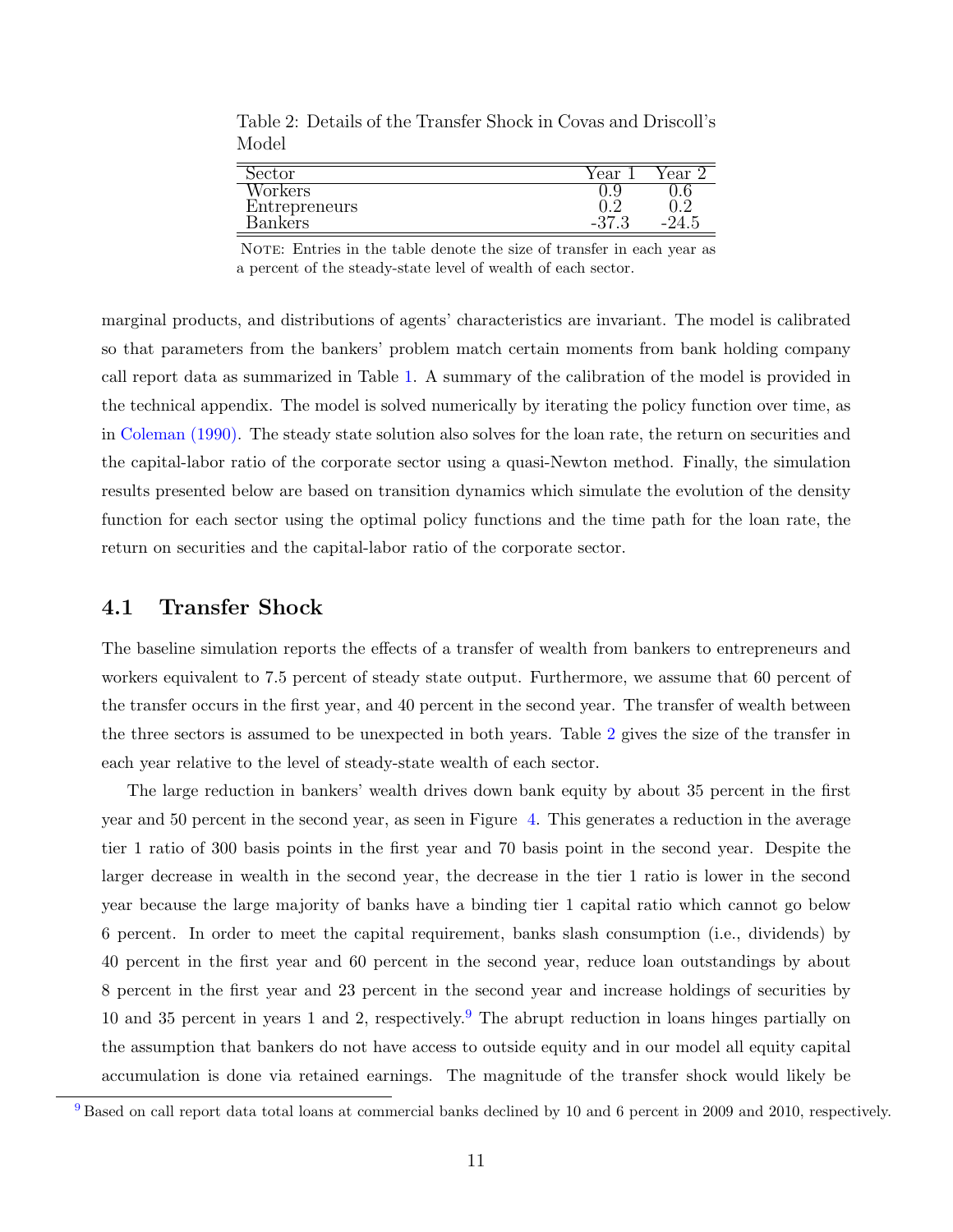Table 2: Details of the Transfer Shock in Covas and Driscoll's Model

| Sector | Year 1 | Year 2 |
|---|---|---|
| Workers | 0.9 | 0.6 |
| Entrepreneurs | 0.2 | 0.2 |
| Bankers | -37.3 | -24.5 |

NOTE: Entries in the table denote the size of transfer in each year as a percent of the steady-state level of wealth of each sector.

marginal products, and distributions of agents' characteristics are invariant. The model is calibrated so that parameters from the bankers' problem match certain moments from bank holding company call report data as summarized in Table 1. A summary of the calibration of the model is provided in the technical appendix. The model is solved numerically by iterating the policy function over time, as in Coleman (1990). The steady state solution also solves for the loan rate, the return on securities and the capital-labor ratio of the corporate sector using a quasi-Newton method. Finally, the simulation results presented below are based on transition dynamics which simulate the evolution of the density function for each sector using the optimal policy functions and the time path for the loan rate, the return on securities and the capital-labor ratio of the corporate sector.

## 4.1 Transfer Shock

The baseline simulation reports the effects of a transfer of wealth from bankers to entrepreneurs and workers equivalent to 7.5 percent of steady state output. Furthermore, we assume that 60 percent of the transfer occurs in the first year, and 40 percent in the second year. The transfer of wealth between the three sectors is assumed to be unexpected in both years. Table 2 gives the size of the transfer in each year relative to the level of steady-state wealth of each sector.

The large reduction in bankers' wealth drives down bank equity by about 35 percent in the first year and 50 percent in the second year, as seen in Figure 4. This generates a reduction in the average tier 1 ratio of 300 basis points in the first year and 70 basis point in the second year. Despite the larger decrease in wealth in the second year, the decrease in the tier 1 ratio is lower in the second year because the large majority of banks have a binding tier 1 capital ratio which cannot go below 6 percent. In order to meet the capital requirement, banks slash consumption (i.e., dividends) by 40 percent in the first year and 60 percent in the second year, reduce loan outstandings by about 8 percent in the first year and 23 percent in the second year and increase holdings of securities by 10 and 35 percent in years 1 and 2, respectively.[9] The abrupt reduction in loans hinges partially on the assumption that bankers do not have access to outside equity and in our model all equity capital accumulation is done via retained earnings. The magnitude of the transfer shock would likely be

[9] Based on call report data total loans at commercial banks declined by 10 and 6 percent in 2009 and 2010, respectively.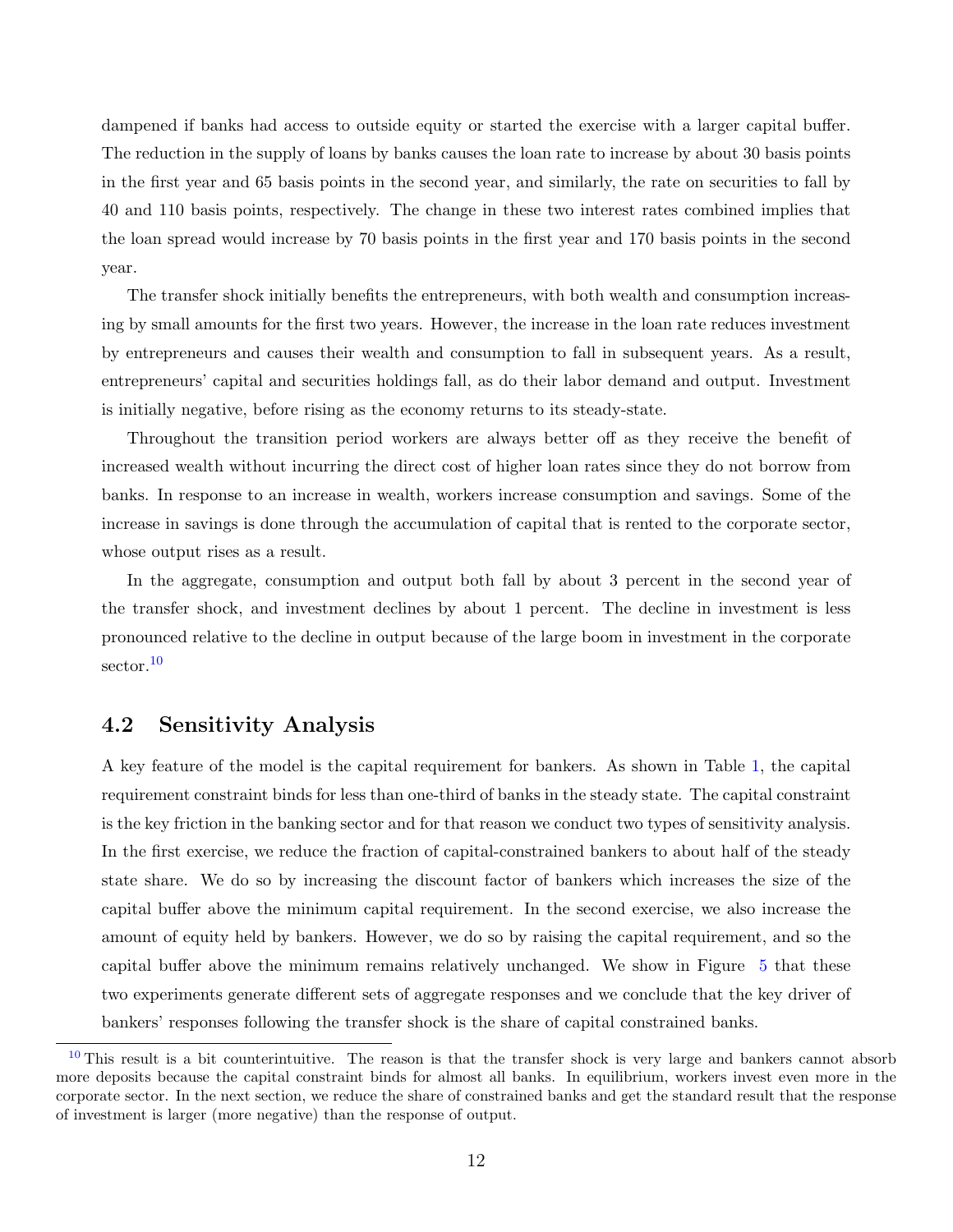dampened if banks had access to outside equity or started the exercise with a larger capital buffer. The reduction in the supply of loans by banks causes the loan rate to increase by about 30 basis points in the first year and 65 basis points in the second year, and similarly, the rate on securities to fall by 40 and 110 basis points, respectively. The change in these two interest rates combined implies that the loan spread would increase by 70 basis points in the first year and 170 basis points in the second year.

The transfer shock initially benefits the entrepreneurs, with both wealth and consumption increasing by small amounts for the first two years. However, the increase in the loan rate reduces investment by entrepreneurs and causes their wealth and consumption to fall in subsequent years. As a result, entrepreneurs' capital and securities holdings fall, as do their labor demand and output. Investment is initially negative, before rising as the economy returns to its steady-state.

Throughout the transition period workers are always better off as they receive the benefit of increased wealth without incurring the direct cost of higher loan rates since they do not borrow from banks. In response to an increase in wealth, workers increase consumption and savings. Some of the increase in savings is done through the accumulation of capital that is rented to the corporate sector, whose output rises as a result.

In the aggregate, consumption and output both fall by about 3 percent in the second year of the transfer shock, and investment declines by about 1 percent. The decline in investment is less pronounced relative to the decline in output because of the large boom in investment in the corporate sector.[10]

## 4.2 Sensitivity Analysis

A key feature of the model is the capital requirement for bankers. As shown in Table 1, the capital requirement constraint binds for less than one-third of banks in the steady state. The capital constraint is the key friction in the banking sector and for that reason we conduct two types of sensitivity analysis. In the first exercise, we reduce the fraction of capital-constrained bankers to about half of the steady state share. We do so by increasing the discount factor of bankers which increases the size of the capital buffer above the minimum capital requirement. In the second exercise, we also increase the amount of equity held by bankers. However, we do so by raising the capital requirement, and so the capital buffer above the minimum remains relatively unchanged. We show in Figure 5 that these two experiments generate different sets of aggregate responses and we conclude that the key driver of bankers' responses following the transfer shock is the share of capital constrained banks.

[10] This result is a bit counterintuitive. The reason is that the transfer shock is very large and bankers cannot absorb more deposits because the capital constraint binds for almost all banks. In equilibrium, workers invest even more in the corporate sector. In the next section, we reduce the share of constrained banks and get the standard result that the response of investment is larger (more negative) than the response of output.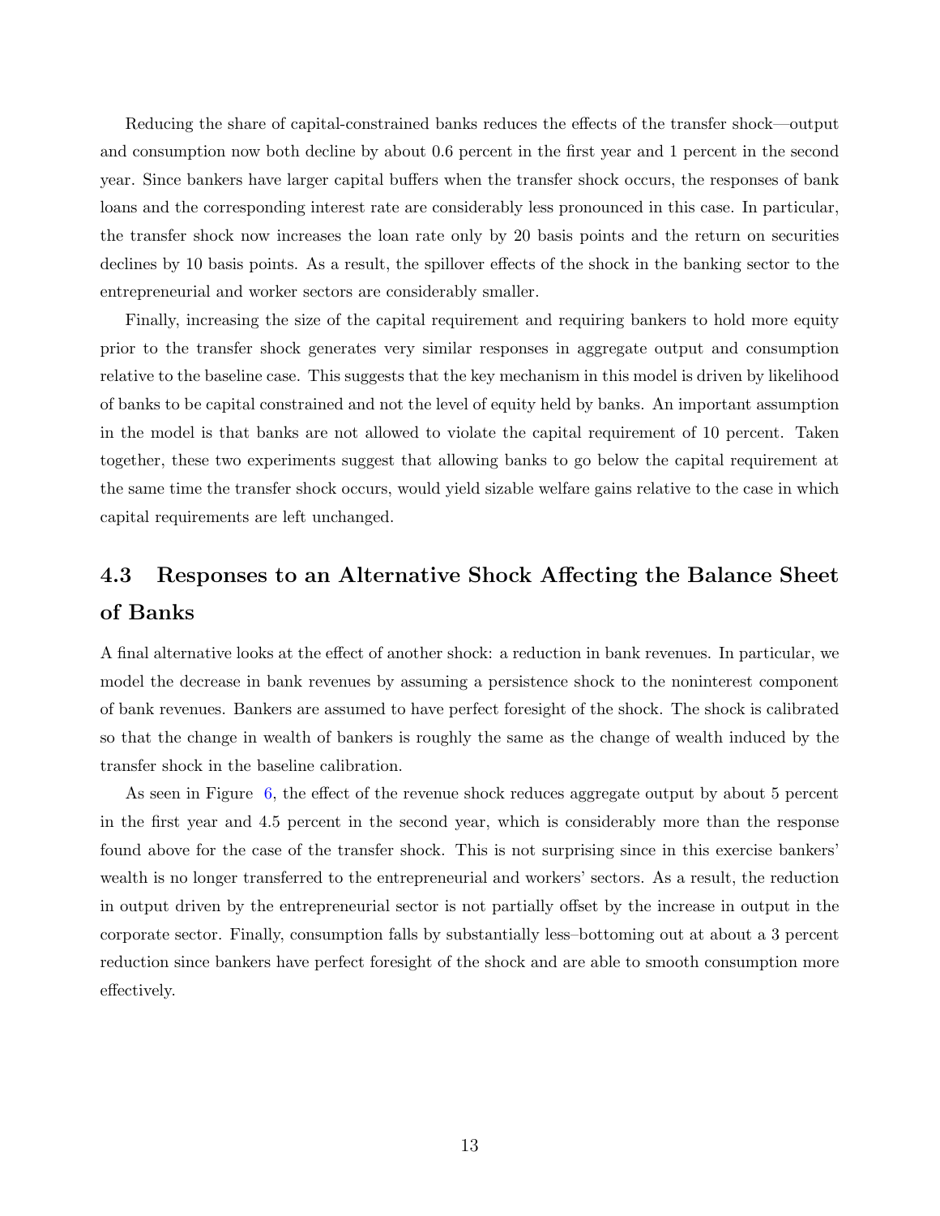Reducing the share of capital-constrained banks reduces the effects of the transfer shock—output and consumption now both decline by about 0.6 percent in the first year and 1 percent in the second year. Since bankers have larger capital buffers when the transfer shock occurs, the responses of bank loans and the corresponding interest rate are considerably less pronounced in this case. In particular, the transfer shock now increases the loan rate only by 20 basis points and the return on securities declines by 10 basis points. As a result, the spillover effects of the shock in the banking sector to the entrepreneurial and worker sectors are considerably smaller.

Finally, increasing the size of the capital requirement and requiring bankers to hold more equity prior to the transfer shock generates very similar responses in aggregate output and consumption relative to the baseline case. This suggests that the key mechanism in this model is driven by likelihood of banks to be capital constrained and not the level of equity held by banks. An important assumption in the model is that banks are not allowed to violate the capital requirement of 10 percent. Taken together, these two experiments suggest that allowing banks to go below the capital requirement at the same time the transfer shock occurs, would yield sizable welfare gains relative to the case in which capital requirements are left unchanged.

## 4.3 Responses to an Alternative Shock Affecting the Balance Sheet of Banks

A final alternative looks at the effect of another shock: a reduction in bank revenues. In particular, we model the decrease in bank revenues by assuming a persistence shock to the noninterest component of bank revenues. Bankers are assumed to have perfect foresight of the shock. The shock is calibrated so that the change in wealth of bankers is roughly the same as the change of wealth induced by the transfer shock in the baseline calibration.

As seen in Figure 6, the effect of the revenue shock reduces aggregate output by about 5 percent in the first year and 4.5 percent in the second year, which is considerably more than the response found above for the case of the transfer shock. This is not surprising since in this exercise bankers' wealth is no longer transferred to the entrepreneurial and workers' sectors. As a result, the reduction in output driven by the entrepreneurial sector is not partially offset by the increase in output in the corporate sector. Finally, consumption falls by substantially less–bottoming out at about a 3 percent reduction since bankers have perfect foresight of the shock and are able to smooth consumption more effectively.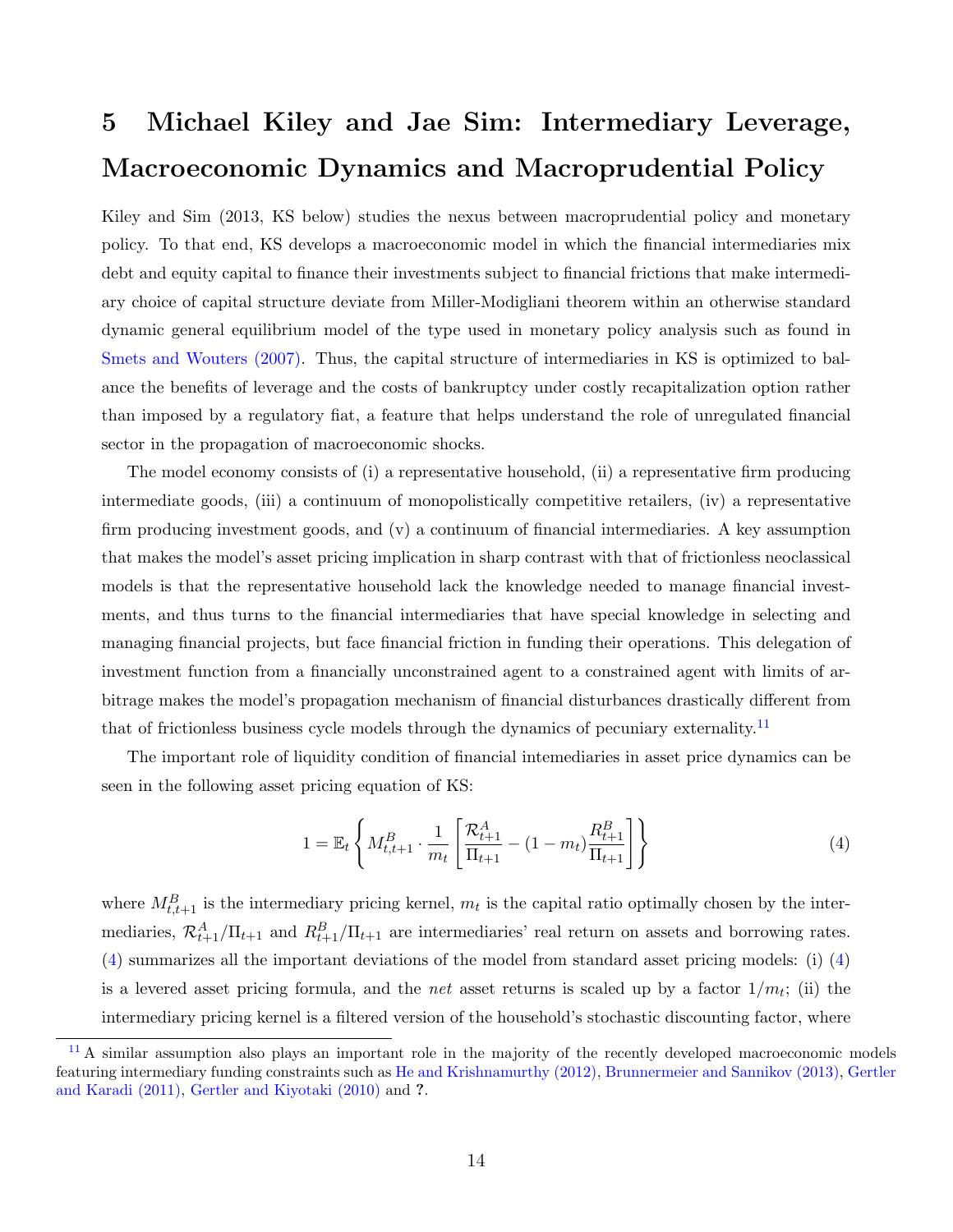# 5 Michael Kiley and Jae Sim: Intermediary Leverage, Macroeconomic Dynamics and Macroprudential Policy

Kiley and Sim (2013, KS below) studies the nexus between macroprudential policy and monetary policy. To that end, KS develops a macroeconomic model in which the financial intermediaries mix debt and equity capital to finance their investments subject to financial frictions that make intermediary choice of capital structure deviate from Miller-Modigliani theorem within an otherwise standard dynamic general equilibrium model of the type used in monetary policy analysis such as found in Smets and Wouters (2007). Thus, the capital structure of intermediaries in KS is optimized to balance the benefits of leverage and the costs of bankruptcy under costly recapitalization option rather than imposed by a regulatory fiat, a feature that helps understand the role of unregulated financial sector in the propagation of macroeconomic shocks.

The model economy consists of (i) a representative household, (ii) a representative firm producing intermediate goods, (iii) a continuum of monopolistically competitive retailers, (iv) a representative firm producing investment goods, and (v) a continuum of financial intermediaries. A key assumption that makes the model's asset pricing implication in sharp contrast with that of frictionless neoclassical models is that the representative household lack the knowledge needed to manage financial investments, and thus turns to the financial intermediaries that have special knowledge in selecting and managing financial projects, but face financial friction in funding their operations. This delegation of investment function from a financially unconstrained agent to a constrained agent with limits of arbitrage makes the model's propagation mechanism of financial disturbances drastically different from that of frictionless business cycle models through the dynamics of pecuniary externality.[11]

The important role of liquidity condition of financial intemediaries in asset price dynamics can be seen in the following asset pricing equation of KS:

$$1 = \mathbb{E}_t \left\{ M^B_{t,t+1} \cdot \frac{1}{m_t} \left[ \frac{\mathcal{R}^A_{t+1}}{\Pi_{t+1}} - (1 - m_t) \frac{R^B_{t+1}}{\Pi_{t+1}} \right] \right\} \tag{4}$$

where $M^B_{t,t+1}$ is the intermediary pricing kernel, $m_t$ is the capital ratio optimally chosen by the intermediaries, $\mathcal{R}^A_{t+1}/\Pi_{t+1}$ and $R^B_{t+1}/\Pi_{t+1}$ are intermediaries' real return on assets and borrowing rates. (4) summarizes all the important deviations of the model from standard asset pricing models: (i) (4) is a levered asset pricing formula, and the *net* asset returns is scaled up by a factor $1/m_t$; (ii) the intermediary pricing kernel is a filtered version of the household's stochastic discounting factor, where

[11] A similar assumption also plays an important role in the majority of the recently developed macroeconomic models featuring intermediary funding constraints such as He and Krishnamurthy (2012), Brunnermeier and Sannikov (2013), Gertler and Karadi (2011), Gertler and Kiyotaki (2010) and ?.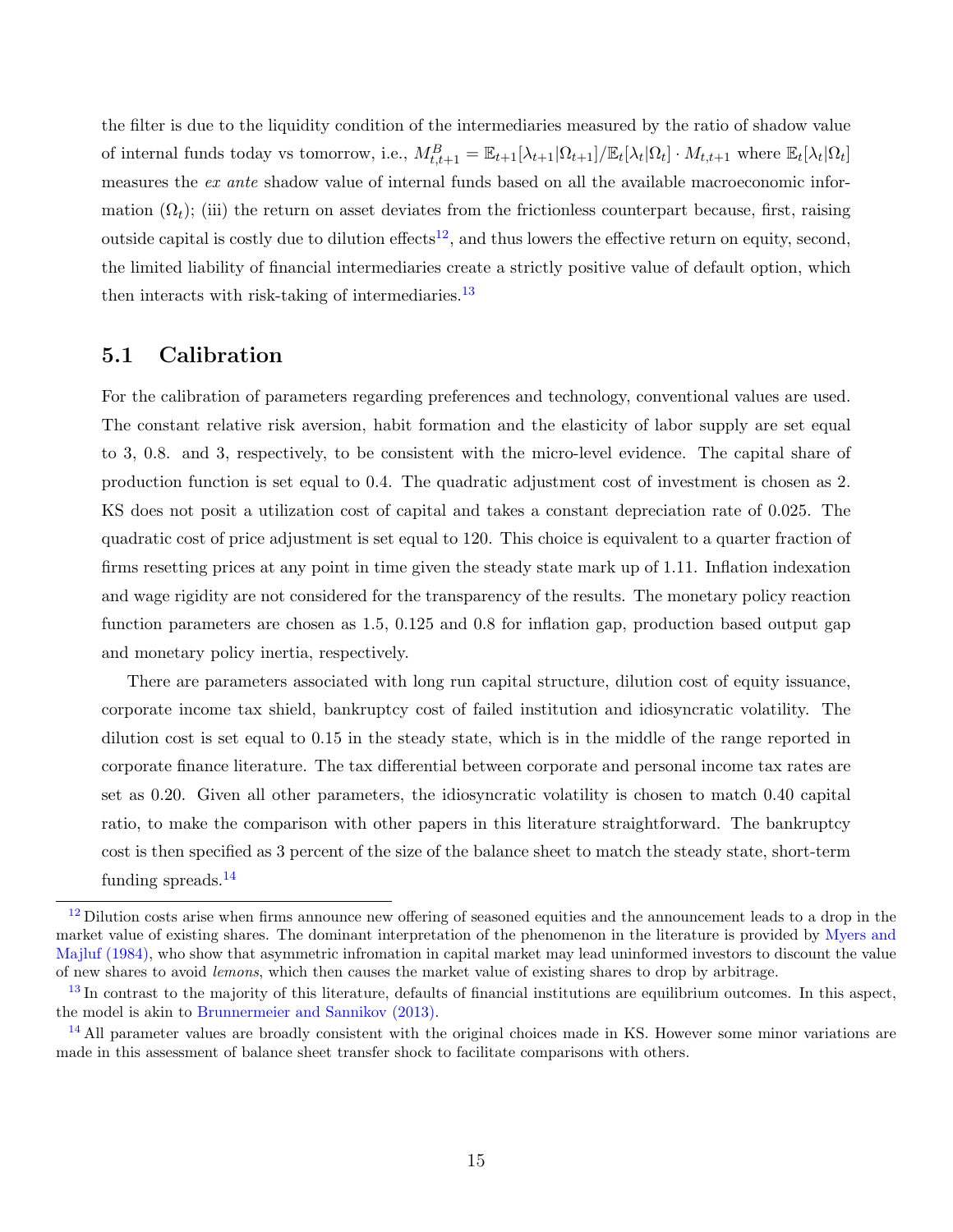the filter is due to the liquidity condition of the intermediaries measured by the ratio of shadow value of internal funds today vs tomorrow, i.e., $M^B_{t,t+1} = \mathbb{E}_{t+1}[\lambda_{t+1}|\Omega_{t+1}]/\mathbb{E}_t[\lambda_t|\Omega_t] \cdot M_{t,t+1}$ where $\mathbb{E}_t[\lambda_t|\Omega_t]$ measures the *ex ante* shadow value of internal funds based on all the available macroeconomic information ($\Omega_t$); (iii) the return on asset deviates from the frictionless counterpart because, first, raising outside capital is costly due to dilution effects[12], and thus lowers the effective return on equity, second, the limited liability of financial intermediaries create a strictly positive value of default option, which then interacts with risk-taking of intermediaries.[13]

## 5.1 Calibration

For the calibration of parameters regarding preferences and technology, conventional values are used. The constant relative risk aversion, habit formation and the elasticity of labor supply are set equal to 3, 0.8. and 3, respectively, to be consistent with the micro-level evidence. The capital share of production function is set equal to 0.4. The quadratic adjustment cost of investment is chosen as 2. KS does not posit a utilization cost of capital and takes a constant depreciation rate of 0.025. The quadratic cost of price adjustment is set equal to 120. This choice is equivalent to a quarter fraction of firms resetting prices at any point in time given the steady state mark up of 1.11. Inflation indexation and wage rigidity are not considered for the transparency of the results. The monetary policy reaction function parameters are chosen as 1.5, 0.125 and 0.8 for inflation gap, production based output gap and monetary policy inertia, respectively.

There are parameters associated with long run capital structure, dilution cost of equity issuance, corporate income tax shield, bankruptcy cost of failed institution and idiosyncratic volatility. The dilution cost is set equal to 0.15 in the steady state, which is in the middle of the range reported in corporate finance literature. The tax differential between corporate and personal income tax rates are set as 0.20. Given all other parameters, the idiosyncratic volatility is chosen to match 0.40 capital ratio, to make the comparison with other papers in this literature straightforward. The bankruptcy cost is then specified as 3 percent of the size of the balance sheet to match the steady state, short-term funding spreads.[14]

---

[12] Dilution costs arise when firms announce new offering of seasoned equities and the announcement leads to a drop in the market value of existing shares. The dominant interpretation of the phenomenon in the literature is provided by Myers and Majluf (1984), who show that asymmetric infromation in capital market may lead uninformed investors to discount the value of new shares to avoid *lemons*, which then causes the market value of existing shares to drop by arbitrage.

[13] In contrast to the majority of this literature, defaults of financial institutions are equilibrium outcomes. In this aspect, the model is akin to Brunnermeier and Sannikov (2013).

[14] All parameter values are broadly consistent with the original choices made in KS. However some minor variations are made in this assessment of balance sheet transfer shock to facilitate comparisons with others.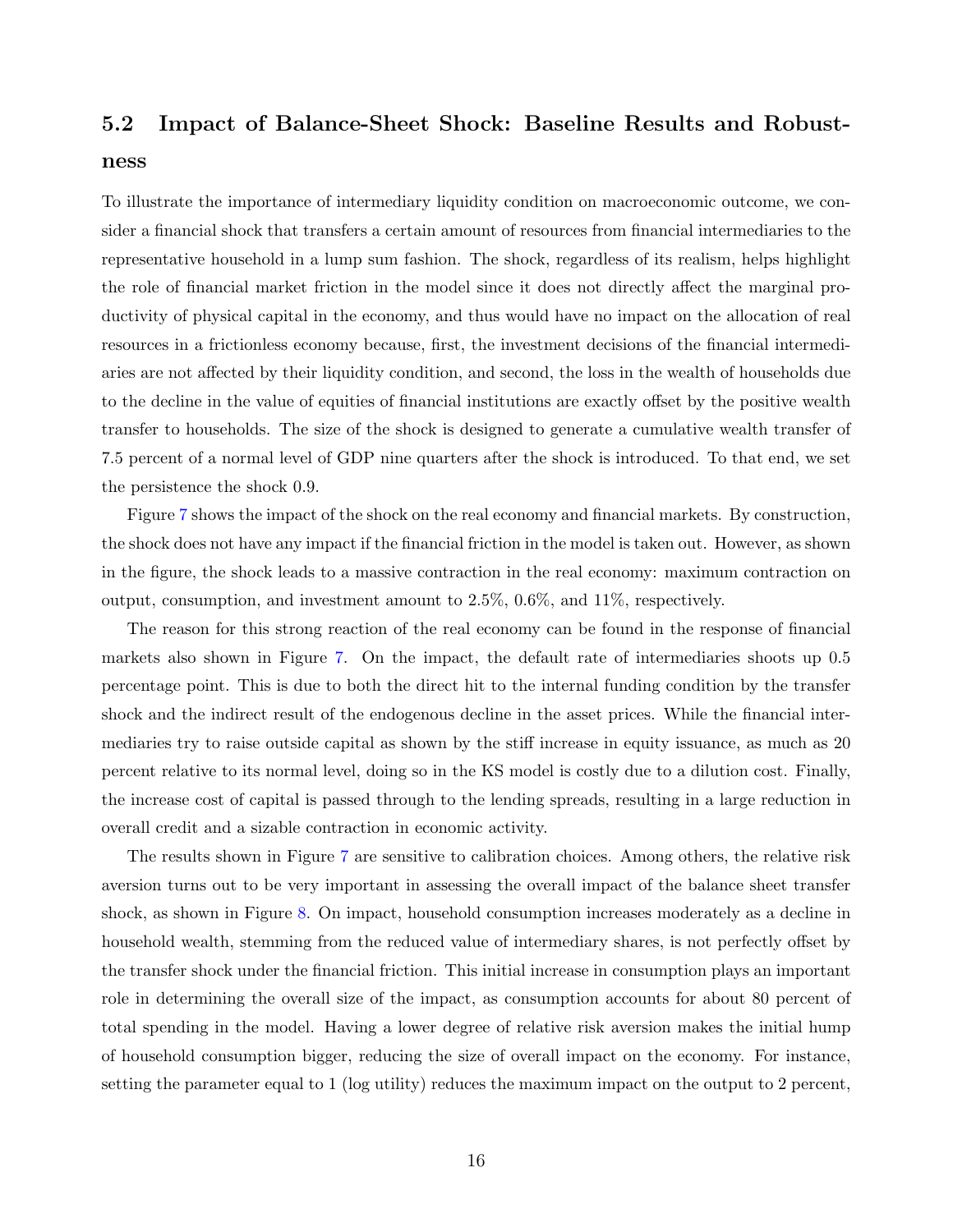## 5.2 Impact of Balance-Sheet Shock: Baseline Results and Robustness

To illustrate the importance of intermediary liquidity condition on macroeconomic outcome, we consider a financial shock that transfers a certain amount of resources from financial intermediaries to the representative household in a lump sum fashion. The shock, regardless of its realism, helps highlight the role of financial market friction in the model since it does not directly affect the marginal productivity of physical capital in the economy, and thus would have no impact on the allocation of real resources in a frictionless economy because, first, the investment decisions of the financial intermediaries are not affected by their liquidity condition, and second, the loss in the wealth of households due to the decline in the value of equities of financial institutions are exactly offset by the positive wealth transfer to households. The size of the shock is designed to generate a cumulative wealth transfer of 7.5 percent of a normal level of GDP nine quarters after the shock is introduced. To that end, we set the persistence the shock 0.9.

Figure 7 shows the impact of the shock on the real economy and financial markets. By construction, the shock does not have any impact if the financial friction in the model is taken out. However, as shown in the figure, the shock leads to a massive contraction in the real economy: maximum contraction on output, consumption, and investment amount to 2.5%, 0.6%, and 11%, respectively.

The reason for this strong reaction of the real economy can be found in the response of financial markets also shown in Figure 7. On the impact, the default rate of intermediaries shoots up 0.5 percentage point. This is due to both the direct hit to the internal funding condition by the transfer shock and the indirect result of the endogenous decline in the asset prices. While the financial intermediaries try to raise outside capital as shown by the stiff increase in equity issuance, as much as 20 percent relative to its normal level, doing so in the KS model is costly due to a dilution cost. Finally, the increase cost of capital is passed through to the lending spreads, resulting in a large reduction in overall credit and a sizable contraction in economic activity.

The results shown in Figure 7 are sensitive to calibration choices. Among others, the relative risk aversion turns out to be very important in assessing the overall impact of the balance sheet transfer shock, as shown in Figure 8. On impact, household consumption increases moderately as a decline in household wealth, stemming from the reduced value of intermediary shares, is not perfectly offset by the transfer shock under the financial friction. This initial increase in consumption plays an important role in determining the overall size of the impact, as consumption accounts for about 80 percent of total spending in the model. Having a lower degree of relative risk aversion makes the initial hump of household consumption bigger, reducing the size of overall impact on the economy. For instance, setting the parameter equal to 1 (log utility) reduces the maximum impact on the output to 2 percent,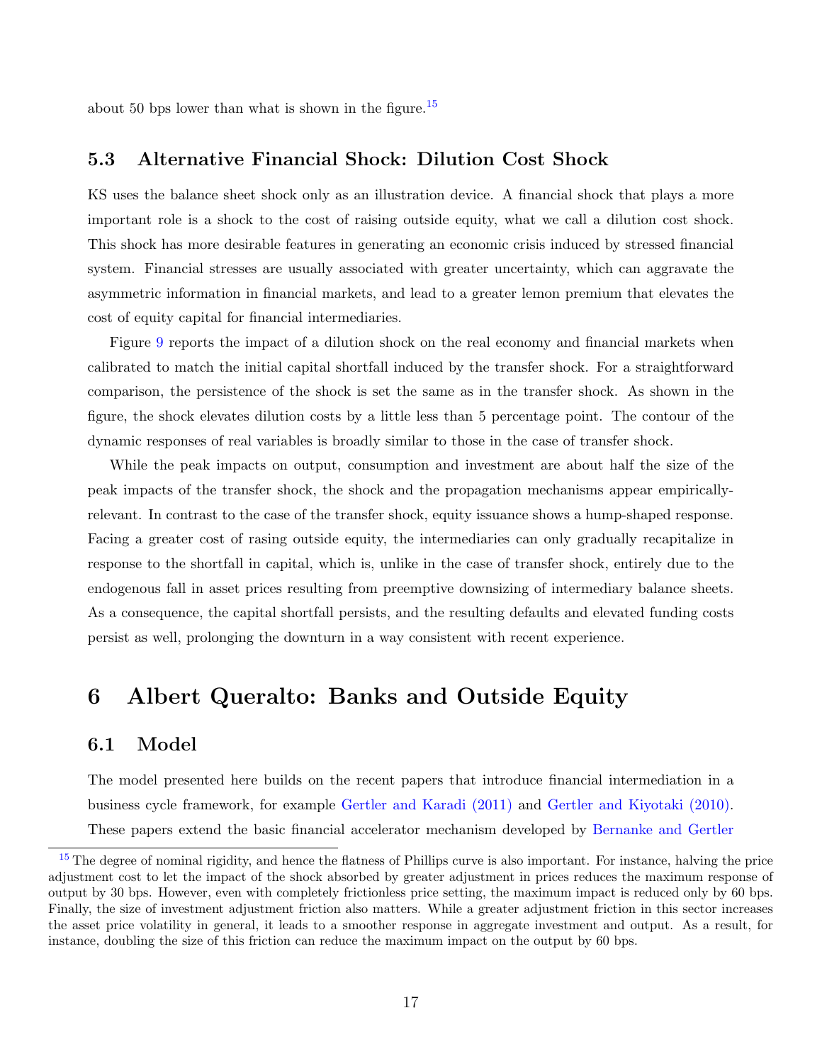about 50 bps lower than what is shown in the figure.[15]

### 5.3 Alternative Financial Shock: Dilution Cost Shock

KS uses the balance sheet shock only as an illustration device. A financial shock that plays a more important role is a shock to the cost of raising outside equity, what we call a dilution cost shock. This shock has more desirable features in generating an economic crisis induced by stressed financial system. Financial stresses are usually associated with greater uncertainty, which can aggravate the asymmetric information in financial markets, and lead to a greater lemon premium that elevates the cost of equity capital for financial intermediaries.

Figure 9 reports the impact of a dilution shock on the real economy and financial markets when calibrated to match the initial capital shortfall induced by the transfer shock. For a straightforward comparison, the persistence of the shock is set the same as in the transfer shock. As shown in the figure, the shock elevates dilution costs by a little less than 5 percentage point. The contour of the dynamic responses of real variables is broadly similar to those in the case of transfer shock.

While the peak impacts on output, consumption and investment are about half the size of the peak impacts of the transfer shock, the shock and the propagation mechanisms appear empirically-relevant. In contrast to the case of the transfer shock, equity issuance shows a hump-shaped response. Facing a greater cost of rasing outside equity, the intermediaries can only gradually recapitalize in response to the shortfall in capital, which is, unlike in the case of transfer shock, entirely due to the endogenous fall in asset prices resulting from preemptive downsizing of intermediary balance sheets. As a consequence, the capital shortfall persists, and the resulting defaults and elevated funding costs persist as well, prolonging the downturn in a way consistent with recent experience.

## 6 Albert Queralto: Banks and Outside Equity

### 6.1 Model

The model presented here builds on the recent papers that introduce financial intermediation in a business cycle framework, for example Gertler and Karadi (2011) and Gertler and Kiyotaki (2010). These papers extend the basic financial accelerator mechanism developed by Bernanke and Gertler

[15] The degree of nominal rigidity, and hence the flatness of Phillips curve is also important. For instance, halving the price adjustment cost to let the impact of the shock absorbed by greater adjustment in prices reduces the maximum response of output by 30 bps. However, even with completely frictionless price setting, the maximum impact is reduced only by 60 bps. Finally, the size of investment adjustment friction also matters. While a greater adjustment friction in this sector increases the asset price volatility in general, it leads to a smoother response in aggregate investment and output. As a result, for instance, doubling the size of this friction can reduce the maximum impact on the output by 60 bps.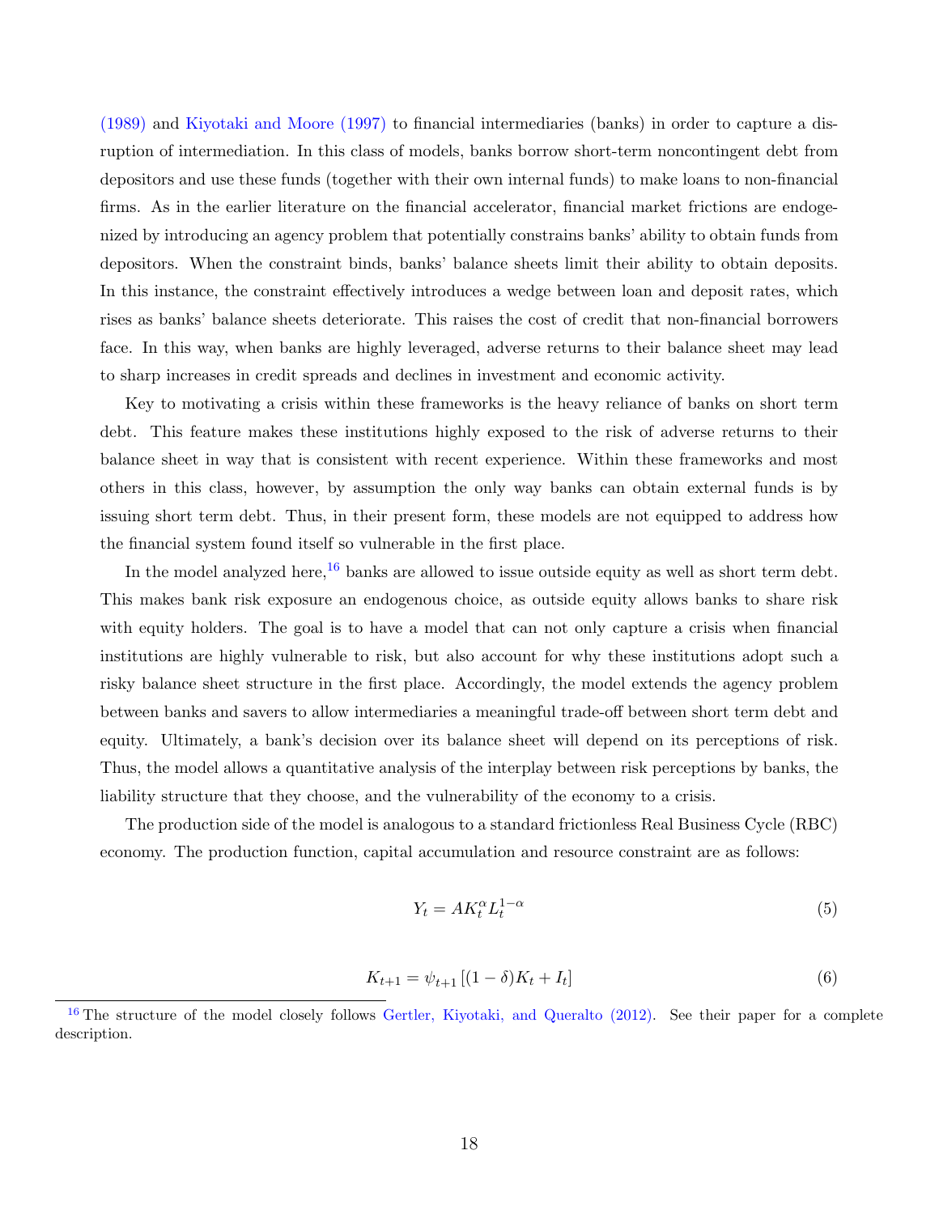(1989) and Kiyotaki and Moore (1997) to financial intermediaries (banks) in order to capture a disruption of intermediation. In this class of models, banks borrow short-term noncontingent debt from depositors and use these funds (together with their own internal funds) to make loans to non-financial firms. As in the earlier literature on the financial accelerator, financial market frictions are endogenized by introducing an agency problem that potentially constrains banks' ability to obtain funds from depositors. When the constraint binds, banks' balance sheets limit their ability to obtain deposits. In this instance, the constraint effectively introduces a wedge between loan and deposit rates, which rises as banks' balance sheets deteriorate. This raises the cost of credit that non-financial borrowers face. In this way, when banks are highly leveraged, adverse returns to their balance sheet may lead to sharp increases in credit spreads and declines in investment and economic activity.

Key to motivating a crisis within these frameworks is the heavy reliance of banks on short term debt. This feature makes these institutions highly exposed to the risk of adverse returns to their balance sheet in way that is consistent with recent experience. Within these frameworks and most others in this class, however, by assumption the only way banks can obtain external funds is by issuing short term debt. Thus, in their present form, these models are not equipped to address how the financial system found itself so vulnerable in the first place.

In the model analyzed here,[16] banks are allowed to issue outside equity as well as short term debt. This makes bank risk exposure an endogenous choice, as outside equity allows banks to share risk with equity holders. The goal is to have a model that can not only capture a crisis when financial institutions are highly vulnerable to risk, but also account for why these institutions adopt such a risky balance sheet structure in the first place. Accordingly, the model extends the agency problem between banks and savers to allow intermediaries a meaningful trade-off between short term debt and equity. Ultimately, a bank's decision over its balance sheet will depend on its perceptions of risk. Thus, the model allows a quantitative analysis of the interplay between risk perceptions by banks, the liability structure that they choose, and the vulnerability of the economy to a crisis.

The production side of the model is analogous to a standard frictionless Real Business Cycle (RBC) economy. The production function, capital accumulation and resource constraint are as follows:

$$Y_t = AK_t^{\alpha}L_t^{1-\alpha} \tag{5}$$

$$K_{t+1} = \psi_{t+1}\left[(1-\delta)K_t + I_t\right] \tag{6}$$

[16] The structure of the model closely follows Gertler, Kiyotaki, and Queralto (2012). See their paper for a complete description.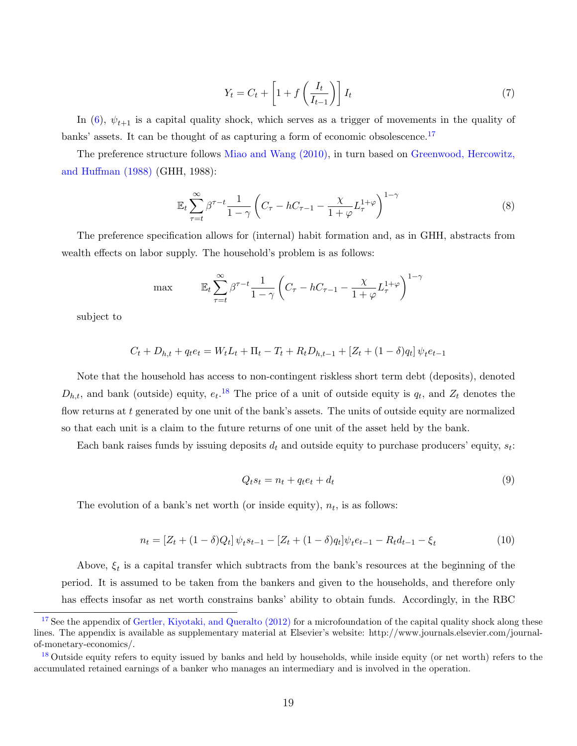$$Y_t = C_t + \left[1 + f\left(\frac{I_t}{I_{t-1}}\right)\right] I_t \tag{7}$$

In (6), $\psi_{t+1}$ is a capital quality shock, which serves as a trigger of movements in the quality of banks' assets. It can be thought of as capturing a form of economic obsolescence.[17]

The preference structure follows Miao and Wang (2010), in turn based on Greenwood, Hercowitz, and Huffman (1988) (GHH, 1988):

$$\mathbb{E}_t \sum_{\tau=t}^{\infty} \beta^{\tau-t} \frac{1}{1-\gamma} \left( C_\tau - hC_{\tau-1} - \frac{\chi}{1+\varphi} L_\tau^{1+\varphi} \right)^{1-\gamma} \tag{8}$$

The preference specification allows for (internal) habit formation and, as in GHH, abstracts from wealth effects on labor supply. The household's problem is as follows:

$$\max \qquad \mathbb{E}_t \sum_{\tau=t}^{\infty} \beta^{\tau-t} \frac{1}{1-\gamma} \left( C_\tau - hC_{\tau-1} - \frac{\chi}{1+\varphi} L_\tau^{1+\varphi} \right)^{1-\gamma}$$

subject to

$$C_t + D_{h,t} + q_t e_t = W_t L_t + \Pi_t - T_t + R_t D_{h,t-1} + \left[Z_t + (1-\delta) q_t\right] \psi_t e_{t-1}$$

Note that the household has access to non-contingent riskless short term debt (deposits), denoted $D_{h,t}$, and bank (outside) equity, $e_t$.[18] The price of a unit of outside equity is $q_t$, and $Z_t$ denotes the flow returns at $t$ generated by one unit of the bank's assets. The units of outside equity are normalized so that each unit is a claim to the future returns of one unit of the asset held by the bank.

Each bank raises funds by issuing deposits $d_t$ and outside equity to purchase producers' equity, $s_t$:

$$Q_t s_t = n_t + q_t e_t + d_t \tag{9}$$

The evolution of a bank's net worth (or inside equity), $n_t$, is as follows:

$$n_t = \left[Z_t + (1-\delta) Q_t\right] \psi_t s_{t-1} - \left[Z_t + (1-\delta) q_t\right] \psi_t e_{t-1} - R_t d_{t-1} - \xi_t \tag{10}$$

Above, $\xi_t$ is a capital transfer which subtracts from the bank's resources at the beginning of the period. It is assumed to be taken from the bankers and given to the households, and therefore only has effects insofar as net worth constrains banks' ability to obtain funds. Accordingly, in the RBC

[17] See the appendix of Gertler, Kiyotaki, and Queralto (2012) for a microfoundation of the capital quality shock along these lines. The appendix is available as supplementary material at Elsevier's website: http://www.journals.elsevier.com/journal-of-monetary-economics/.

[18] Outside equity refers to equity issued by banks and held by households, while inside equity (or net worth) refers to the accumulated retained earnings of a banker who manages an intermediary and is involved in the operation.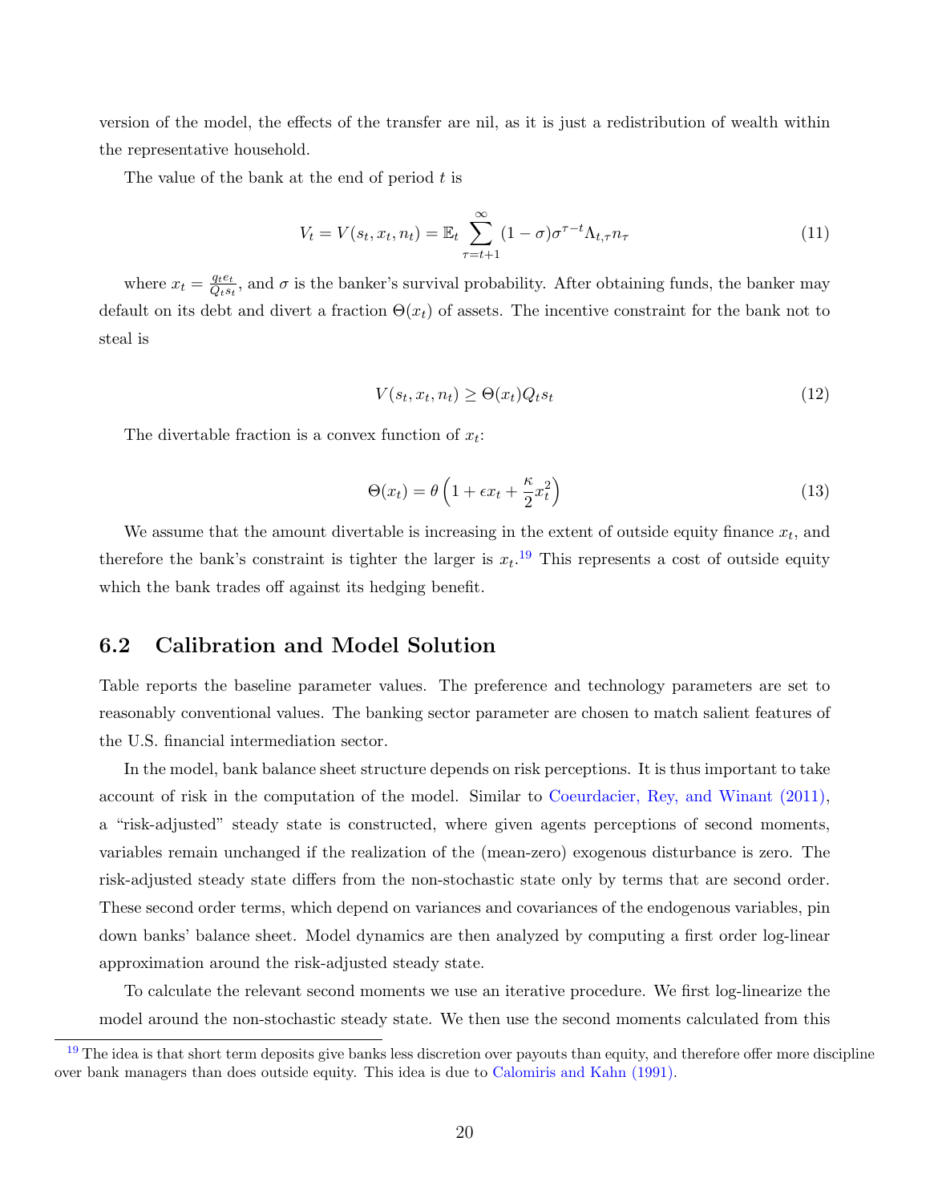version of the model, the effects of the transfer are nil, as it is just a redistribution of wealth within the representative household.

The value of the bank at the end of period $t$ is

$$V_t = V(s_t, x_t, n_t) = \mathbb{E}_t \sum_{\tau=t+1}^{\infty} (1-\sigma)\sigma^{\tau-t}\Lambda_{t,\tau} n_\tau \tag{11}$$

where $x_t = \frac{q_t e_t}{Q_t s_t}$, and $\sigma$ is the banker's survival probability. After obtaining funds, the banker may default on its debt and divert a fraction $\Theta(x_t)$ of assets. The incentive constraint for the bank not to steal is

$$V(s_t, x_t, n_t) \geq \Theta(x_t) Q_t s_t \tag{12}$$

The divertable fraction is a convex function of $x_t$:

$$\Theta(x_t) = \theta\left(1 + \epsilon x_t + \frac{\kappa}{2} x_t^2\right) \tag{13}$$

We assume that the amount divertable is increasing in the extent of outside equity finance $x_t$, and therefore the bank's constraint is tighter the larger is $x_t$.[19] This represents a cost of outside equity which the bank trades off against its hedging benefit.

## 6.2 Calibration and Model Solution

Table reports the baseline parameter values. The preference and technology parameters are set to reasonably conventional values. The banking sector parameter are chosen to match salient features of the U.S. financial intermediation sector.

In the model, bank balance sheet structure depends on risk perceptions. It is thus important to take account of risk in the computation of the model. Similar to Coeurdacier, Rey, and Winant (2011), a "risk-adjusted" steady state is constructed, where given agents perceptions of second moments, variables remain unchanged if the realization of the (mean-zero) exogenous disturbance is zero. The risk-adjusted steady state differs from the non-stochastic state only by terms that are second order. These second order terms, which depend on variances and covariances of the endogenous variables, pin down banks' balance sheet. Model dynamics are then analyzed by computing a first order log-linear approximation around the risk-adjusted steady state.

To calculate the relevant second moments we use an iterative procedure. We first log-linearize the model around the non-stochastic steady state. We then use the second moments calculated from this

[19] The idea is that short term deposits give banks less discretion over payouts than equity, and therefore offer more discipline over bank managers than does outside equity. This idea is due to Calomiris and Kahn (1991).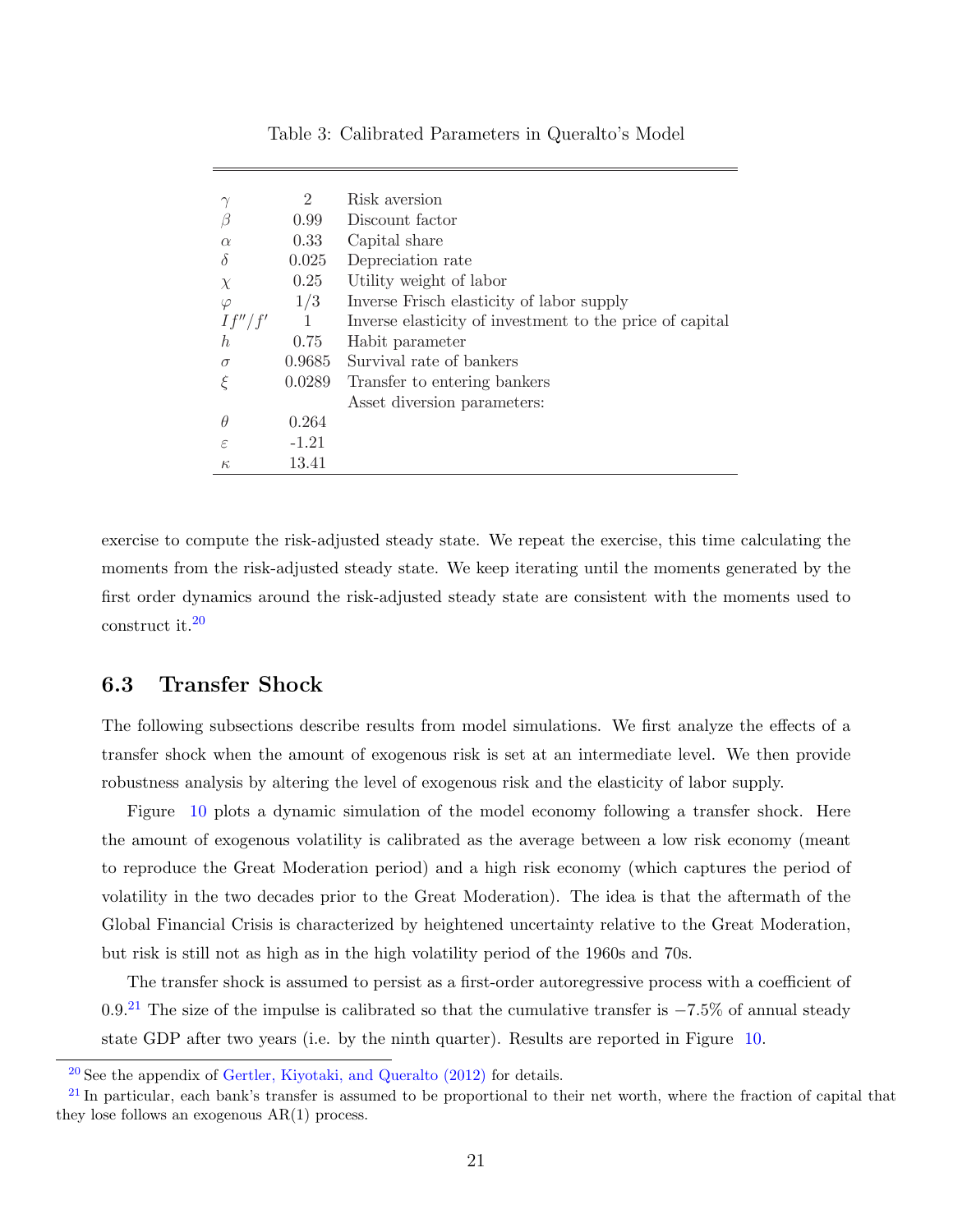Table 3: Calibrated Parameters in Queralto's Model

| | | |
|---|---|---|
| $\gamma$ | 2 | Risk aversion |
| $\beta$ | 0.99 | Discount factor |
| $\alpha$ | 0.33 | Capital share |
| $\delta$ | 0.025 | Depreciation rate |
| $\chi$ | 0.25 | Utility weight of labor |
| $\varphi$ | 1/3 | Inverse Frisch elasticity of labor supply |
| $If''/f'$ | 1 | Inverse elasticity of investment to the price of capital |
| $h$ | 0.75 | Habit parameter |
| $\sigma$ | 0.9685 | Survival rate of bankers |
| $\xi$ | 0.0289 | Transfer to entering bankers |
| | | Asset diversion parameters: |
| $\theta$ | 0.264 | |
| $\varepsilon$ | -1.21 | |
| $\kappa$ | 13.41 | |

exercise to compute the risk-adjusted steady state. We repeat the exercise, this time calculating the moments from the risk-adjusted steady state. We keep iterating until the moments generated by the first order dynamics around the risk-adjusted steady state are consistent with the moments used to construct it.[20]

## 6.3 Transfer Shock

The following subsections describe results from model simulations. We first analyze the effects of a transfer shock when the amount of exogenous risk is set at an intermediate level. We then provide robustness analysis by altering the level of exogenous risk and the elasticity of labor supply.

Figure 10 plots a dynamic simulation of the model economy following a transfer shock. Here the amount of exogenous volatility is calibrated as the average between a low risk economy (meant to reproduce the Great Moderation period) and a high risk economy (which captures the period of volatility in the two decades prior to the Great Moderation). The idea is that the aftermath of the Global Financial Crisis is characterized by heightened uncertainty relative to the Great Moderation, but risk is still not as high as in the high volatility period of the 1960s and 70s.

The transfer shock is assumed to persist as a first-order autoregressive process with a coefficient of 0.9.[21] The size of the impulse is calibrated so that the cumulative transfer is $-7.5\%$ of annual steady state GDP after two years (i.e. by the ninth quarter). Results are reported in Figure 10.

[20] See the appendix of Gertler, Kiyotaki, and Queralto (2012) for details.

[21] In particular, each bank's transfer is assumed to be proportional to their net worth, where the fraction of capital that they lose follows an exogenous AR(1) process.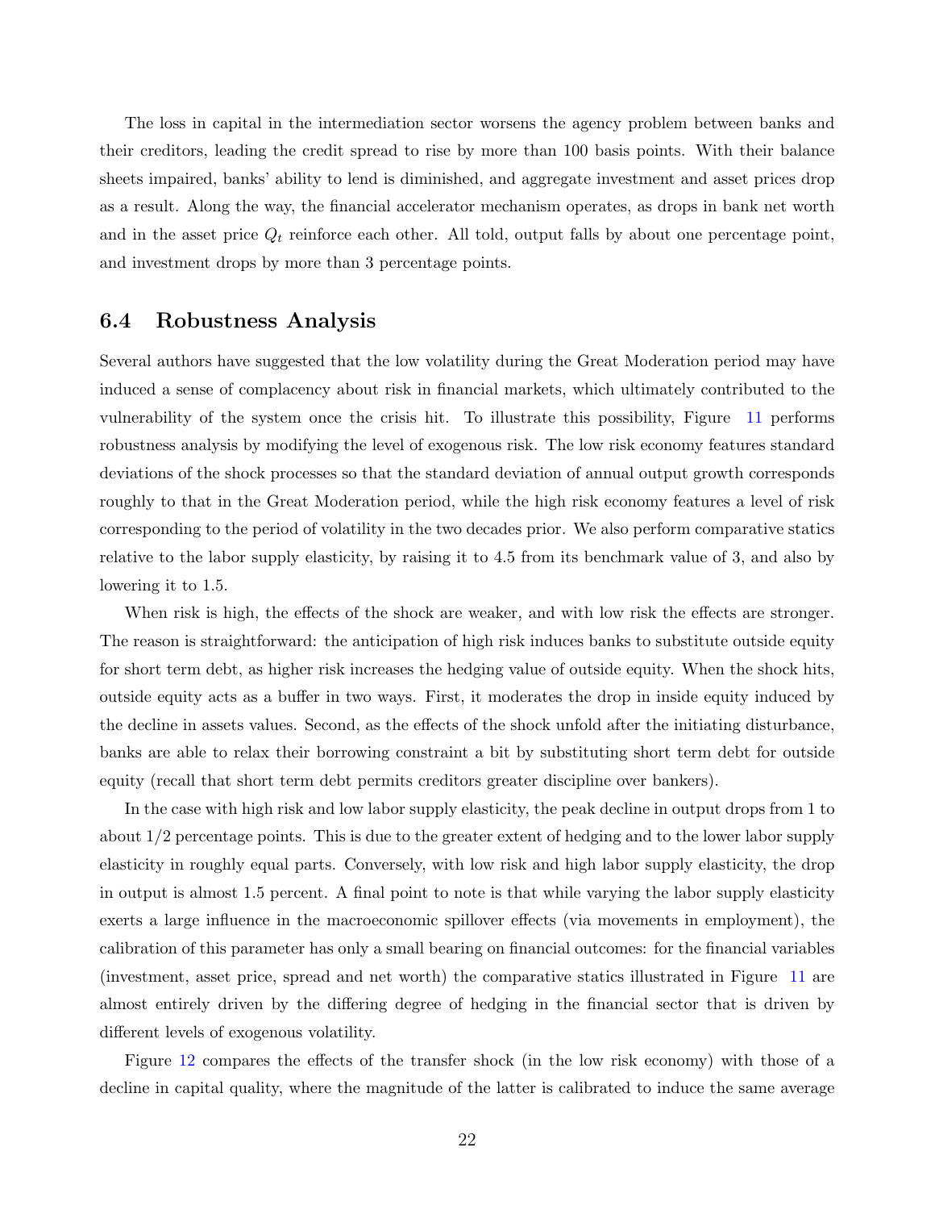The loss in capital in the intermediation sector worsens the agency problem between banks and their creditors, leading the credit spread to rise by more than 100 basis points. With their balance sheets impaired, banks' ability to lend is diminished, and aggregate investment and asset prices drop as a result. Along the way, the financial accelerator mechanism operates, as drops in bank net worth and in the asset price $Q_t$ reinforce each other. All told, output falls by about one percentage point, and investment drops by more than 3 percentage points.

### 6.4 Robustness Analysis

Several authors have suggested that the low volatility during the Great Moderation period may have induced a sense of complacency about risk in financial markets, which ultimately contributed to the vulnerability of the system once the crisis hit. To illustrate this possibility, Figure 11 performs robustness analysis by modifying the level of exogenous risk. The low risk economy features standard deviations of the shock processes so that the standard deviation of annual output growth corresponds roughly to that in the Great Moderation period, while the high risk economy features a level of risk corresponding to the period of volatility in the two decades prior. We also perform comparative statics relative to the labor supply elasticity, by raising it to 4.5 from its benchmark value of 3, and also by lowering it to 1.5.

When risk is high, the effects of the shock are weaker, and with low risk the effects are stronger. The reason is straightforward: the anticipation of high risk induces banks to substitute outside equity for short term debt, as higher risk increases the hedging value of outside equity. When the shock hits, outside equity acts as a buffer in two ways. First, it moderates the drop in inside equity induced by the decline in assets values. Second, as the effects of the shock unfold after the initiating disturbance, banks are able to relax their borrowing constraint a bit by substituting short term debt for outside equity (recall that short term debt permits creditors greater discipline over bankers).

In the case with high risk and low labor supply elasticity, the peak decline in output drops from 1 to about 1/2 percentage points. This is due to the greater extent of hedging and to the lower labor supply elasticity in roughly equal parts. Conversely, with low risk and high labor supply elasticity, the drop in output is almost 1.5 percent. A final point to note is that while varying the labor supply elasticity exerts a large influence in the macroeconomic spillover effects (via movements in employment), the calibration of this parameter has only a small bearing on financial outcomes: for the financial variables (investment, asset price, spread and net worth) the comparative statics illustrated in Figure 11 are almost entirely driven by the differing degree of hedging in the financial sector that is driven by different levels of exogenous volatility.

Figure 12 compares the effects of the transfer shock (in the low risk economy) with those of a decline in capital quality, where the magnitude of the latter is calibrated to induce the same average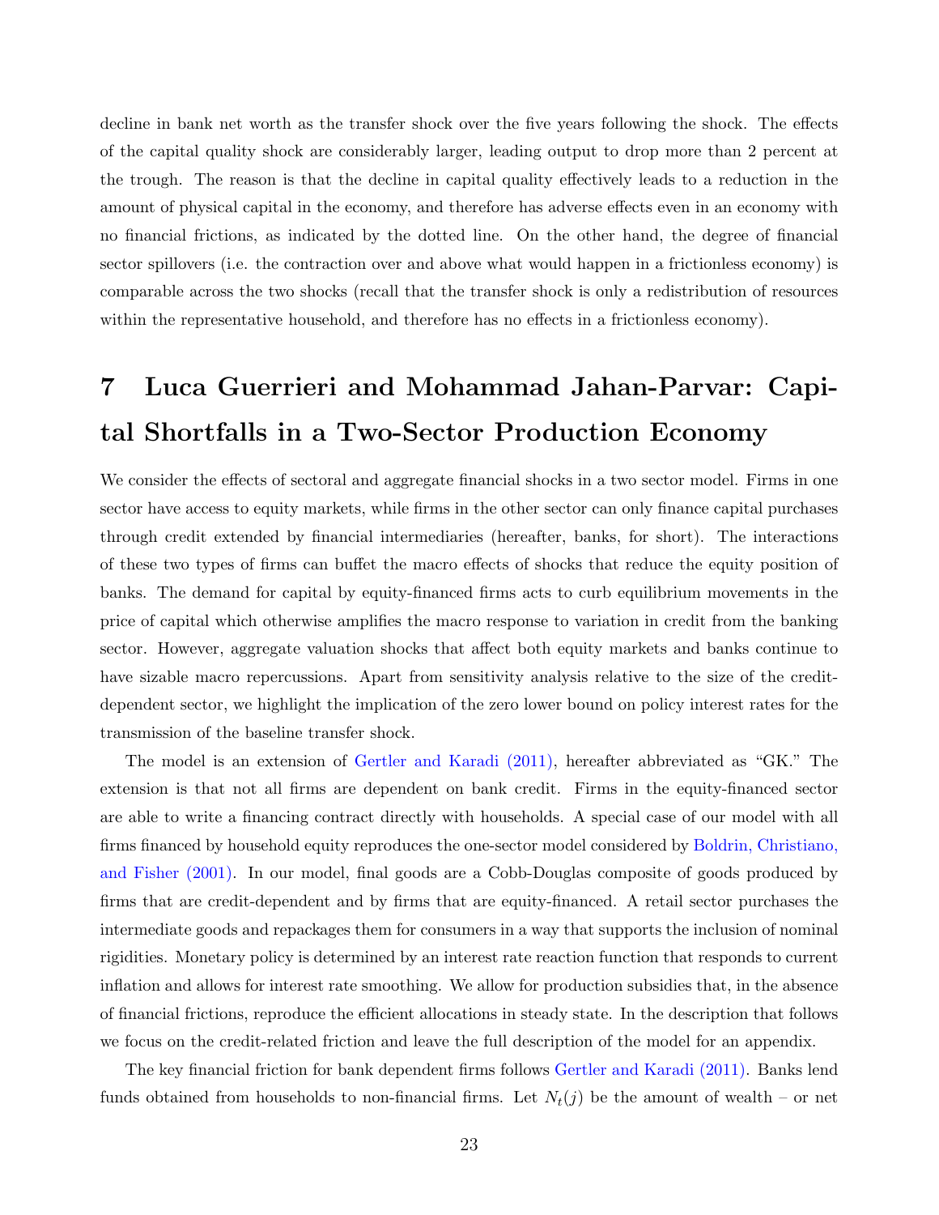decline in bank net worth as the transfer shock over the five years following the shock. The effects of the capital quality shock are considerably larger, leading output to drop more than 2 percent at the trough. The reason is that the decline in capital quality effectively leads to a reduction in the amount of physical capital in the economy, and therefore has adverse effects even in an economy with no financial frictions, as indicated by the dotted line. On the other hand, the degree of financial sector spillovers (i.e. the contraction over and above what would happen in a frictionless economy) is comparable across the two shocks (recall that the transfer shock is only a redistribution of resources within the representative household, and therefore has no effects in a frictionless economy).

# 7 Luca Guerrieri and Mohammad Jahan-Parvar: Capital Shortfalls in a Two-Sector Production Economy

We consider the effects of sectoral and aggregate financial shocks in a two sector model. Firms in one sector have access to equity markets, while firms in the other sector can only finance capital purchases through credit extended by financial intermediaries (hereafter, banks, for short). The interactions of these two types of firms can buffet the macro effects of shocks that reduce the equity position of banks. The demand for capital by equity-financed firms acts to curb equilibrium movements in the price of capital which otherwise amplifies the macro response to variation in credit from the banking sector. However, aggregate valuation shocks that affect both equity markets and banks continue to have sizable macro repercussions. Apart from sensitivity analysis relative to the size of the credit-dependent sector, we highlight the implication of the zero lower bound on policy interest rates for the transmission of the baseline transfer shock.

The model is an extension of Gertler and Karadi (2011), hereafter abbreviated as "GK." The extension is that not all firms are dependent on bank credit. Firms in the equity-financed sector are able to write a financing contract directly with households. A special case of our model with all firms financed by household equity reproduces the one-sector model considered by Boldrin, Christiano, and Fisher (2001). In our model, final goods are a Cobb-Douglas composite of goods produced by firms that are credit-dependent and by firms that are equity-financed. A retail sector purchases the intermediate goods and repackages them for consumers in a way that supports the inclusion of nominal rigidities. Monetary policy is determined by an interest rate reaction function that responds to current inflation and allows for interest rate smoothing. We allow for production subsidies that, in the absence of financial frictions, reproduce the efficient allocations in steady state. In the description that follows we focus on the credit-related friction and leave the full description of the model for an appendix.

The key financial friction for bank dependent firms follows Gertler and Karadi (2011). Banks lend funds obtained from households to non-financial firms. Let $N_t(j)$ be the amount of wealth – or net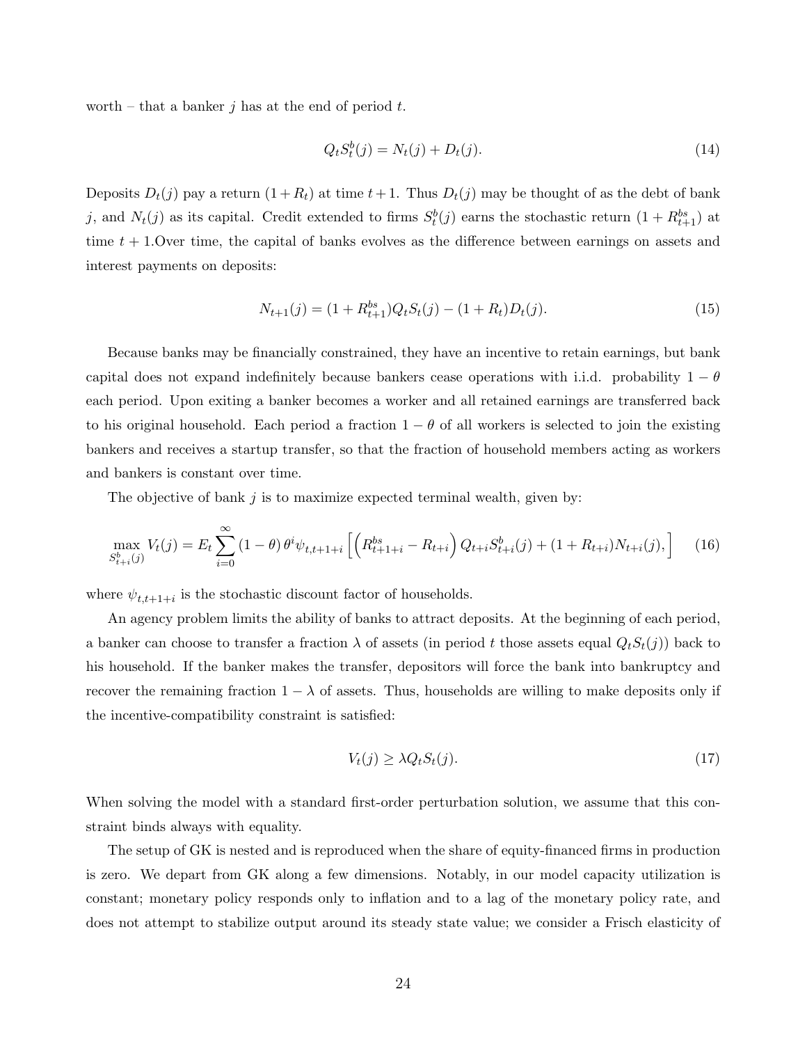worth – that a banker $j$ has at the end of period $t$.

$$Q_t S_t^b(j) = N_t(j) + D_t(j). \tag{14}$$

Deposits $D_t(j)$ pay a return $(1 + R_t)$ at time $t+1$. Thus $D_t(j)$ may be thought of as the debt of bank $j$, and $N_t(j)$ as its capital. Credit extended to firms $S_t^b(j)$ earns the stochastic return $(1 + R_{t+1}^{bs})$ at time $t+1$.Over time, the capital of banks evolves as the difference between earnings on assets and interest payments on deposits:

$$N_{t+1}(j) = (1 + R_{t+1}^{bs}) Q_t S_t(j) - (1 + R_t) D_t(j). \tag{15}$$

Because banks may be financially constrained, they have an incentive to retain earnings, but bank capital does not expand indefinitely because bankers cease operations with i.i.d. probability $1 - \theta$ each period. Upon exiting a banker becomes a worker and all retained earnings are transferred back to his original household. Each period a fraction $1 - \theta$ of all workers is selected to join the existing bankers and receives a startup transfer, so that the fraction of household members acting as workers and bankers is constant over time.

The objective of bank $j$ is to maximize expected terminal wealth, given by:

$$\max_{S_{t+i}^b(j)} V_t(j) = E_t \sum_{i=0}^{\infty} (1 - \theta)\, \theta^i \psi_{t,t+1+i} \left[ \left( R_{t+1+i}^{bs} - R_{t+i} \right) Q_{t+i} S_{t+i}^b(j) + (1 + R_{t+i}) N_{t+i}(j), \right] \tag{16}$$

where $\psi_{t,t+1+i}$ is the stochastic discount factor of households.

An agency problem limits the ability of banks to attract deposits. At the beginning of each period, a banker can choose to transfer a fraction $\lambda$ of assets (in period $t$ those assets equal $Q_t S_t(j)$) back to his household. If the banker makes the transfer, depositors will force the bank into bankruptcy and recover the remaining fraction $1 - \lambda$ of assets. Thus, households are willing to make deposits only if the incentive-compatibility constraint is satisfied:

$$V_t(j) \geq \lambda Q_t S_t(j). \tag{17}$$

When solving the model with a standard first-order perturbation solution, we assume that this constraint binds always with equality.

The setup of GK is nested and is reproduced when the share of equity-financed firms in production is zero. We depart from GK along a few dimensions. Notably, in our model capacity utilization is constant; monetary policy responds only to inflation and to a lag of the monetary policy rate, and does not attempt to stabilize output around its steady state value; we consider a Frisch elasticity of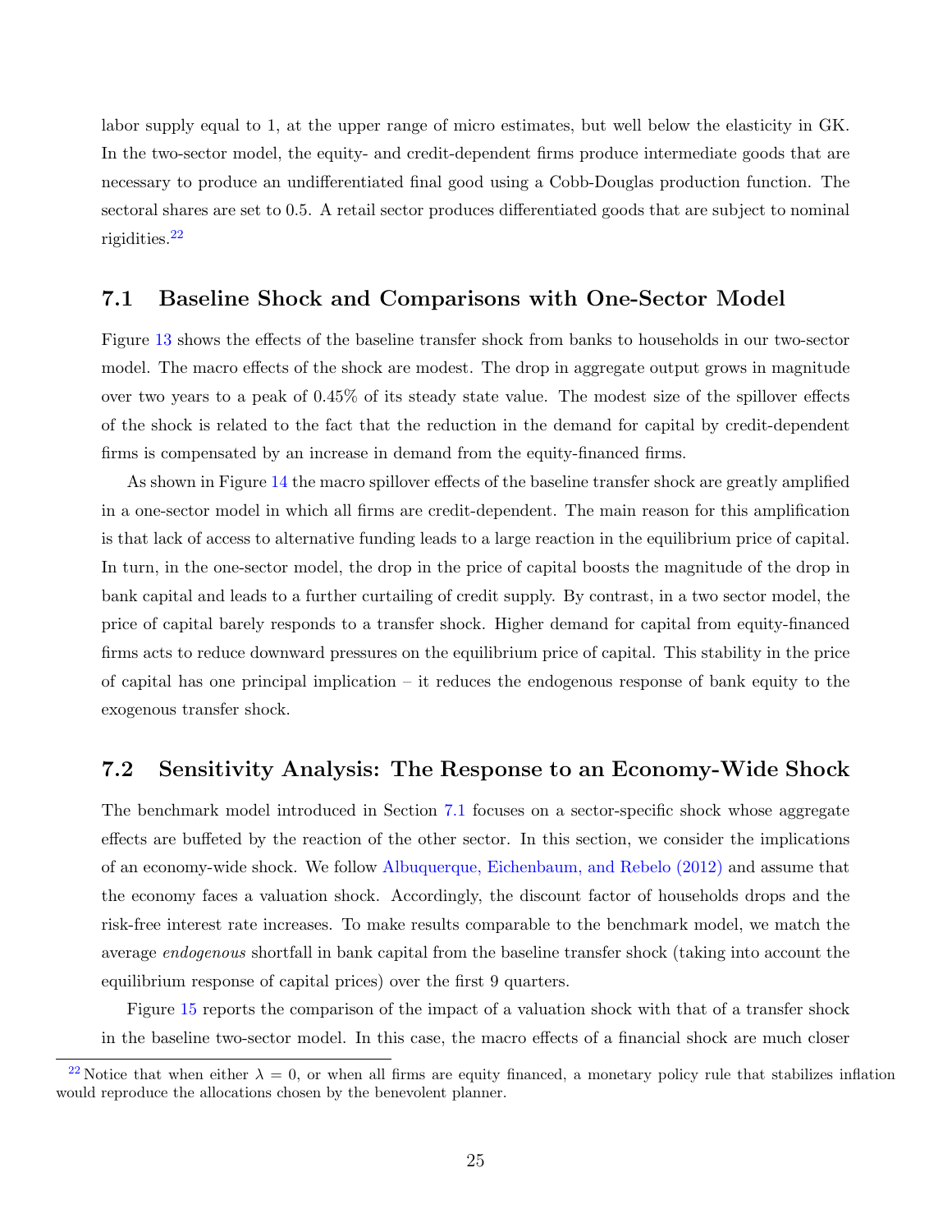labor supply equal to 1, at the upper range of micro estimates, but well below the elasticity in GK. In the two-sector model, the equity- and credit-dependent firms produce intermediate goods that are necessary to produce an undifferentiated final good using a Cobb-Douglas production function. The sectoral shares are set to 0.5. A retail sector produces differentiated goods that are subject to nominal rigidities.[22]

## 7.1 Baseline Shock and Comparisons with One-Sector Model

Figure 13 shows the effects of the baseline transfer shock from banks to households in our two-sector model. The macro effects of the shock are modest. The drop in aggregate output grows in magnitude over two years to a peak of 0.45% of its steady state value. The modest size of the spillover effects of the shock is related to the fact that the reduction in the demand for capital by credit-dependent firms is compensated by an increase in demand from the equity-financed firms.

As shown in Figure 14 the macro spillover effects of the baseline transfer shock are greatly amplified in a one-sector model in which all firms are credit-dependent. The main reason for this amplification is that lack of access to alternative funding leads to a large reaction in the equilibrium price of capital. In turn, in the one-sector model, the drop in the price of capital boosts the magnitude of the drop in bank capital and leads to a further curtailing of credit supply. By contrast, in a two sector model, the price of capital barely responds to a transfer shock. Higher demand for capital from equity-financed firms acts to reduce downward pressures on the equilibrium price of capital. This stability in the price of capital has one principal implication – it reduces the endogenous response of bank equity to the exogenous transfer shock.

## 7.2 Sensitivity Analysis: The Response to an Economy-Wide Shock

The benchmark model introduced in Section 7.1 focuses on a sector-specific shock whose aggregate effects are buffeted by the reaction of the other sector. In this section, we consider the implications of an economy-wide shock. We follow Albuquerque, Eichenbaum, and Rebelo (2012) and assume that the economy faces a valuation shock. Accordingly, the discount factor of households drops and the risk-free interest rate increases. To make results comparable to the benchmark model, we match the average *endogenous* shortfall in bank capital from the baseline transfer shock (taking into account the equilibrium response of capital prices) over the first 9 quarters.

Figure 15 reports the comparison of the impact of a valuation shock with that of a transfer shock in the baseline two-sector model. In this case, the macro effects of a financial shock are much closer

[22] Notice that when either $\lambda = 0$, or when all firms are equity financed, a monetary policy rule that stabilizes inflation would reproduce the allocations chosen by the benevolent planner.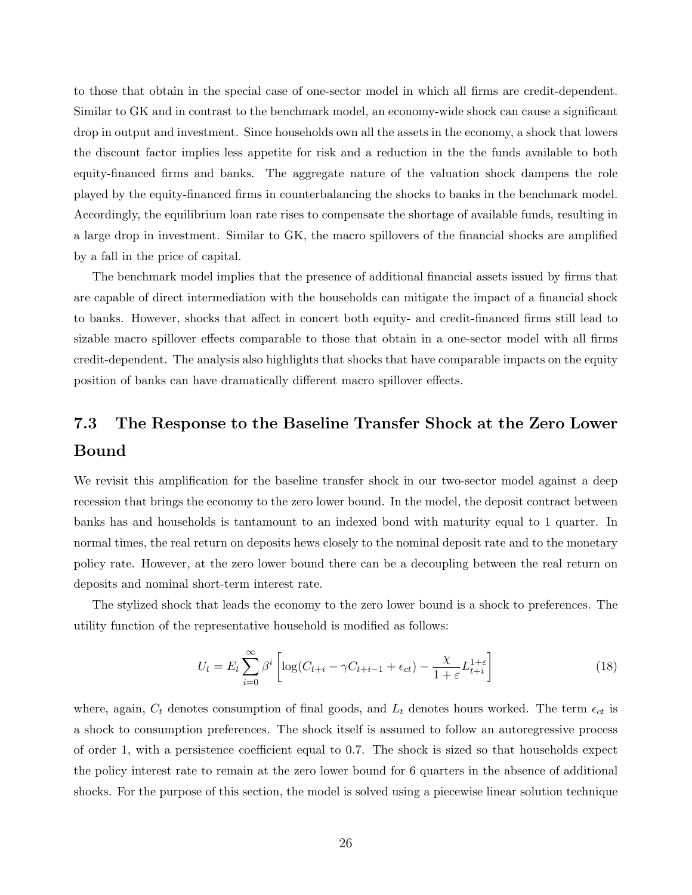to those that obtain in the special case of one-sector model in which all firms are credit-dependent. Similar to GK and in contrast to the benchmark model, an economy-wide shock can cause a significant drop in output and investment. Since households own all the assets in the economy, a shock that lowers the discount factor implies less appetite for risk and a reduction in the the funds available to both equity-financed firms and banks. The aggregate nature of the valuation shock dampens the role played by the equity-financed firms in counterbalancing the shocks to banks in the benchmark model. Accordingly, the equilibrium loan rate rises to compensate the shortage of available funds, resulting in a large drop in investment. Similar to GK, the macro spillovers of the financial shocks are amplified by a fall in the price of capital.

The benchmark model implies that the presence of additional financial assets issued by firms that are capable of direct intermediation with the households can mitigate the impact of a financial shock to banks. However, shocks that affect in concert both equity- and credit-financed firms still lead to sizable macro spillover effects comparable to those that obtain in a one-sector model with all firms credit-dependent. The analysis also highlights that shocks that have comparable impacts on the equity position of banks can have dramatically different macro spillover effects.

## 7.3 The Response to the Baseline Transfer Shock at the Zero Lower Bound

We revisit this amplification for the baseline transfer shock in our two-sector model against a deep recession that brings the economy to the zero lower bound. In the model, the deposit contract between banks has and households is tantamount to an indexed bond with maturity equal to 1 quarter. In normal times, the real return on deposits hews closely to the nominal deposit rate and to the monetary policy rate. However, at the zero lower bound there can be a decoupling between the real return on deposits and nominal short-term interest rate.

The stylized shock that leads the economy to the zero lower bound is a shock to preferences. The utility function of the representative household is modified as follows:

$$U_t = E_t \sum_{i=0}^{\infty} \beta^i \left[ \log(C_{t+i} - \gamma C_{t+i-1} + \epsilon_{ct}) - \frac{\chi}{1+\varepsilon} L_{t+i}^{1+\varepsilon} \right] \tag{18}$$

where, again, $C_t$ denotes consumption of final goods, and $L_t$ denotes hours worked. The term $\epsilon_{ct}$ is a shock to consumption preferences. The shock itself is assumed to follow an autoregressive process of order 1, with a persistence coefficient equal to 0.7. The shock is sized so that households expect the policy interest rate to remain at the zero lower bound for 6 quarters in the absence of additional shocks. For the purpose of this section, the model is solved using a piecewise linear solution technique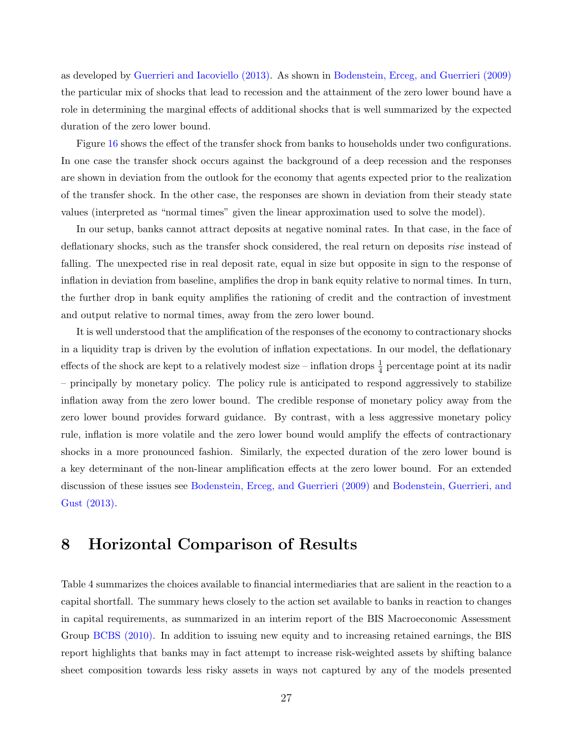as developed by Guerrieri and Iacoviello (2013). As shown in Bodenstein, Erceg, and Guerrieri (2009) the particular mix of shocks that lead to recession and the attainment of the zero lower bound have a role in determining the marginal effects of additional shocks that is well summarized by the expected duration of the zero lower bound.

Figure 16 shows the effect of the transfer shock from banks to households under two configurations. In one case the transfer shock occurs against the background of a deep recession and the responses are shown in deviation from the outlook for the economy that agents expected prior to the realization of the transfer shock. In the other case, the responses are shown in deviation from their steady state values (interpreted as "normal times" given the linear approximation used to solve the model).

In our setup, banks cannot attract deposits at negative nominal rates. In that case, in the face of deflationary shocks, such as the transfer shock considered, the real return on deposits *rise* instead of falling. The unexpected rise in real deposit rate, equal in size but opposite in sign to the response of inflation in deviation from baseline, amplifies the drop in bank equity relative to normal times. In turn, the further drop in bank equity amplifies the rationing of credit and the contraction of investment and output relative to normal times, away from the zero lower bound.

It is well understood that the amplification of the responses of the economy to contractionary shocks in a liquidity trap is driven by the evolution of inflation expectations. In our model, the deflationary effects of the shock are kept to a relatively modest size – inflation drops $\frac{1}{4}$ percentage point at its nadir – principally by monetary policy. The policy rule is anticipated to respond aggressively to stabilize inflation away from the zero lower bound. The credible response of monetary policy away from the zero lower bound provides forward guidance. By contrast, with a less aggressive monetary policy rule, inflation is more volatile and the zero lower bound would amplify the effects of contractionary shocks in a more pronounced fashion. Similarly, the expected duration of the zero lower bound is a key determinant of the non-linear amplification effects at the zero lower bound. For an extended discussion of these issues see Bodenstein, Erceg, and Guerrieri (2009) and Bodenstein, Guerrieri, and Gust (2013).

# 8 Horizontal Comparison of Results

Table 4 summarizes the choices available to financial intermediaries that are salient in the reaction to a capital shortfall. The summary hews closely to the action set available to banks in reaction to changes in capital requirements, as summarized in an interim report of the BIS Macroeconomic Assessment Group BCBS (2010). In addition to issuing new equity and to increasing retained earnings, the BIS report highlights that banks may in fact attempt to increase risk-weighted assets by shifting balance sheet composition towards less risky assets in ways not captured by any of the models presented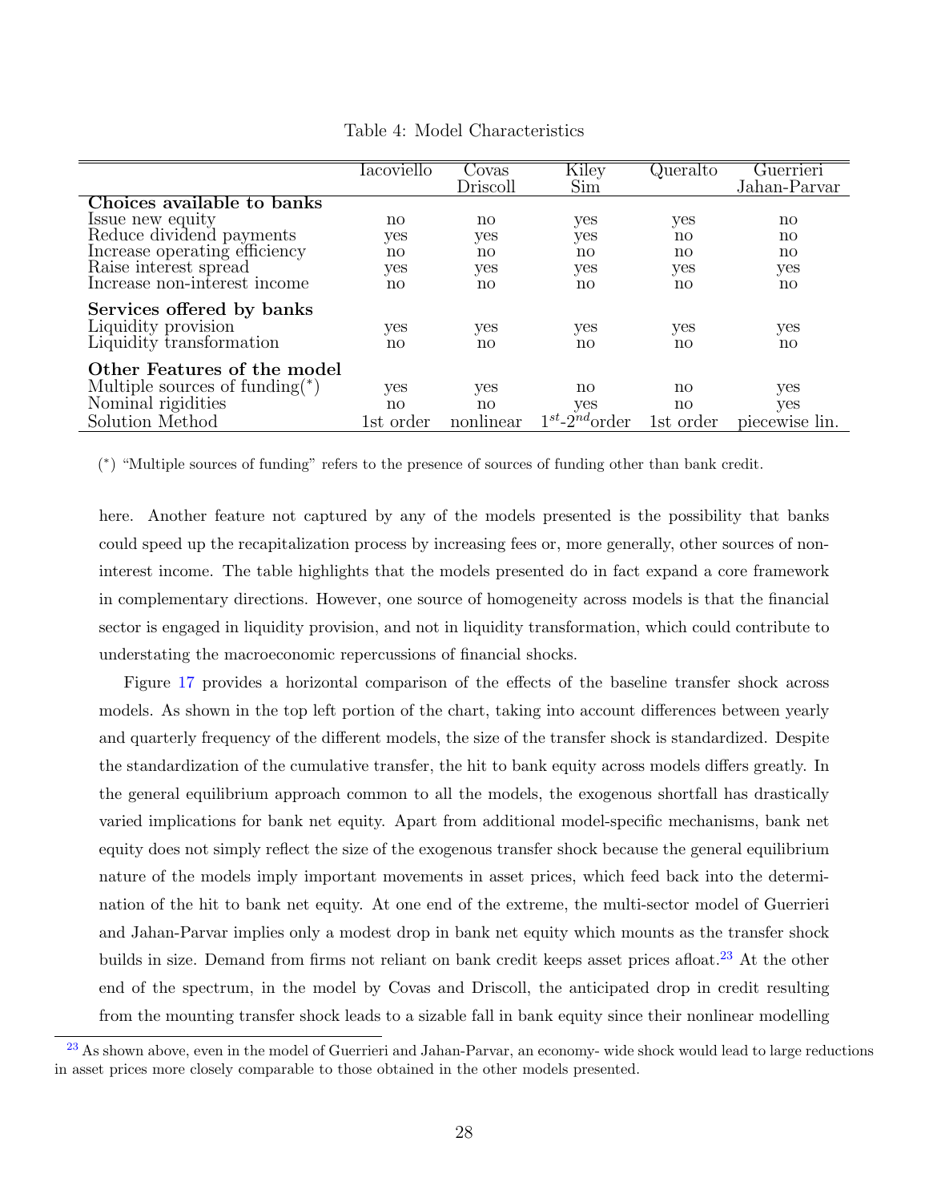Table 4: Model Characteristics

| | Iacoviello | Covas Driscoll | Kiley Sim | Queralto | Guerrieri Jahan-Parvar |
|---|---|---|---|---|---|
| **Choices available to banks** | | | | | |
| Issue new equity | no | no | yes | yes | no |
| Reduce dividend payments | yes | yes | yes | no | no |
| Increase operating efficiency | no | no | no | no | no |
| Raise interest spread | yes | yes | yes | yes | yes |
| Increase non-interest income | no | no | no | no | no |
| **Services offered by banks** | | | | | |
| Liquidity provision | yes | yes | yes | yes | yes |
| Liquidity transformation | no | no | no | no | no |
| **Other Features of the model** | | | | | |
| Multiple sources of funding(\*) | yes | yes | no | no | yes |
| Nominal rigidities | no | no | yes | no | yes |
| Solution Method | 1st order | nonlinear | $1^{st}$-$2^{nd}$order | 1st order | piecewise lin. |

(\*) "Multiple sources of funding" refers to the presence of sources of funding other than bank credit.

here. Another feature not captured by any of the models presented is the possibility that banks could speed up the recapitalization process by increasing fees or, more generally, other sources of non-interest income. The table highlights that the models presented do in fact expand a core framework in complementary directions. However, one source of homogeneity across models is that the financial sector is engaged in liquidity provision, and not in liquidity transformation, which could contribute to understating the macroeconomic repercussions of financial shocks.

Figure 17 provides a horizontal comparison of the effects of the baseline transfer shock across models. As shown in the top left portion of the chart, taking into account differences between yearly and quarterly frequency of the different models, the size of the transfer shock is standardized. Despite the standardization of the cumulative transfer, the hit to bank equity across models differs greatly. In the general equilibrium approach common to all the models, the exogenous shortfall has drastically varied implications for bank net equity. Apart from additional model-specific mechanisms, bank net equity does not simply reflect the size of the exogenous transfer shock because the general equilibrium nature of the models imply important movements in asset prices, which feed back into the determination of the hit to bank net equity. At one end of the extreme, the multi-sector model of Guerrieri and Jahan-Parvar implies only a modest drop in bank net equity which mounts as the transfer shock builds in size. Demand from firms not reliant on bank credit keeps asset prices afloat.[23] At the other end of the spectrum, in the model by Covas and Driscoll, the anticipated drop in credit resulting from the mounting transfer shock leads to a sizable fall in bank equity since their nonlinear modelling

[23] As shown above, even in the model of Guerrieri and Jahan-Parvar, an economy- wide shock would lead to large reductions in asset prices more closely comparable to those obtained in the other models presented.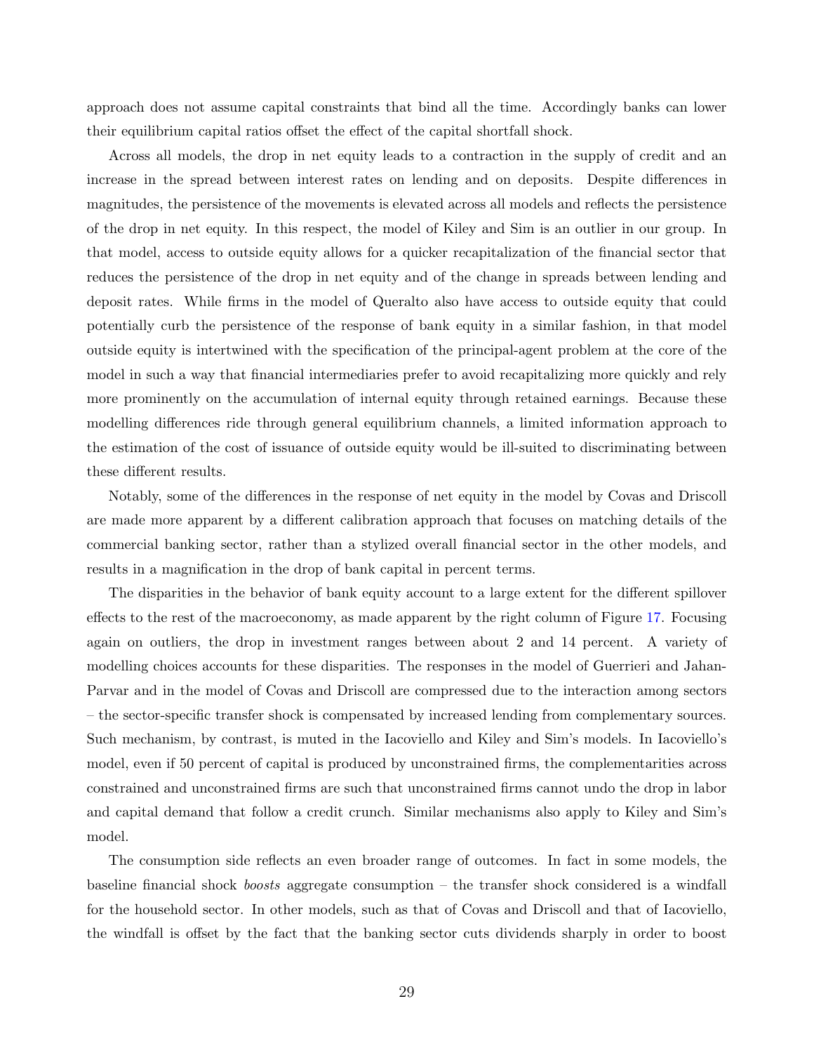approach does not assume capital constraints that bind all the time. Accordingly banks can lower their equilibrium capital ratios offset the effect of the capital shortfall shock.

Across all models, the drop in net equity leads to a contraction in the supply of credit and an increase in the spread between interest rates on lending and on deposits. Despite differences in magnitudes, the persistence of the movements is elevated across all models and reflects the persistence of the drop in net equity. In this respect, the model of Kiley and Sim is an outlier in our group. In that model, access to outside equity allows for a quicker recapitalization of the financial sector that reduces the persistence of the drop in net equity and of the change in spreads between lending and deposit rates. While firms in the model of Queralto also have access to outside equity that could potentially curb the persistence of the response of bank equity in a similar fashion, in that model outside equity is intertwined with the specification of the principal-agent problem at the core of the model in such a way that financial intermediaries prefer to avoid recapitalizing more quickly and rely more prominently on the accumulation of internal equity through retained earnings. Because these modelling differences ride through general equilibrium channels, a limited information approach to the estimation of the cost of issuance of outside equity would be ill-suited to discriminating between these different results.

Notably, some of the differences in the response of net equity in the model by Covas and Driscoll are made more apparent by a different calibration approach that focuses on matching details of the commercial banking sector, rather than a stylized overall financial sector in the other models, and results in a magnification in the drop of bank capital in percent terms.

The disparities in the behavior of bank equity account to a large extent for the different spillover effects to the rest of the macroeconomy, as made apparent by the right column of Figure 17. Focusing again on outliers, the drop in investment ranges between about 2 and 14 percent. A variety of modelling choices accounts for these disparities. The responses in the model of Guerrieri and Jahan-Parvar and in the model of Covas and Driscoll are compressed due to the interaction among sectors – the sector-specific transfer shock is compensated by increased lending from complementary sources. Such mechanism, by contrast, is muted in the Iacoviello and Kiley and Sim's models. In Iacoviello's model, even if 50 percent of capital is produced by unconstrained firms, the complementarities across constrained and unconstrained firms are such that unconstrained firms cannot undo the drop in labor and capital demand that follow a credit crunch. Similar mechanisms also apply to Kiley and Sim's model.

The consumption side reflects an even broader range of outcomes. In fact in some models, the baseline financial shock *boosts* aggregate consumption – the transfer shock considered is a windfall for the household sector. In other models, such as that of Covas and Driscoll and that of Iacoviello, the windfall is offset by the fact that the banking sector cuts dividends sharply in order to boost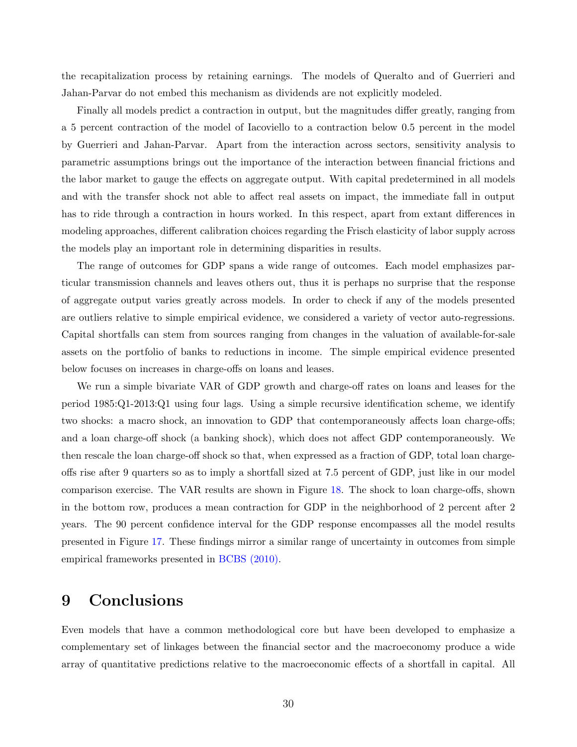the recapitalization process by retaining earnings. The models of Queralto and of Guerrieri and Jahan-Parvar do not embed this mechanism as dividends are not explicitly modeled.

Finally all models predict a contraction in output, but the magnitudes differ greatly, ranging from a 5 percent contraction of the model of Iacoviello to a contraction below 0.5 percent in the model by Guerrieri and Jahan-Parvar. Apart from the interaction across sectors, sensitivity analysis to parametric assumptions brings out the importance of the interaction between financial frictions and the labor market to gauge the effects on aggregate output. With capital predetermined in all models and with the transfer shock not able to affect real assets on impact, the immediate fall in output has to ride through a contraction in hours worked. In this respect, apart from extant differences in modeling approaches, different calibration choices regarding the Frisch elasticity of labor supply across the models play an important role in determining disparities in results.

The range of outcomes for GDP spans a wide range of outcomes. Each model emphasizes particular transmission channels and leaves others out, thus it is perhaps no surprise that the response of aggregate output varies greatly across models. In order to check if any of the models presented are outliers relative to simple empirical evidence, we considered a variety of vector auto-regressions. Capital shortfalls can stem from sources ranging from changes in the valuation of available-for-sale assets on the portfolio of banks to reductions in income. The simple empirical evidence presented below focuses on increases in charge-offs on loans and leases.

We run a simple bivariate VAR of GDP growth and charge-off rates on loans and leases for the period 1985:Q1-2013:Q1 using four lags. Using a simple recursive identification scheme, we identify two shocks: a macro shock, an innovation to GDP that contemporaneously affects loan charge-offs; and a loan charge-off shock (a banking shock), which does not affect GDP contemporaneously. We then rescale the loan charge-off shock so that, when expressed as a fraction of GDP, total loan charge-offs rise after 9 quarters so as to imply a shortfall sized at 7.5 percent of GDP, just like in our model comparison exercise. The VAR results are shown in Figure 18. The shock to loan charge-offs, shown in the bottom row, produces a mean contraction for GDP in the neighborhood of 2 percent after 2 years. The 90 percent confidence interval for the GDP response encompasses all the model results presented in Figure 17. These findings mirror a similar range of uncertainty in outcomes from simple empirical frameworks presented in BCBS (2010).

# 9 Conclusions

Even models that have a common methodological core but have been developed to emphasize a complementary set of linkages between the financial sector and the macroeconomy produce a wide array of quantitative predictions relative to the macroeconomic effects of a shortfall in capital. All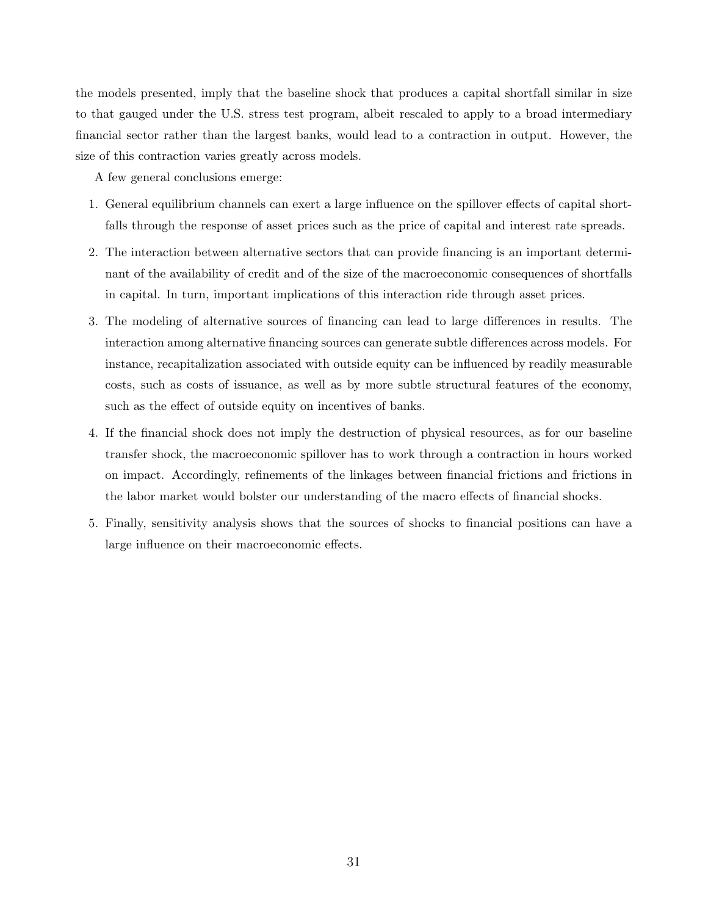the models presented, imply that the baseline shock that produces a capital shortfall similar in size to that gauged under the U.S. stress test program, albeit rescaled to apply to a broad intermediary financial sector rather than the largest banks, would lead to a contraction in output. However, the size of this contraction varies greatly across models.

A few general conclusions emerge:

1. General equilibrium channels can exert a large influence on the spillover effects of capital shortfalls through the response of asset prices such as the price of capital and interest rate spreads.
2. The interaction between alternative sectors that can provide financing is an important determinant of the availability of credit and of the size of the macroeconomic consequences of shortfalls in capital. In turn, important implications of this interaction ride through asset prices.
3. The modeling of alternative sources of financing can lead to large differences in results. The interaction among alternative financing sources can generate subtle differences across models. For instance, recapitalization associated with outside equity can be influenced by readily measurable costs, such as costs of issuance, as well as by more subtle structural features of the economy, such as the effect of outside equity on incentives of banks.
4. If the financial shock does not imply the destruction of physical resources, as for our baseline transfer shock, the macroeconomic spillover has to work through a contraction in hours worked on impact. Accordingly, refinements of the linkages between financial frictions and frictions in the labor market would bolster our understanding of the macro effects of financial shocks.
5. Finally, sensitivity analysis shows that the sources of shocks to financial positions can have a large influence on their macroeconomic effects.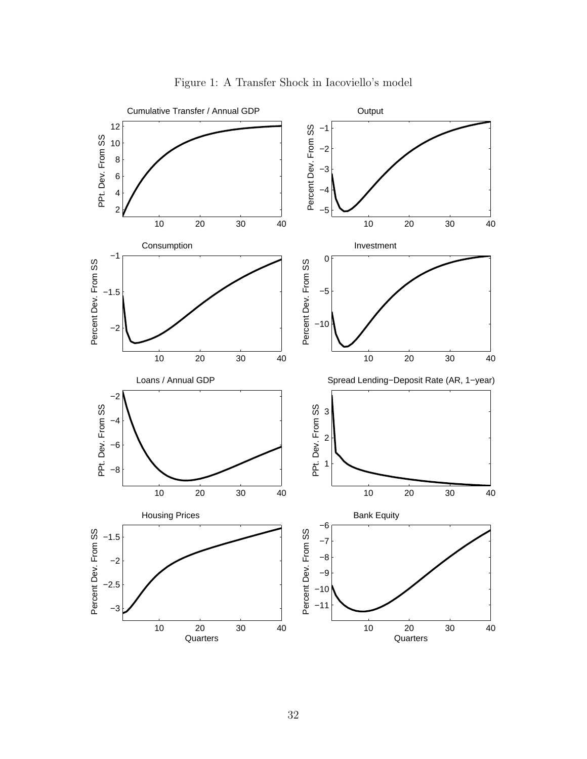Figure 1: A Transfer Shock in Iacoviello's model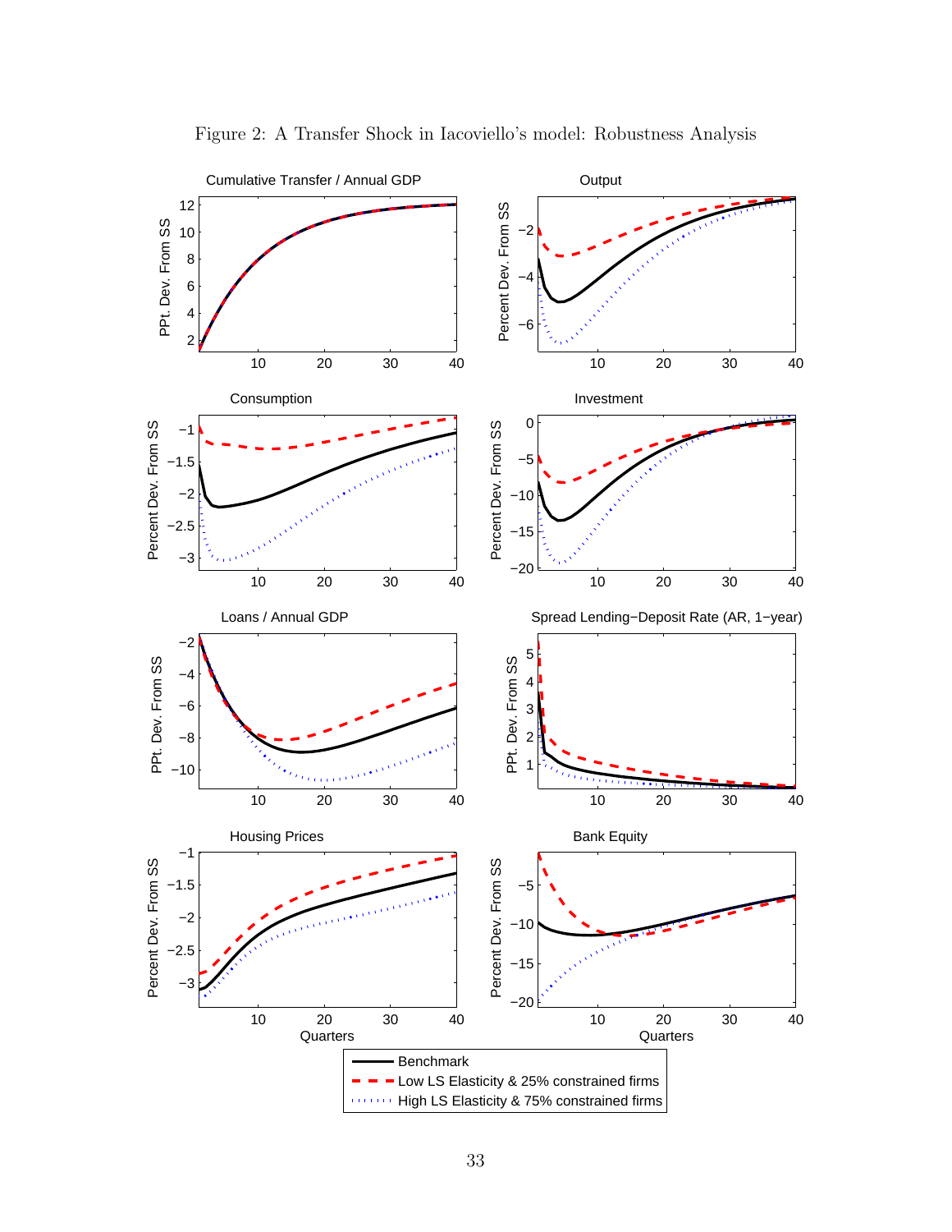Figure 2: A Transfer Shock in Iacoviello's model: Robustness Analysis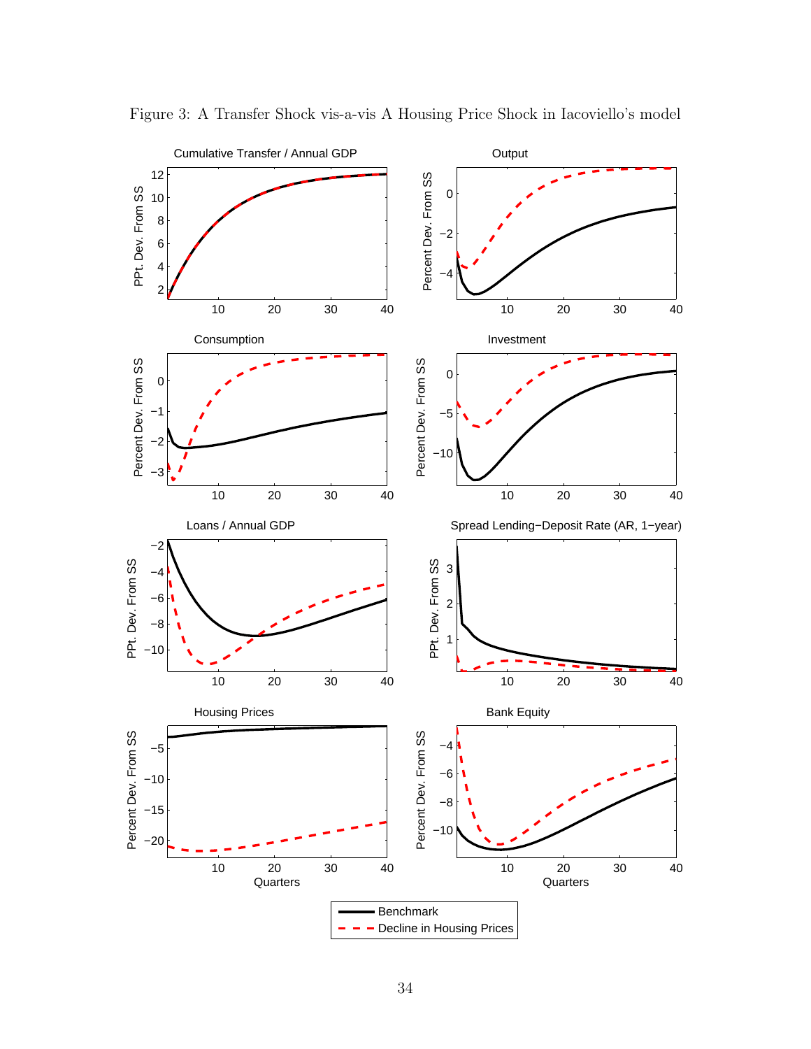Figure 3: A Transfer Shock vis-a-vis A Housing Price Shock in Iacoviello's model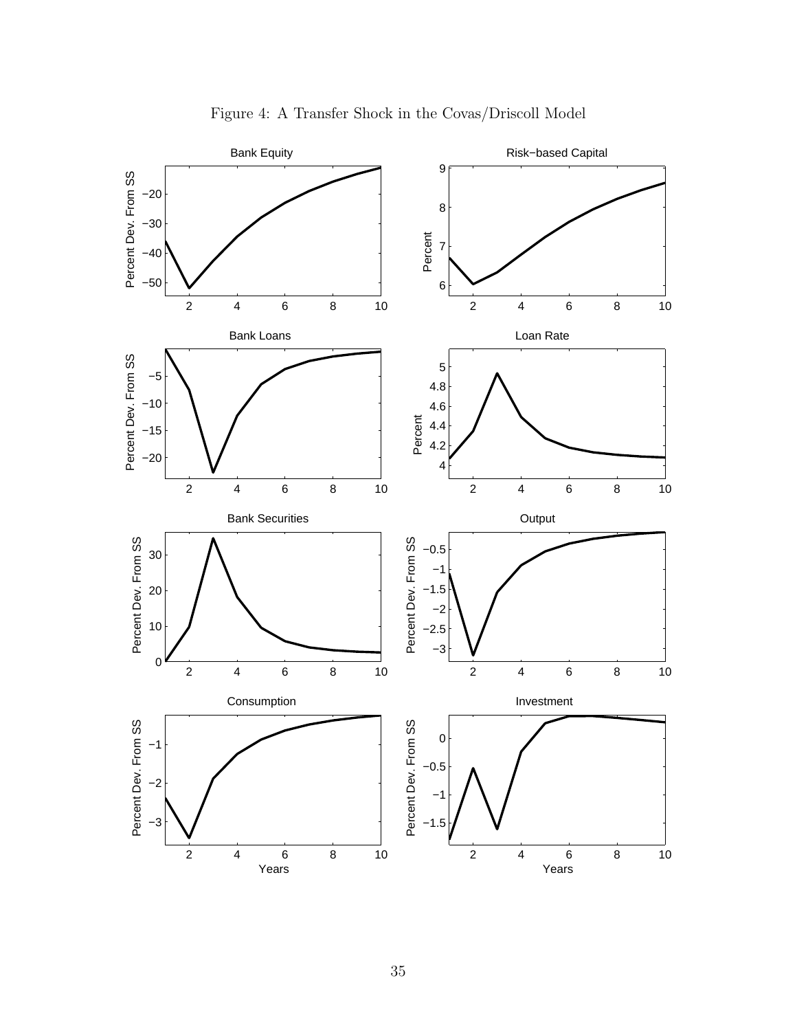Figure 4: A Transfer Shock in the Covas/Driscoll Model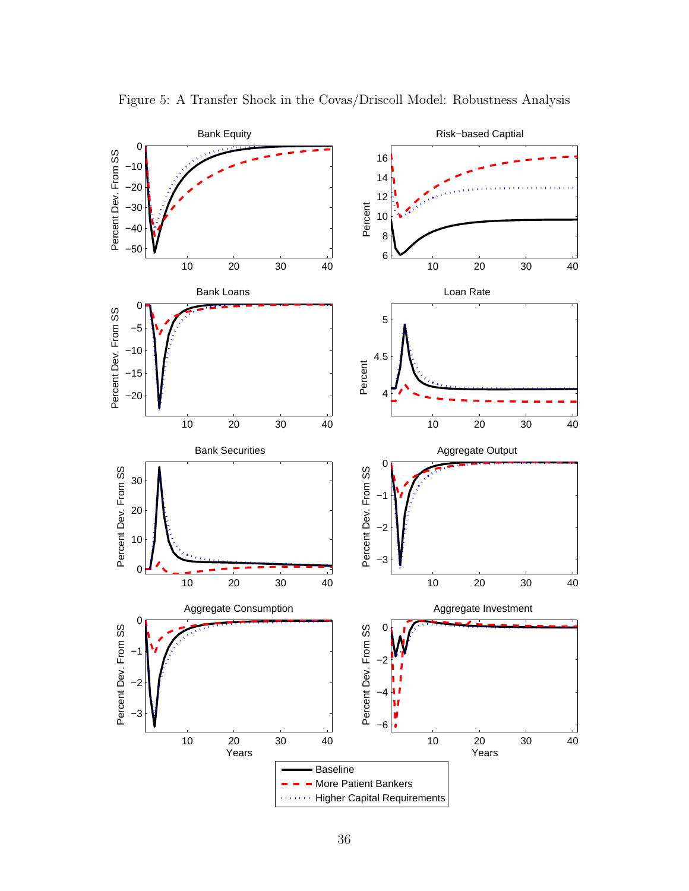Figure 5: A Transfer Shock in the Covas/Driscoll Model: Robustness Analysis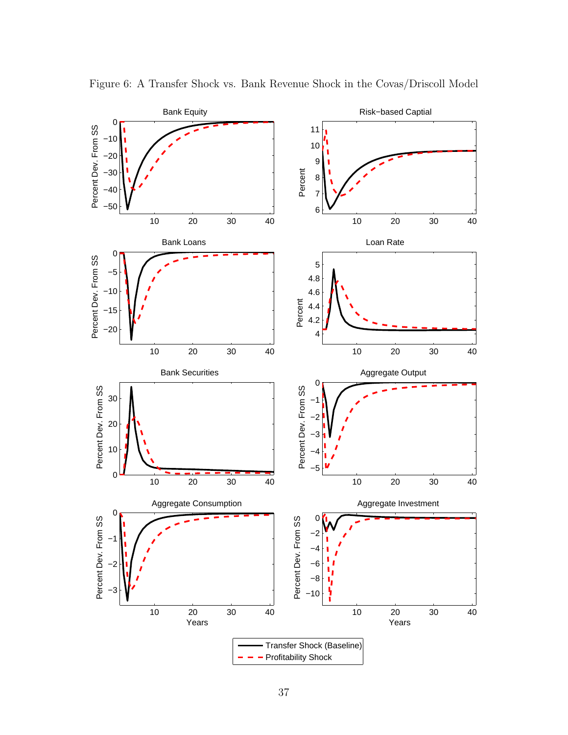Figure 6: A Transfer Shock vs. Bank Revenue Shock in the Covas/Driscoll Model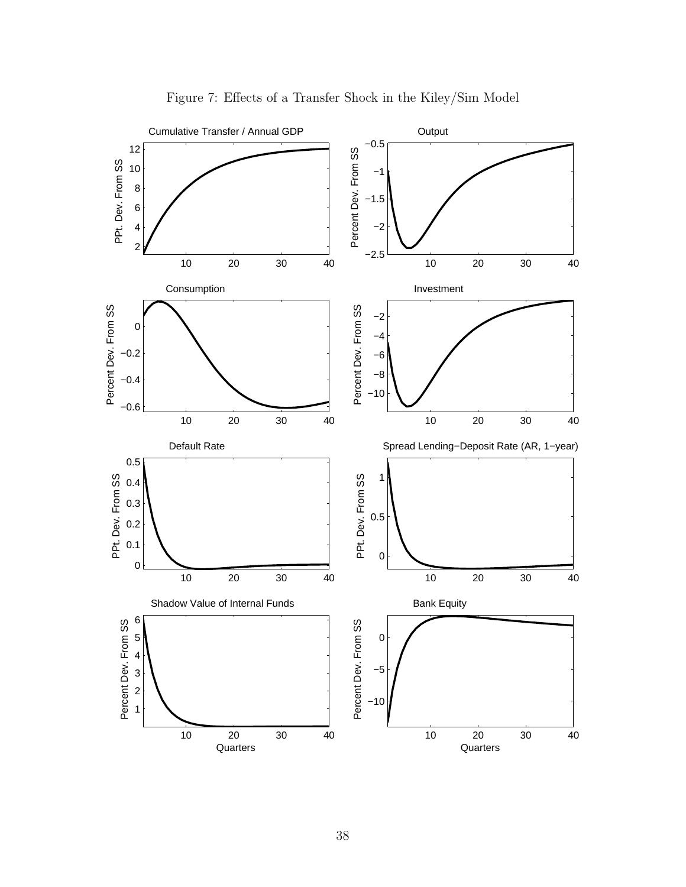Figure 7: Effects of a Transfer Shock in the Kiley/Sim Model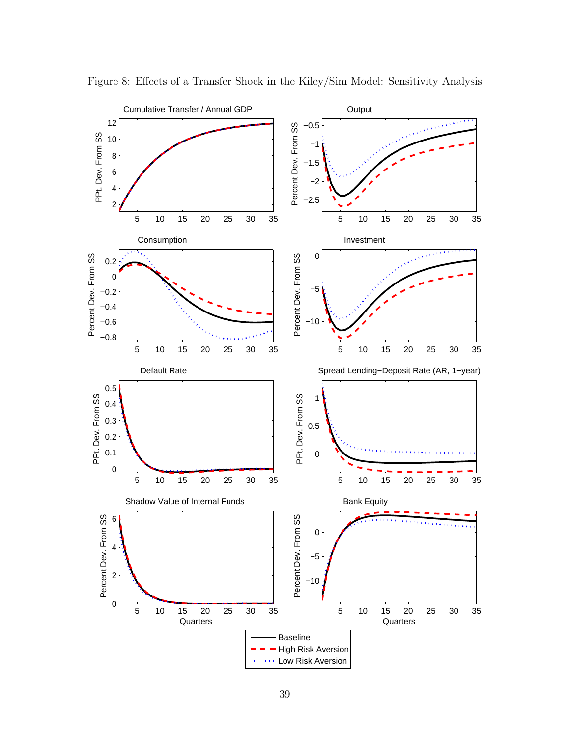Figure 8: Effects of a Transfer Shock in the Kiley/Sim Model: Sensitivity Analysis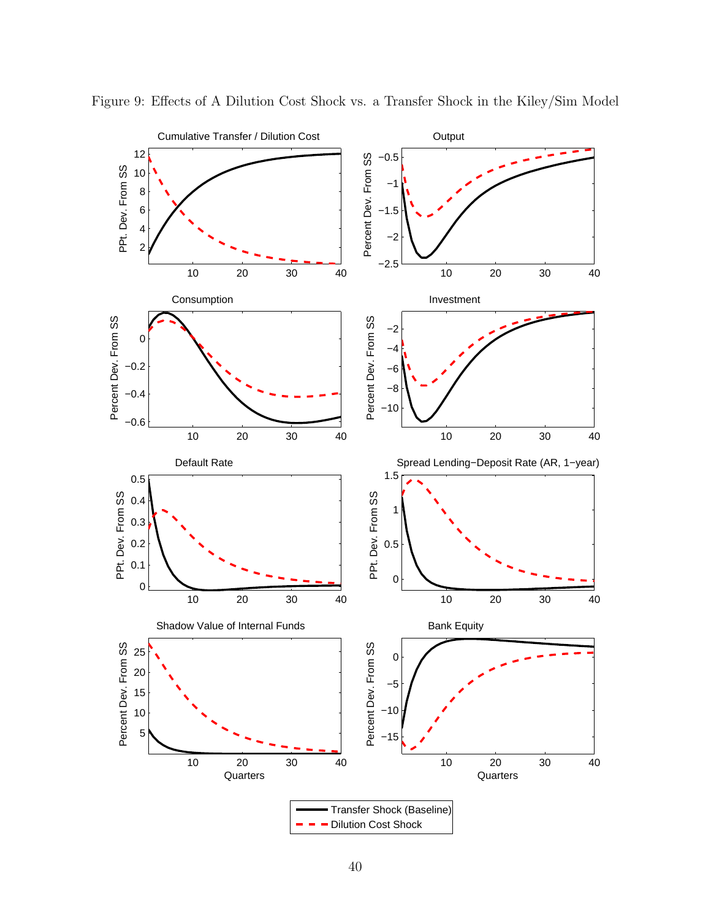Figure 9: Effects of A Dilution Cost Shock vs. a Transfer Shock in the Kiley/Sim Model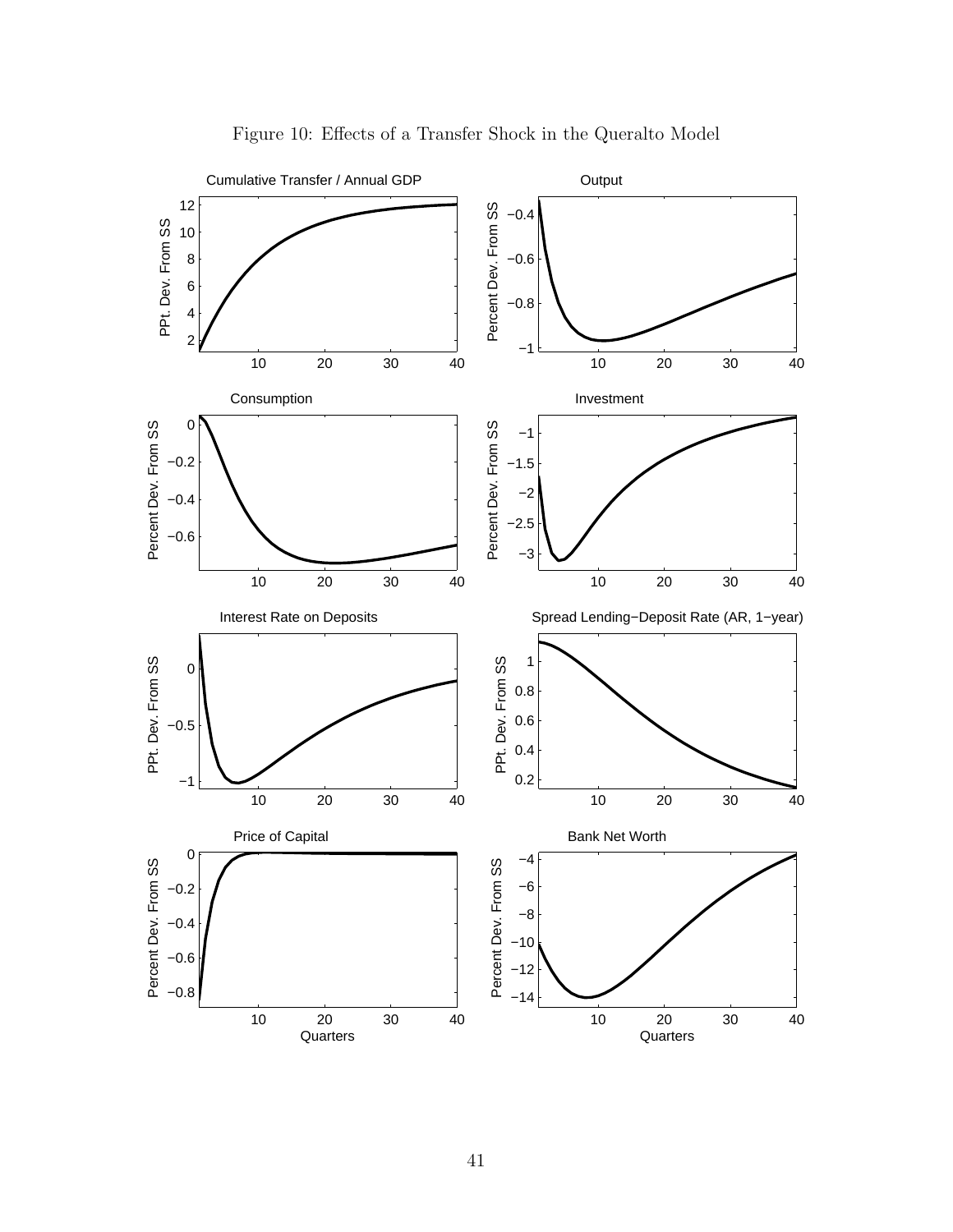Figure 10: Effects of a Transfer Shock in the Queralto Model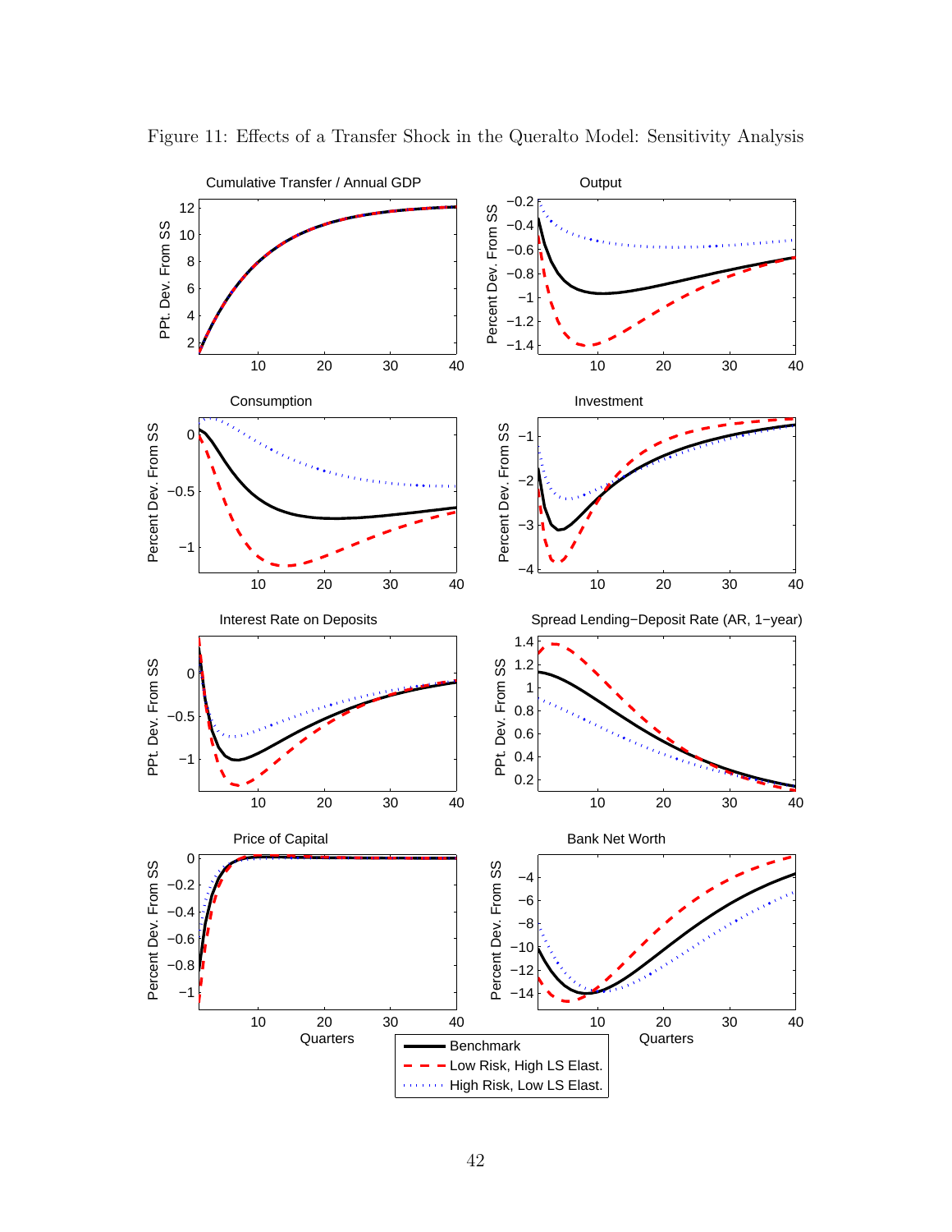Figure 11: Effects of a Transfer Shock in the Queralto Model: Sensitivity Analysis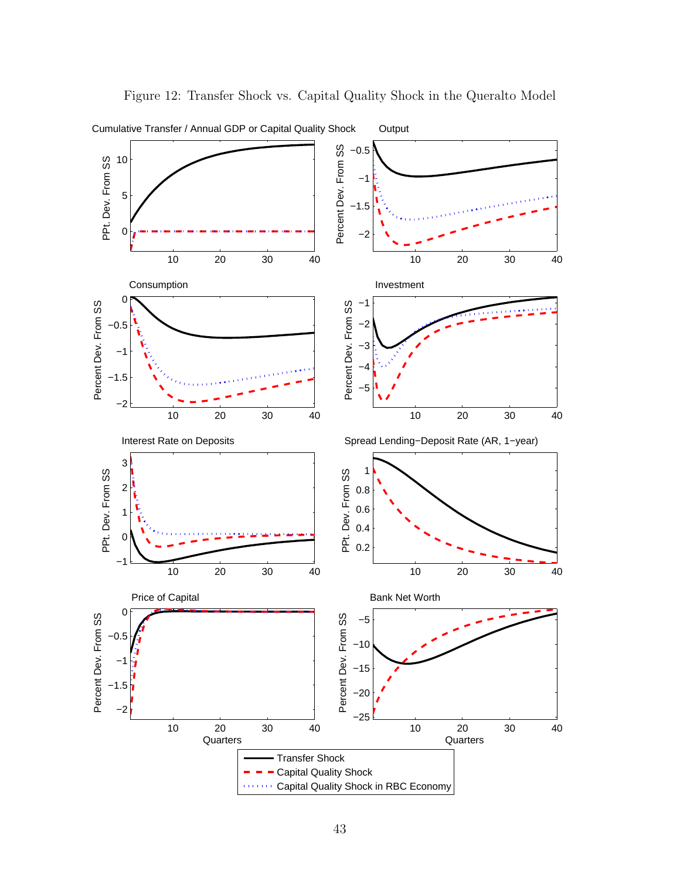Figure 12: Transfer Shock vs. Capital Quality Shock in the Queralto Model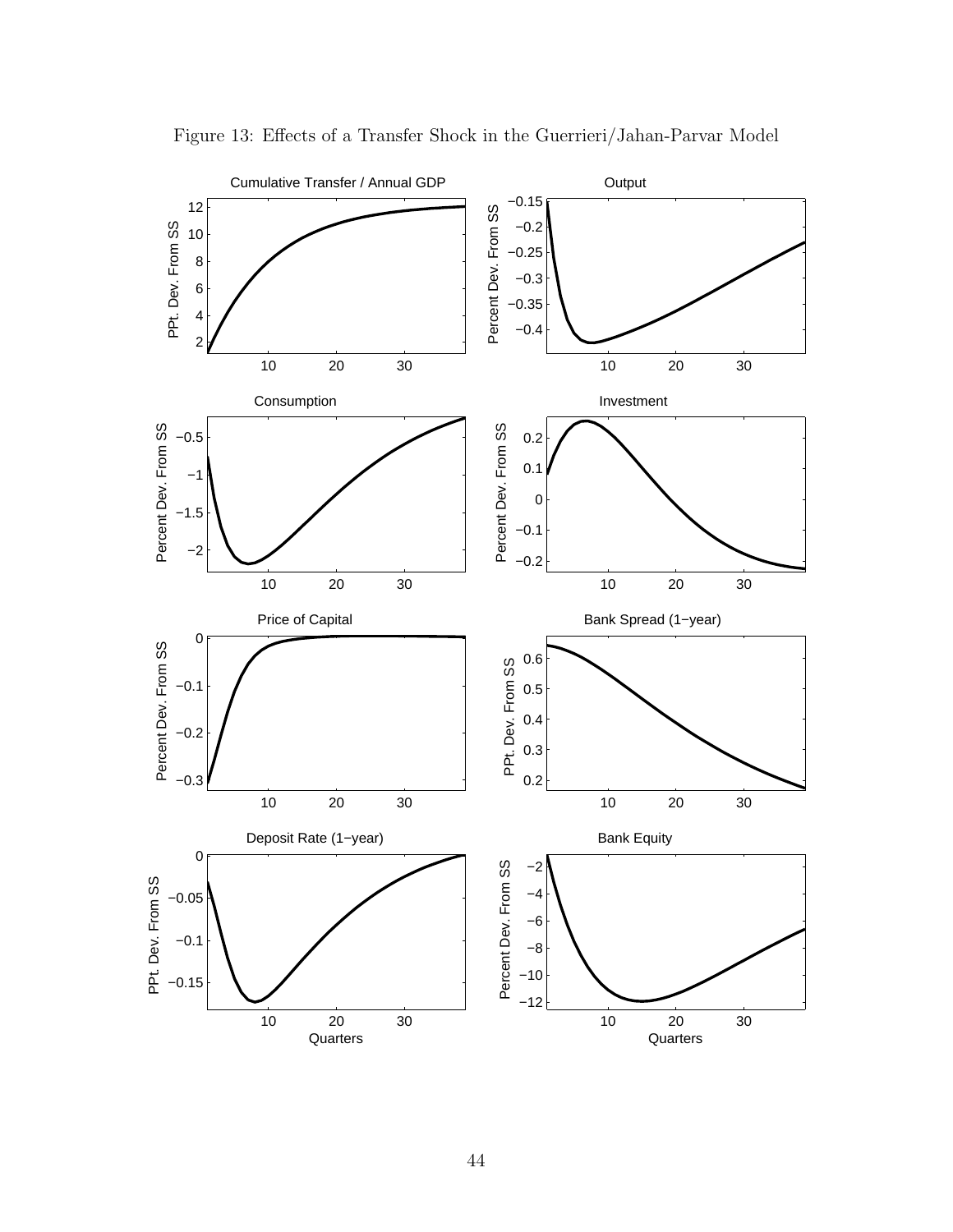Figure 13: Effects of a Transfer Shock in the Guerrieri/Jahan-Parvar Model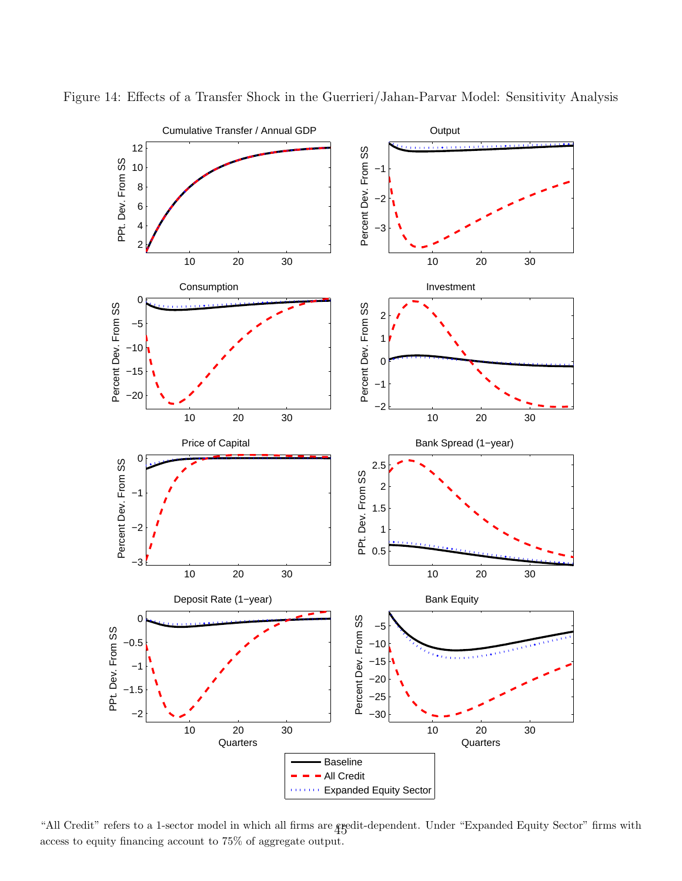Figure 14: Effects of a Transfer Shock in the Guerrieri/Jahan-Parvar Model: Sensitivity Analysis

"All Credit" refers to a 1-sector model in which all firms are credit-dependent. Under "Expanded Equity Sector" firms with access to equity financing account to 75% of aggregate output.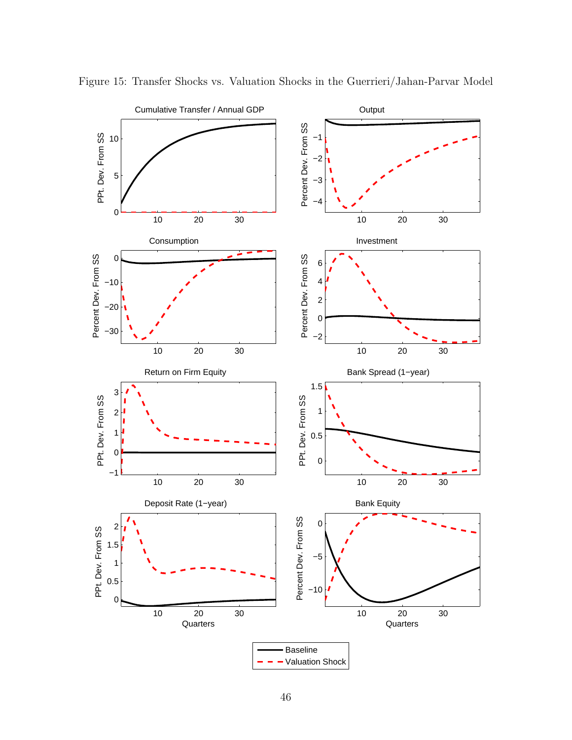Figure 15: Transfer Shocks vs. Valuation Shocks in the Guerrieri/Jahan-Parvar Model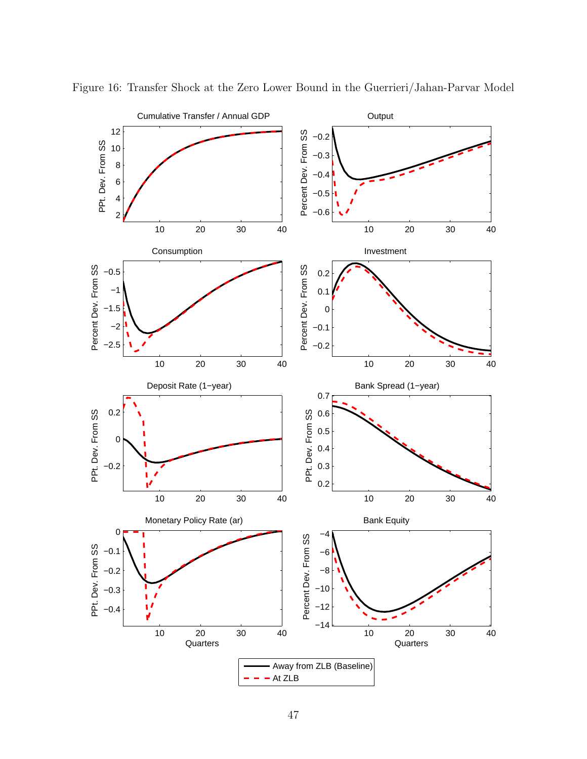Figure 16: Transfer Shock at the Zero Lower Bound in the Guerrieri/Jahan-Parvar Model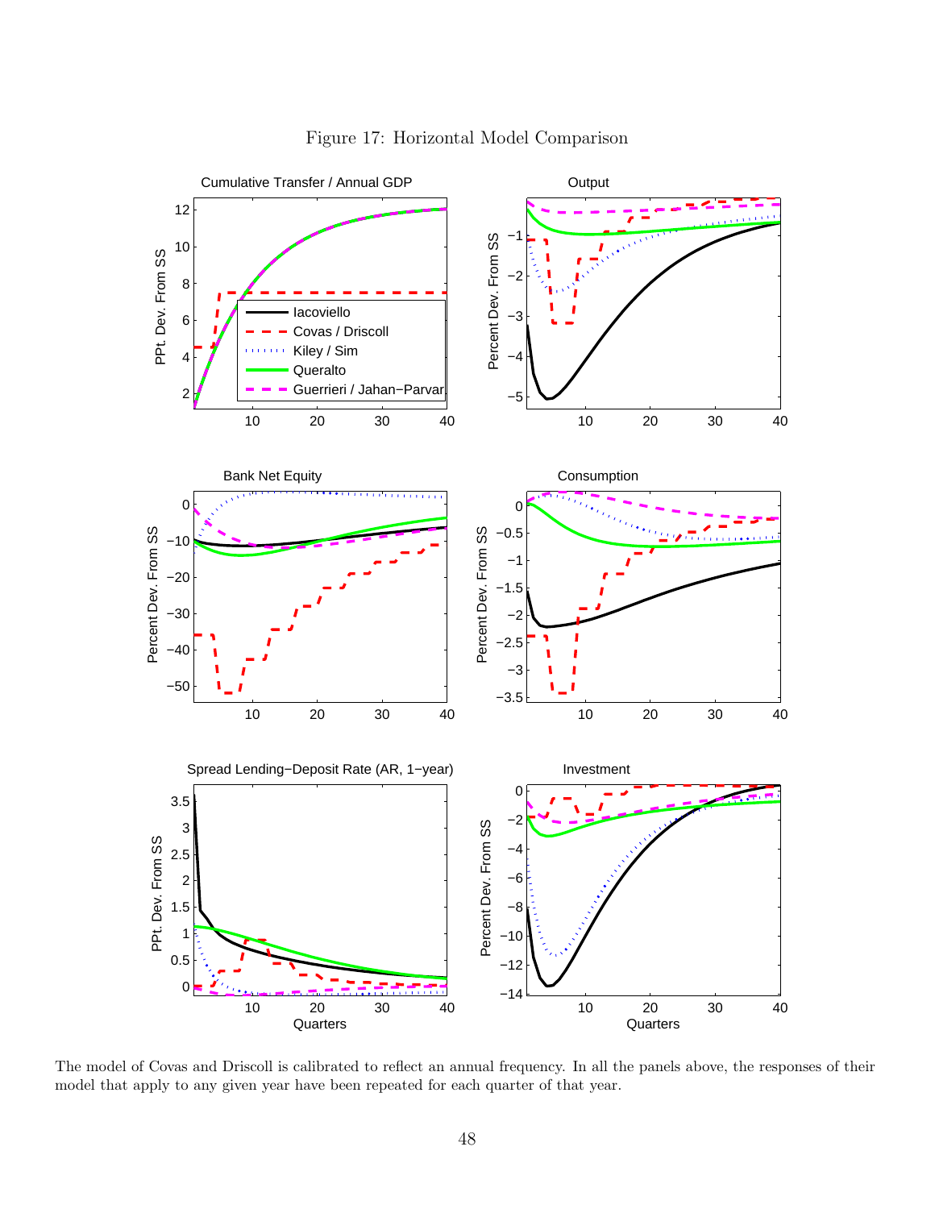Figure 17: Horizontal Model Comparison

The model of Covas and Driscoll is calibrated to reflect an annual frequency. In all the panels above, the responses of their model that apply to any given year have been repeated for each quarter of that year.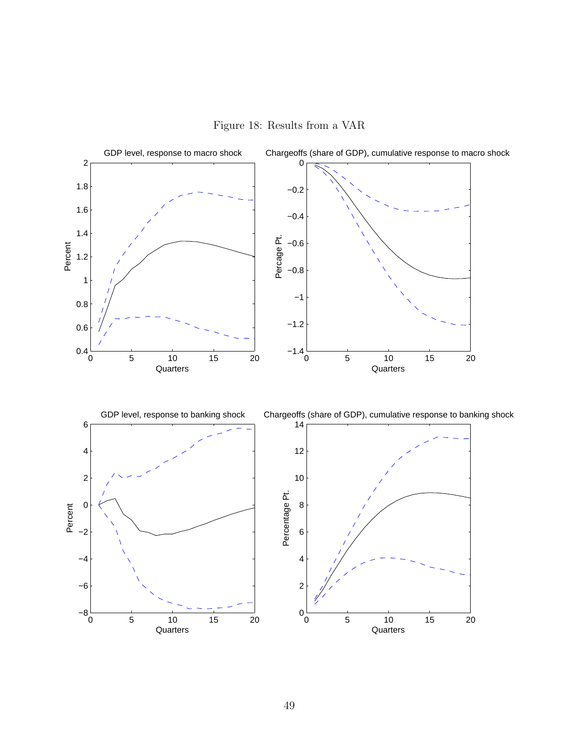Figure 18: Results from a VAR

GDP level, response to macro shock

Chargeoffs (share of GDP), cumulative response to macro shock

GDP level, response to banking shock

Chargeoffs (share of GDP), cumulative response to banking shock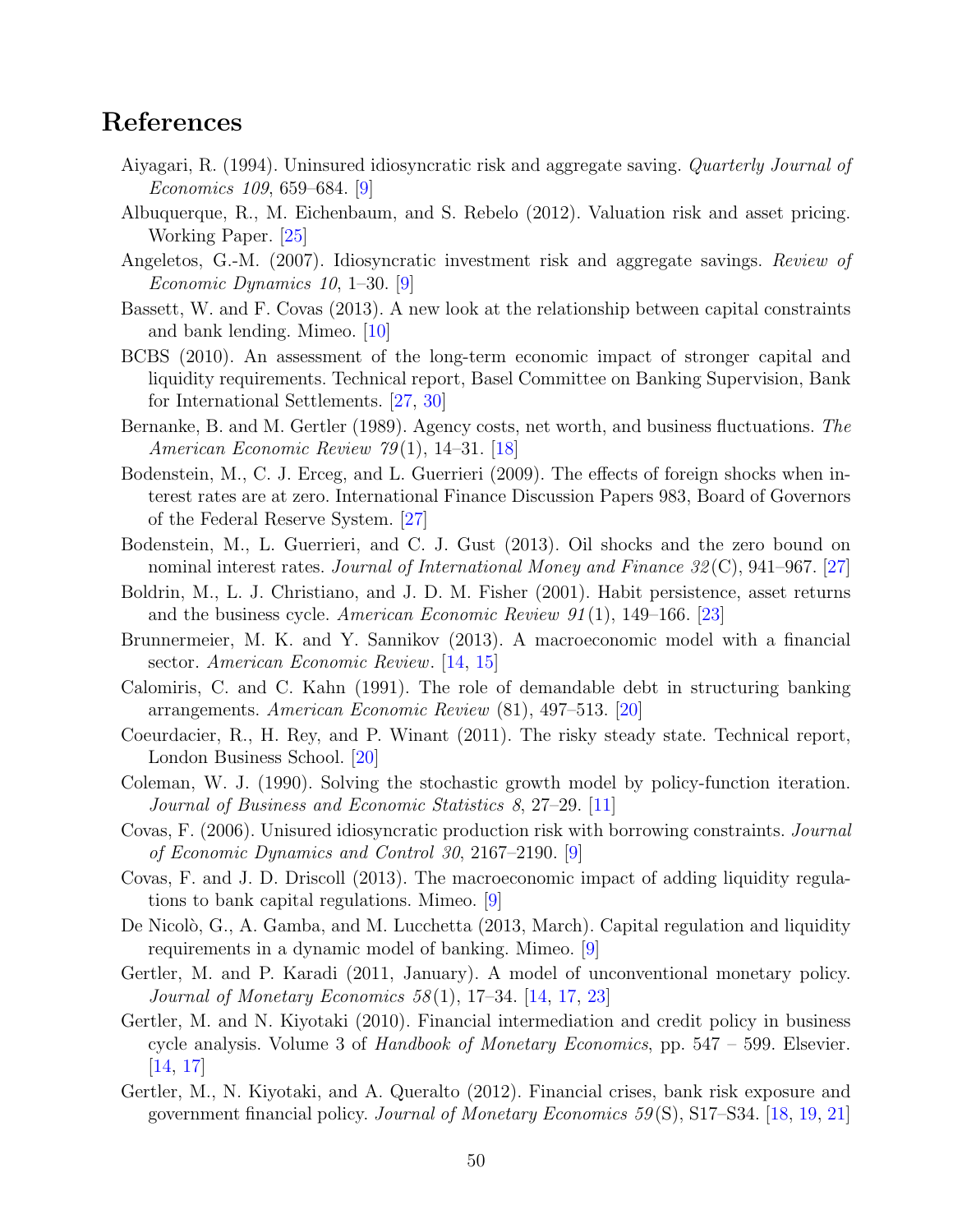# References

Aiyagari, R. (1994). Uninsured idiosyncratic risk and aggregate saving. *Quarterly Journal of Economics 109*, 659–684. [9]

Albuquerque, R., M. Eichenbaum, and S. Rebelo (2012). Valuation risk and asset pricing. Working Paper. [25]

Angeletos, G.-M. (2007). Idiosyncratic investment risk and aggregate savings. *Review of Economic Dynamics 10*, 1–30. [9]

Bassett, W. and F. Covas (2013). A new look at the relationship between capital constraints and bank lending. Mimeo. [10]

BCBS (2010). An assessment of the long-term economic impact of stronger capital and liquidity requirements. Technical report, Basel Committee on Banking Supervision, Bank for International Settlements. [27, 30]

Bernanke, B. and M. Gertler (1989). Agency costs, net worth, and business fluctuations. *The American Economic Review 79*(1), 14–31. [18]

Bodenstein, M., C. J. Erceg, and L. Guerrieri (2009). The effects of foreign shocks when interest rates are at zero. International Finance Discussion Papers 983, Board of Governors of the Federal Reserve System. [27]

Bodenstein, M., L. Guerrieri, and C. J. Gust (2013). Oil shocks and the zero bound on nominal interest rates. *Journal of International Money and Finance 32*(C), 941–967. [27]

Boldrin, M., L. J. Christiano, and J. D. M. Fisher (2001). Habit persistence, asset returns and the business cycle. *American Economic Review 91*(1), 149–166. [23]

Brunnermeier, M. K. and Y. Sannikov (2013). A macroeconomic model with a financial sector. *American Economic Review*. [14, 15]

Calomiris, C. and C. Kahn (1991). The role of demandable debt in structuring banking arrangements. *American Economic Review* (81), 497–513. [20]

Coeurdacier, R., H. Rey, and P. Winant (2011). The risky steady state. Technical report, London Business School. [20]

Coleman, W. J. (1990). Solving the stochastic growth model by policy-function iteration. *Journal of Business and Economic Statistics 8*, 27–29. [11]

Covas, F. (2006). Unisured idiosyncratic production risk with borrowing constraints. *Journal of Economic Dynamics and Control 30*, 2167–2190. [9]

Covas, F. and J. D. Driscoll (2013). The macroeconomic impact of adding liquidity regulations to bank capital regulations. Mimeo. [9]

De Nicolò, G., A. Gamba, and M. Lucchetta (2013, March). Capital regulation and liquidity requirements in a dynamic model of banking. Mimeo. [9]

Gertler, M. and P. Karadi (2011, January). A model of unconventional monetary policy. *Journal of Monetary Economics 58*(1), 17–34. [14, 17, 23]

Gertler, M. and N. Kiyotaki (2010). Financial intermediation and credit policy in business cycle analysis. Volume 3 of *Handbook of Monetary Economics*, pp. 547 – 599. Elsevier. [14, 17]

Gertler, M., N. Kiyotaki, and A. Queralto (2012). Financial crises, bank risk exposure and government financial policy. *Journal of Monetary Economics 59*(S), S17–S34. [18, 19, 21]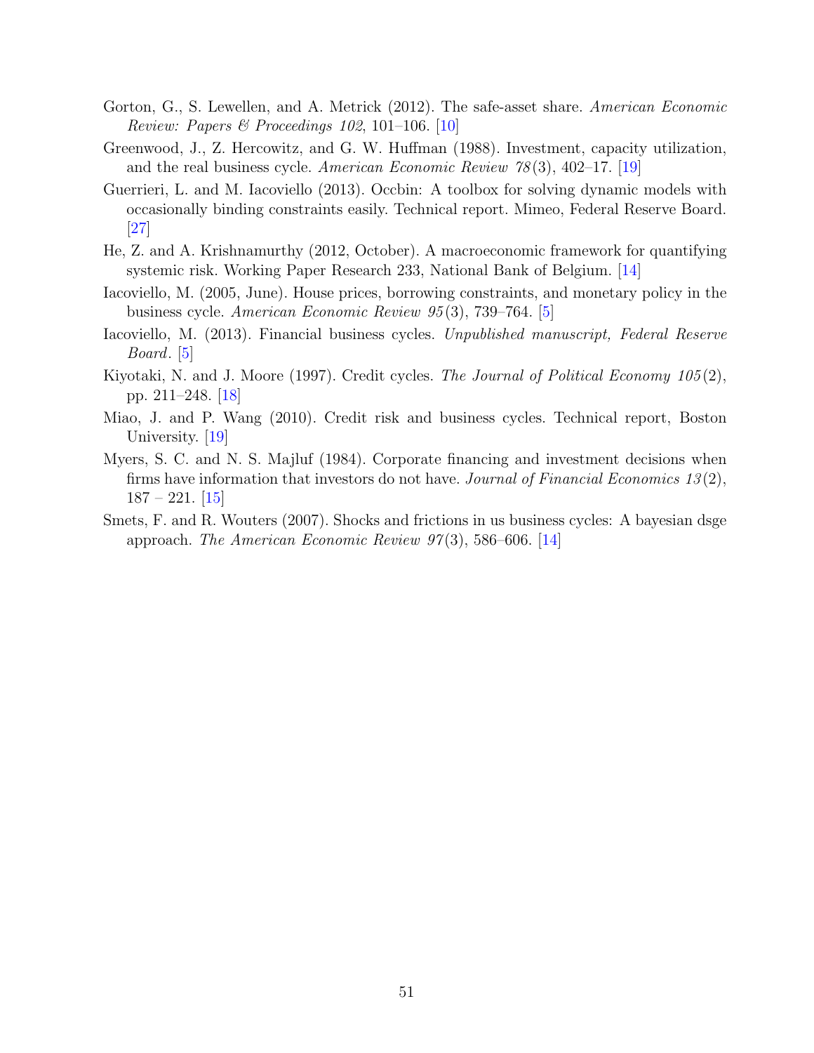Gorton, G., S. Lewellen, and A. Metrick (2012). The safe-asset share. *American Economic Review: Papers & Proceedings 102*, 101–106. [10]

Greenwood, J., Z. Hercowitz, and G. W. Huffman (1988). Investment, capacity utilization, and the real business cycle. *American Economic Review 78*(3), 402–17. [19]

Guerrieri, L. and M. Iacoviello (2013). Occbin: A toolbox for solving dynamic models with occasionally binding constraints easily. Technical report. Mimeo, Federal Reserve Board. [27]

He, Z. and A. Krishnamurthy (2012, October). A macroeconomic framework for quantifying systemic risk. Working Paper Research 233, National Bank of Belgium. [14]

Iacoviello, M. (2005, June). House prices, borrowing constraints, and monetary policy in the business cycle. *American Economic Review 95*(3), 739–764. [5]

Iacoviello, M. (2013). Financial business cycles. *Unpublished manuscript, Federal Reserve Board*. [5]

Kiyotaki, N. and J. Moore (1997). Credit cycles. *The Journal of Political Economy 105*(2), pp. 211–248. [18]

Miao, J. and P. Wang (2010). Credit risk and business cycles. Technical report, Boston University. [19]

Myers, S. C. and N. S. Majluf (1984). Corporate financing and investment decisions when firms have information that investors do not have. *Journal of Financial Economics 13*(2), 187 – 221. [15]

Smets, F. and R. Wouters (2007). Shocks and frictions in us business cycles: A bayesian dsge approach. *The American Economic Review 97*(3), 586–606. [14]